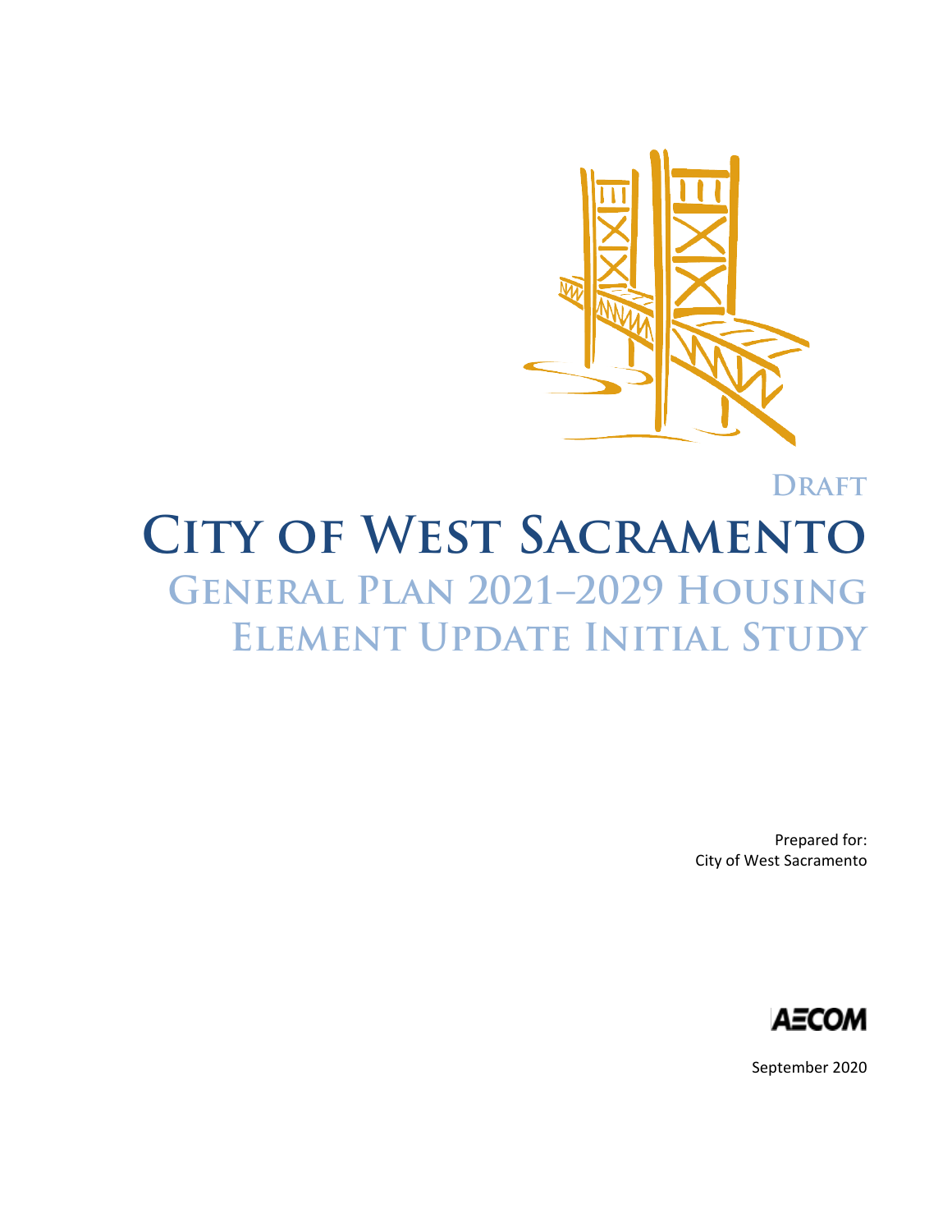DRAFT

# CITY OF WEST SACRAMENTO

## GENERAL PLAN 2021–2029 HOUSING ELEMENT UPDATE INITIAL STUDY

Prepared for:
City of West Sacramento

AECOM

September 2020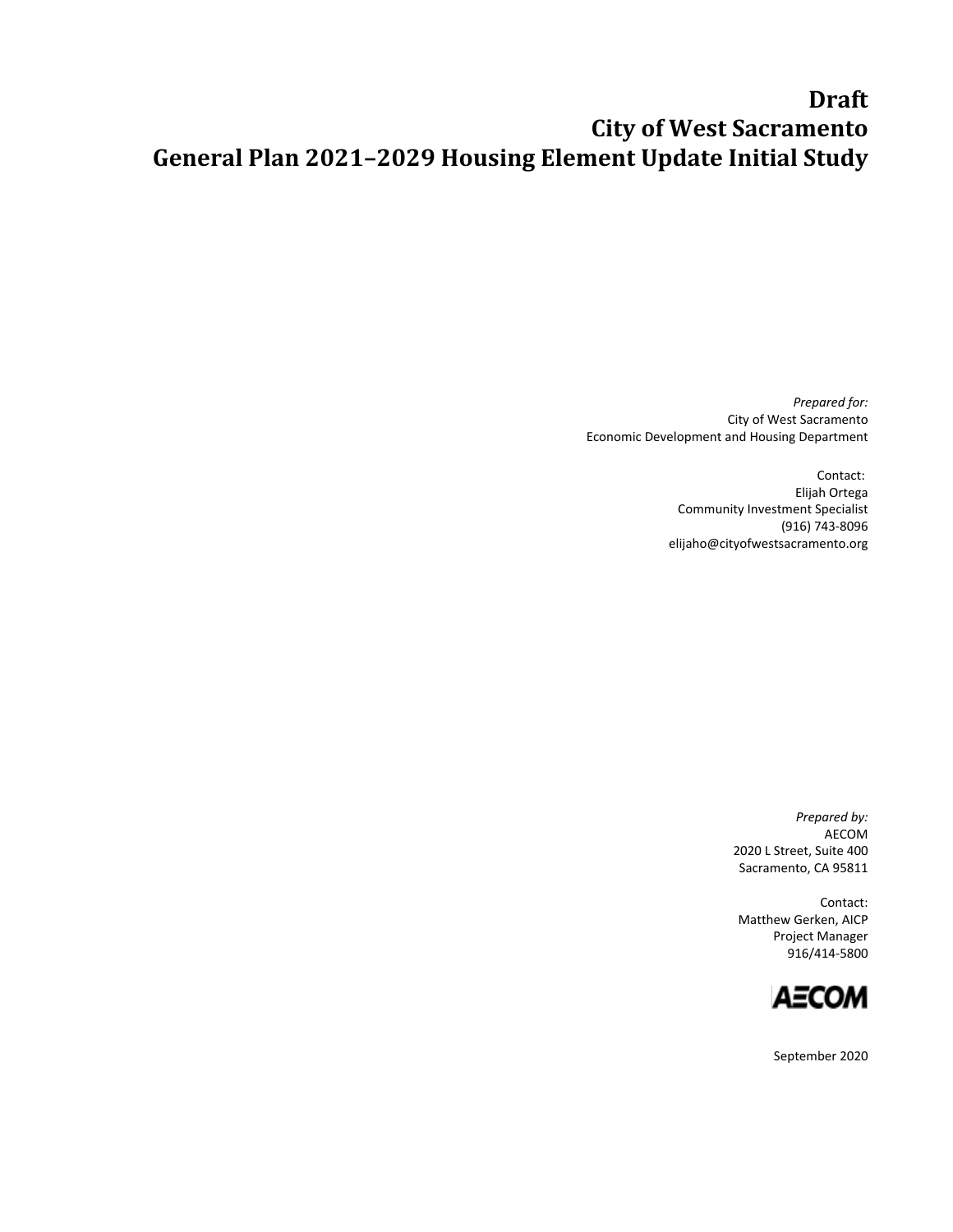# Draft
# City of West Sacramento
# General Plan 2021–2029 Housing Element Update Initial Study

*Prepared for:*
City of West Sacramento
Economic Development and Housing Department

Contact:
Elijah Ortega
Community Investment Specialist
(916) 743-8096
elijaho@cityofwestsacramento.org

*Prepared by:*
AECOM
2020 L Street, Suite 400
Sacramento, CA 95811

Contact:
Matthew Gerken, AICP
Project Manager
916/414-5800

AECOM

September 2020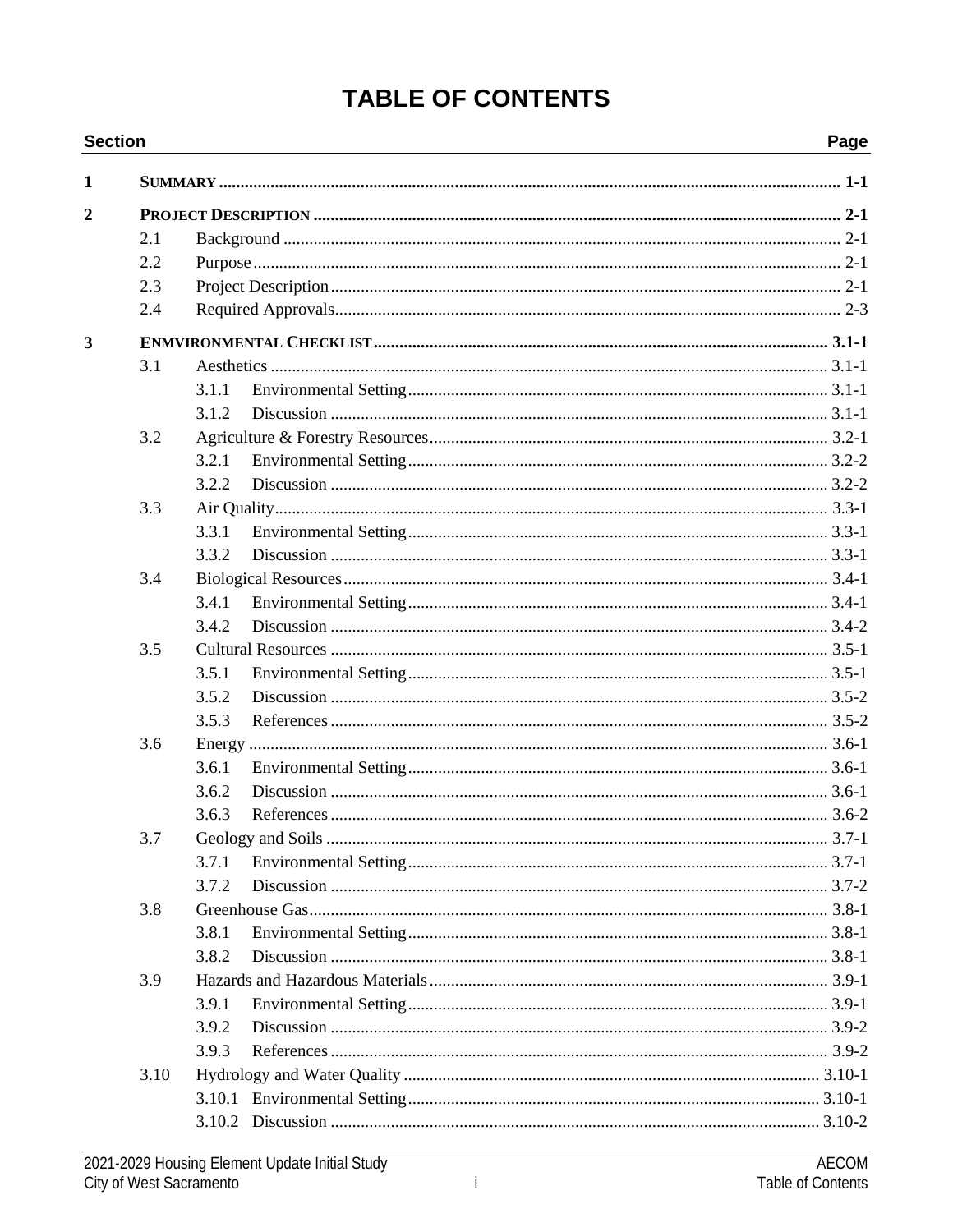# TABLE OF CONTENTS

| Section | | | Page |
|---|---|---|---|
| 1 | **SUMMARY** | | **1-1** |
| 2 | **PROJECT DESCRIPTION** | | **2-1** |
| | 2.1 | Background | 2-1 |
| | 2.2 | Purpose | 2-1 |
| | 2.3 | Project Description | 2-1 |
| | 2.4 | Required Approvals | 2-3 |
| 3 | **ENMVIRONMENTAL CHECKLIST** | | **3.1-1** |
| | 3.1 | Aesthetics | 3.1-1 |
| | | 3.1.1 Environmental Setting | 3.1-1 |
| | | 3.1.2 Discussion | 3.1-1 |
| | 3.2 | Agriculture & Forestry Resources | 3.2-1 |
| | | 3.2.1 Environmental Setting | 3.2-2 |
| | | 3.2.2 Discussion | 3.2-2 |
| | 3.3 | Air Quality | 3.3-1 |
| | | 3.3.1 Environmental Setting | 3.3-1 |
| | | 3.3.2 Discussion | 3.3-1 |
| | 3.4 | Biological Resources | 3.4-1 |
| | | 3.4.1 Environmental Setting | 3.4-1 |
| | | 3.4.2 Discussion | 3.4-2 |
| | 3.5 | Cultural Resources | 3.5-1 |
| | | 3.5.1 Environmental Setting | 3.5-1 |
| | | 3.5.2 Discussion | 3.5-2 |
| | | 3.5.3 References | 3.5-2 |
| | 3.6 | Energy | 3.6-1 |
| | | 3.6.1 Environmental Setting | 3.6-1 |
| | | 3.6.2 Discussion | 3.6-1 |
| | | 3.6.3 References | 3.6-2 |
| | 3.7 | Geology and Soils | 3.7-1 |
| | | 3.7.1 Environmental Setting | 3.7-1 |
| | | 3.7.2 Discussion | 3.7-2 |
| | 3.8 | Greenhouse Gas | 3.8-1 |
| | | 3.8.1 Environmental Setting | 3.8-1 |
| | | 3.8.2 Discussion | 3.8-1 |
| | 3.9 | Hazards and Hazardous Materials | 3.9-1 |
| | | 3.9.1 Environmental Setting | 3.9-1 |
| | | 3.9.2 Discussion | 3.9-2 |
| | | 3.9.3 References | 3.9-2 |
| | 3.10 | Hydrology and Water Quality | 3.10-1 |
| | | 3.10.1 Environmental Setting | 3.10-1 |
| | | 3.10.2 Discussion | 3.10-2 |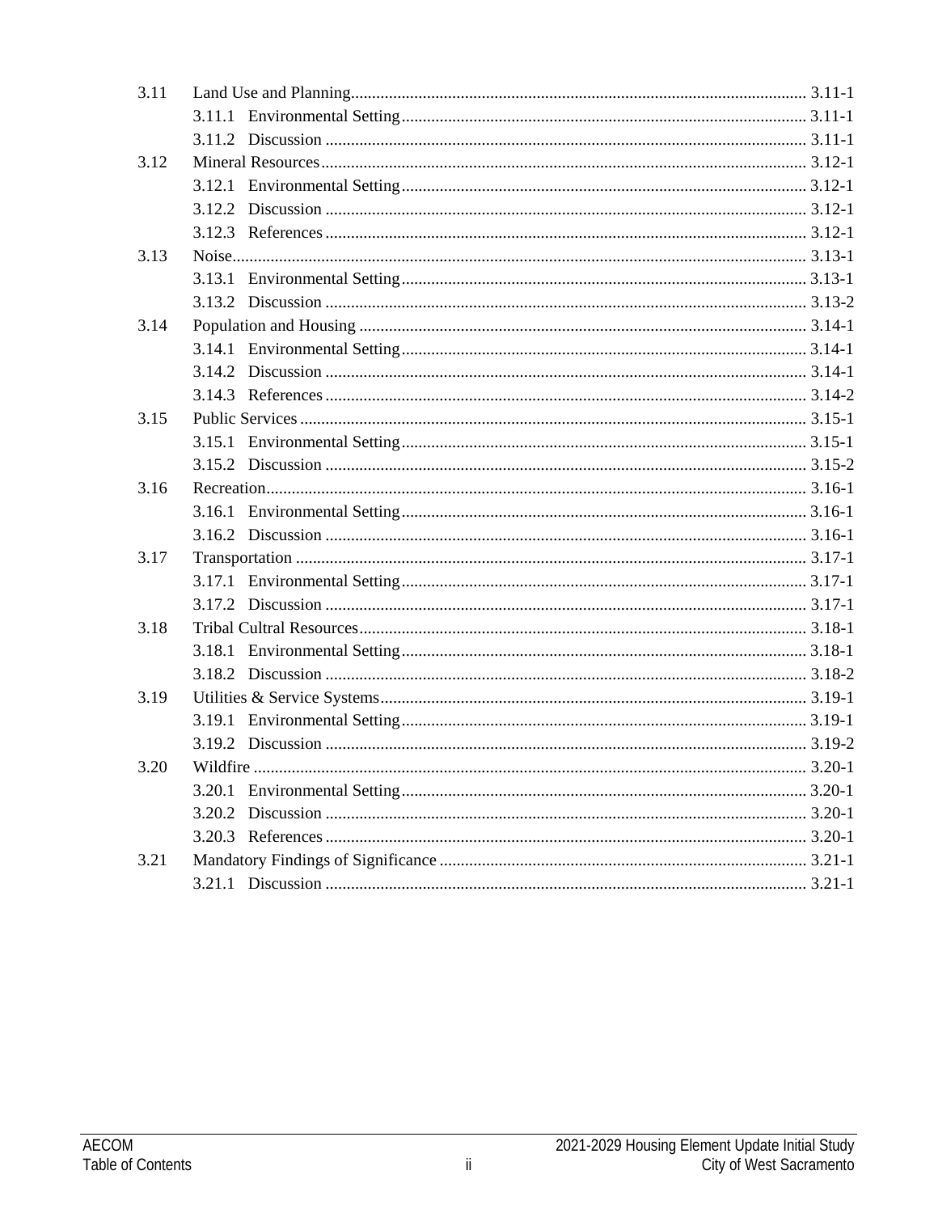3.11 Land Use and Planning ........................................................ 3.11-1
  3.11.1 Environmental Setting ................................................ 3.11-1
  3.11.2 Discussion ........................................................... 3.11-1
3.12 Mineral Resources ............................................................ 3.12-1
  3.12.1 Environmental Setting ................................................ 3.12-1
  3.12.2 Discussion ........................................................... 3.12-1
  3.12.3 References ........................................................... 3.12-1
3.13 Noise ......................................................................... 3.13-1
  3.13.1 Environmental Setting ................................................ 3.13-1
  3.13.2 Discussion ........................................................... 3.13-2
3.14 Population and Housing ....................................................... 3.14-1
  3.14.1 Environmental Setting ................................................ 3.14-1
  3.14.2 Discussion ........................................................... 3.14-1
  3.14.3 References ........................................................... 3.14-2
3.15 Public Services ............................................................... 3.15-1
  3.15.1 Environmental Setting ................................................ 3.15-1
  3.15.2 Discussion ........................................................... 3.15-2
3.16 Recreation .................................................................... 3.16-1
  3.16.1 Environmental Setting ................................................ 3.16-1
  3.16.2 Discussion ........................................................... 3.16-1
3.17 Transportation ................................................................ 3.17-1
  3.17.1 Environmental Setting ................................................ 3.17-1
  3.17.2 Discussion ........................................................... 3.17-1
3.18 Tribal Cultral Resources ...................................................... 3.18-1
  3.18.1 Environmental Setting ................................................ 3.18-1
  3.18.2 Discussion ........................................................... 3.18-2
3.19 Utilities & Service Systems ................................................... 3.19-1
  3.19.1 Environmental Setting ................................................ 3.19-1
  3.19.2 Discussion ........................................................... 3.19-2
3.20 Wildfire ...................................................................... 3.20-1
  3.20.1 Environmental Setting ................................................ 3.20-1
  3.20.2 Discussion ........................................................... 3.20-1
  3.20.3 References ........................................................... 3.20-1
3.21 Mandatory Findings of Significance ........................................... 3.21-1
  3.21.1 Discussion ........................................................... 3.21-1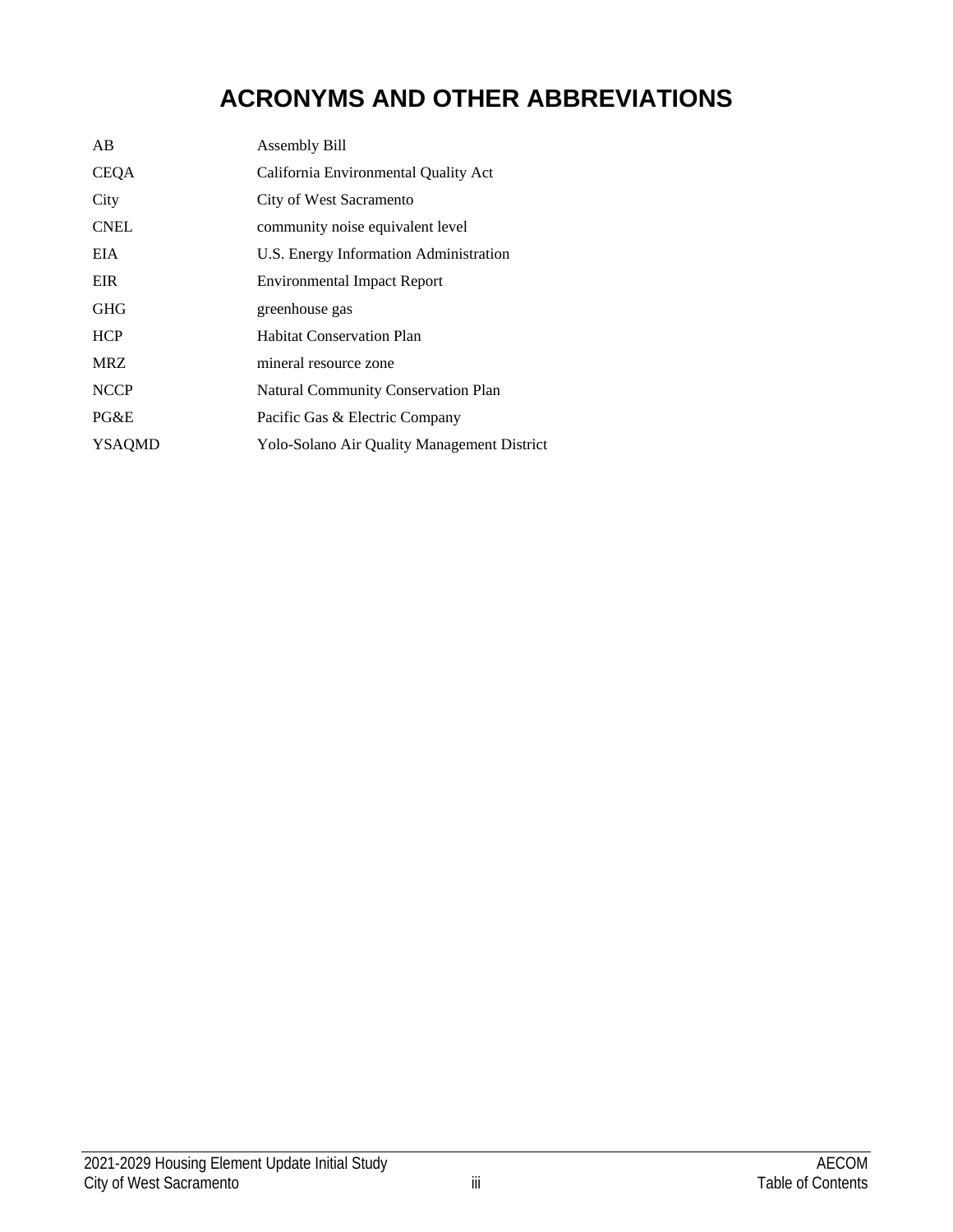# ACRONYMS AND OTHER ABBREVIATIONS

| | |
|---|---|
| AB | Assembly Bill |
| CEQA | California Environmental Quality Act |
| City | City of West Sacramento |
| CNEL | community noise equivalent level |
| EIA | U.S. Energy Information Administration |
| EIR | Environmental Impact Report |
| GHG | greenhouse gas |
| HCP | Habitat Conservation Plan |
| MRZ | mineral resource zone |
| NCCP | Natural Community Conservation Plan |
| PG&E | Pacific Gas & Electric Company |
| YSAQMD | Yolo-Solano Air Quality Management District |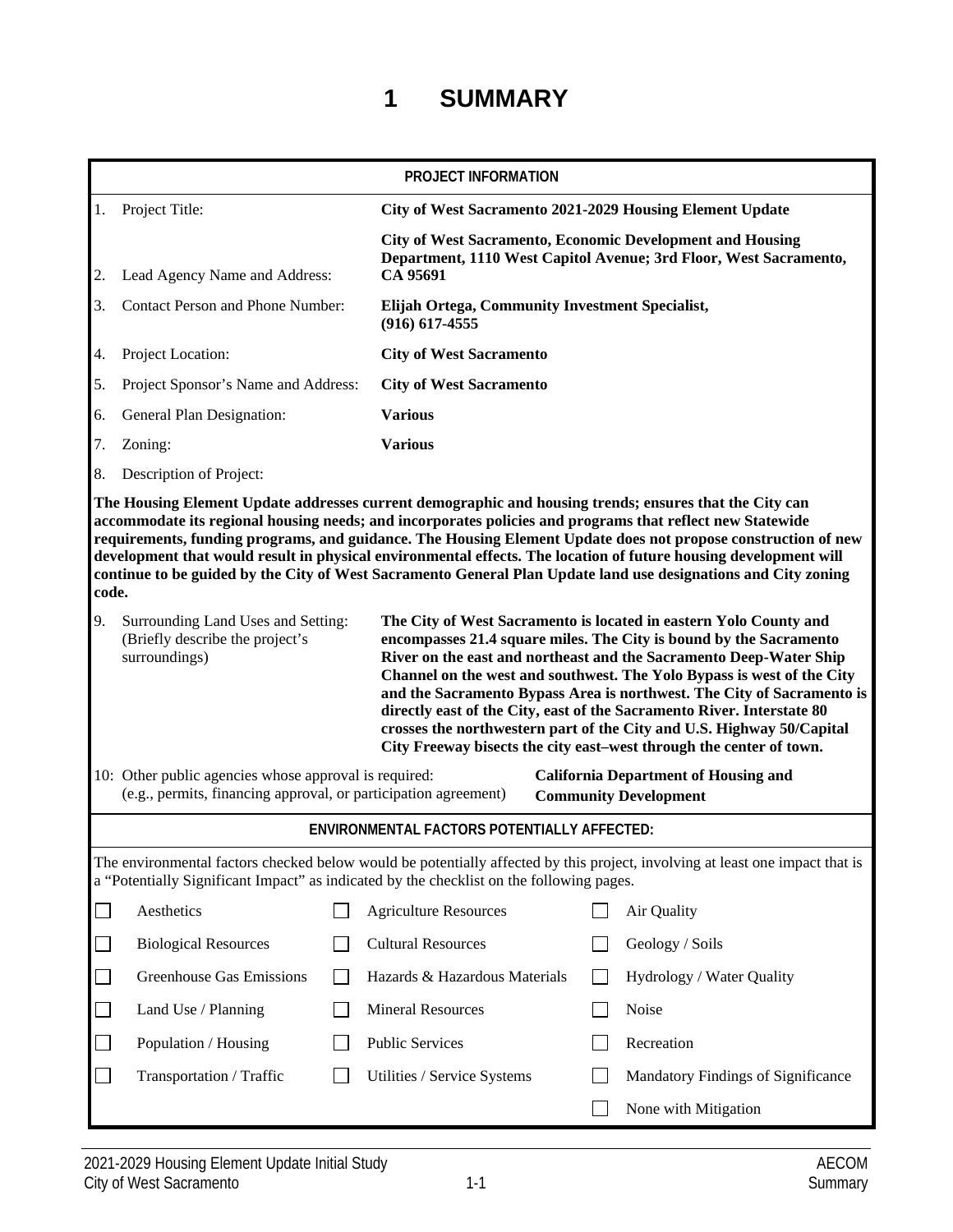# 1 SUMMARY

| PROJECT INFORMATION | |
|---|---|
| 1. Project Title: | **City of West Sacramento 2021-2029 Housing Element Update** |
| 2. Lead Agency Name and Address: | **City of West Sacramento, Economic Development and Housing Department, 1110 West Capitol Avenue; 3rd Floor, West Sacramento, CA 95691** |
| 3. Contact Person and Phone Number: | **Elijah Ortega, Community Investment Specialist, (916) 617-4555** |
| 4. Project Location: | **City of West Sacramento** |
| 5. Project Sponsor's Name and Address: | **City of West Sacramento** |
| 6. General Plan Designation: | **Various** |
| 7. Zoning: | **Various** |
| 8. Description of Project: | |

**The Housing Element Update addresses current demographic and housing trends; ensures that the City can accommodate its regional housing needs; and incorporates policies and programs that reflect new Statewide requirements, funding programs, and guidance. The Housing Element Update does not propose construction of new development that would result in physical environmental effects. The location of future housing development will continue to be guided by the City of West Sacramento General Plan Update land use designations and City zoning code.**

| | |
|---|---|
| 9. Surrounding Land Uses and Setting: (Briefly describe the project's surroundings) | **The City of West Sacramento is located in eastern Yolo County and encompasses 21.4 square miles. The City is bound by the Sacramento River on the east and northeast and the Sacramento Deep-Water Ship Channel on the west and southwest. The Yolo Bypass is west of the City and the Sacramento Bypass Area is northwest. The City of Sacramento is directly east of the City, east of the Sacramento River. Interstate 80 crosses the northwestern part of the City and U.S. Highway 50/Capital City Freeway bisects the city east–west through the center of town.** |
| 10: Other public agencies whose approval is required: (e.g., permits, financing approval, or participation agreement) | **California Department of Housing and Community Development** |

**ENVIRONMENTAL FACTORS POTENTIALLY AFFECTED:**

The environmental factors checked below would be potentially affected by this project, involving at least one impact that is a "Potentially Significant Impact" as indicated by the checklist on the following pages.

| | | |
|---|---|---|
| ☐ Aesthetics | ☐ Agriculture Resources | ☐ Air Quality |
| ☐ Biological Resources | ☐ Cultural Resources | ☐ Geology / Soils |
| ☐ Greenhouse Gas Emissions | ☐ Hazards & Hazardous Materials | ☐ Hydrology / Water Quality |
| ☐ Land Use / Planning | ☐ Mineral Resources | ☐ Noise |
| ☐ Population / Housing | ☐ Public Services | ☐ Recreation |
| ☐ Transportation / Traffic | ☐ Utilities / Service Systems | ☐ Mandatory Findings of Significance |
| | | ☐ None with Mitigation |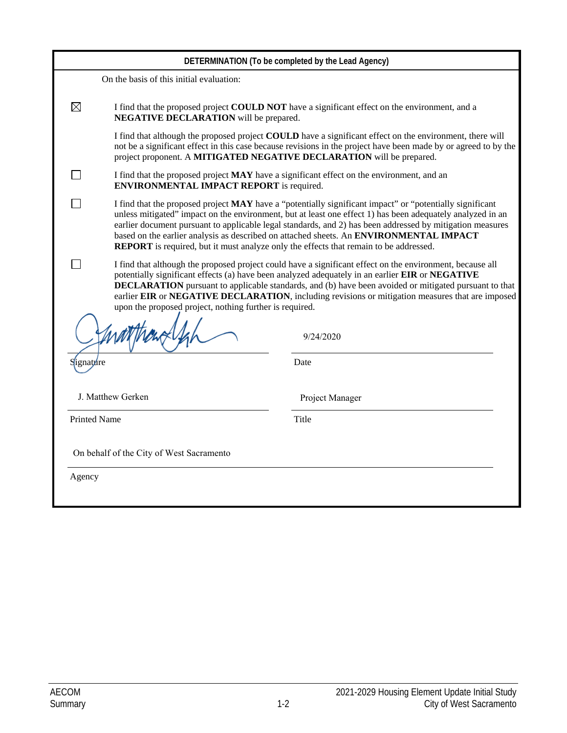**DETERMINATION (To be completed by the Lead Agency)**

On the basis of this initial evaluation:

☒ I find that the proposed project **COULD NOT** have a significant effect on the environment, and a **NEGATIVE DECLARATION** will be prepared.

I find that although the proposed project **COULD** have a significant effect on the environment, there will not be a significant effect in this case because revisions in the project have been made by or agreed to by the project proponent. A **MITIGATED NEGATIVE DECLARATION** will be prepared.

☐ I find that the proposed project **MAY** have a significant effect on the environment, and an **ENVIRONMENTAL IMPACT REPORT** is required.

☐ I find that the proposed project **MAY** have a "potentially significant impact" or "potentially significant unless mitigated" impact on the environment, but at least one effect 1) has been adequately analyzed in an earlier document pursuant to applicable legal standards, and 2) has been addressed by mitigation measures based on the earlier analysis as described on attached sheets. An **ENVIRONMENTAL IMPACT REPORT** is required, but it must analyze only the effects that remain to be addressed.

☐ I find that although the proposed project could have a significant effect on the environment, because all potentially significant effects (a) have been analyzed adequately in an earlier **EIR** or **NEGATIVE DECLARATION** pursuant to applicable standards, and (b) have been avoided or mitigated pursuant to that earlier **EIR** or **NEGATIVE DECLARATION**, including revisions or mitigation measures that are imposed upon the proposed project, nothing further is required.

| [signature] | 9/24/2020 |
|---|---|
| Signature | Date |
| J. Matthew Gerken | Project Manager |
| Printed Name | Title |

On behalf of the City of West Sacramento

Agency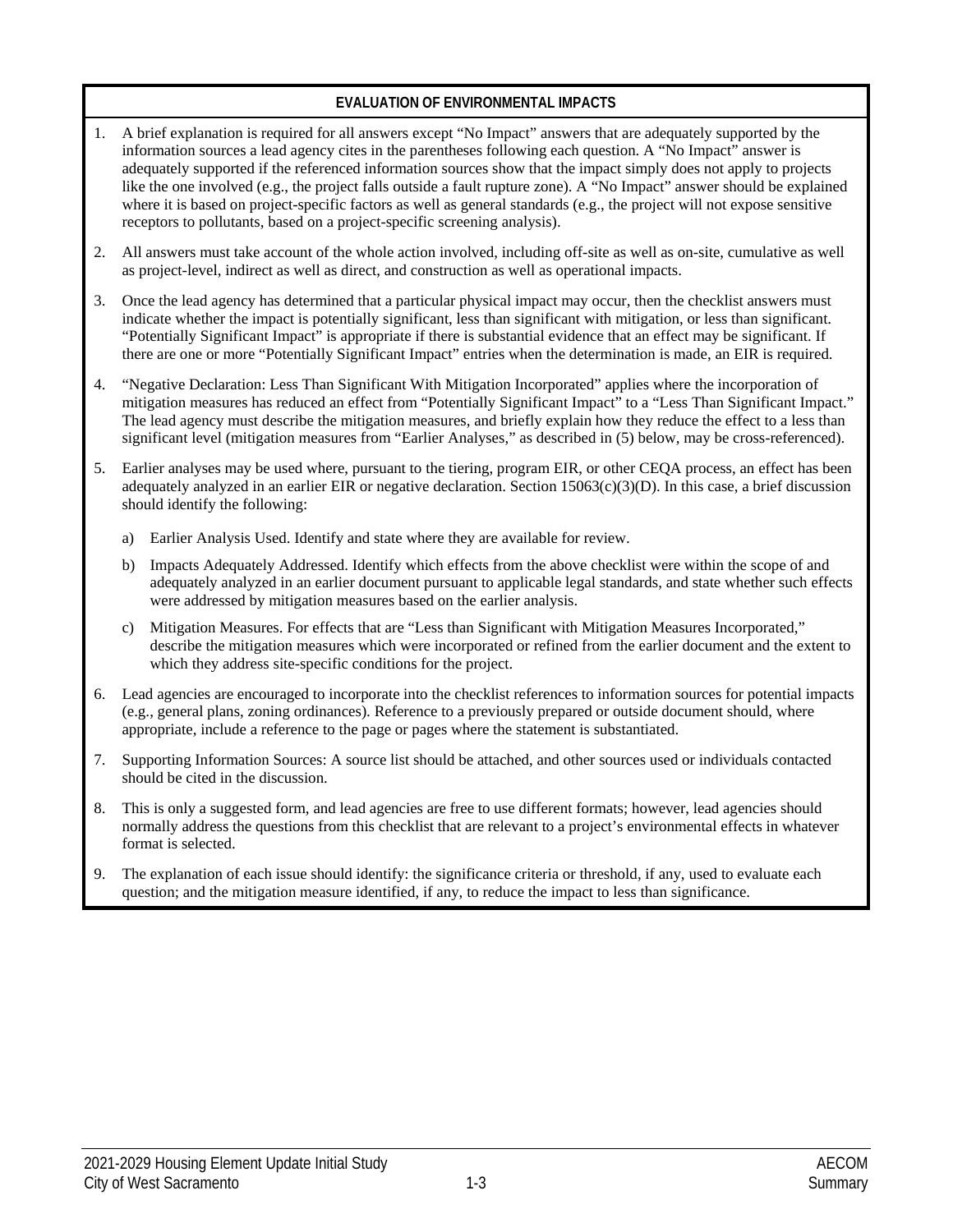## EVALUATION OF ENVIRONMENTAL IMPACTS

1. A brief explanation is required for all answers except "No Impact" answers that are adequately supported by the information sources a lead agency cites in the parentheses following each question. A "No Impact" answer is adequately supported if the referenced information sources show that the impact simply does not apply to projects like the one involved (e.g., the project falls outside a fault rupture zone). A "No Impact" answer should be explained where it is based on project-specific factors as well as general standards (e.g., the project will not expose sensitive receptors to pollutants, based on a project-specific screening analysis).

2. All answers must take account of the whole action involved, including off-site as well as on-site, cumulative as well as project-level, indirect as well as direct, and construction as well as operational impacts.

3. Once the lead agency has determined that a particular physical impact may occur, then the checklist answers must indicate whether the impact is potentially significant, less than significant with mitigation, or less than significant. "Potentially Significant Impact" is appropriate if there is substantial evidence that an effect may be significant. If there are one or more "Potentially Significant Impact" entries when the determination is made, an EIR is required.

4. "Negative Declaration: Less Than Significant With Mitigation Incorporated" applies where the incorporation of mitigation measures has reduced an effect from "Potentially Significant Impact" to a "Less Than Significant Impact." The lead agency must describe the mitigation measures, and briefly explain how they reduce the effect to a less than significant level (mitigation measures from "Earlier Analyses," as described in (5) below, may be cross-referenced).

5. Earlier analyses may be used where, pursuant to the tiering, program EIR, or other CEQA process, an effect has been adequately analyzed in an earlier EIR or negative declaration. Section 15063(c)(3)(D). In this case, a brief discussion should identify the following:

   a) Earlier Analysis Used. Identify and state where they are available for review.

   b) Impacts Adequately Addressed. Identify which effects from the above checklist were within the scope of and adequately analyzed in an earlier document pursuant to applicable legal standards, and state whether such effects were addressed by mitigation measures based on the earlier analysis.

   c) Mitigation Measures. For effects that are "Less than Significant with Mitigation Measures Incorporated," describe the mitigation measures which were incorporated or refined from the earlier document and the extent to which they address site-specific conditions for the project.

6. Lead agencies are encouraged to incorporate into the checklist references to information sources for potential impacts (e.g., general plans, zoning ordinances). Reference to a previously prepared or outside document should, where appropriate, include a reference to the page or pages where the statement is substantiated.

7. Supporting Information Sources: A source list should be attached, and other sources used or individuals contacted should be cited in the discussion.

8. This is only a suggested form, and lead agencies are free to use different formats; however, lead agencies should normally address the questions from this checklist that are relevant to a project's environmental effects in whatever format is selected.

9. The explanation of each issue should identify: the significance criteria or threshold, if any, used to evaluate each question; and the mitigation measure identified, if any, to reduce the impact to less than significance.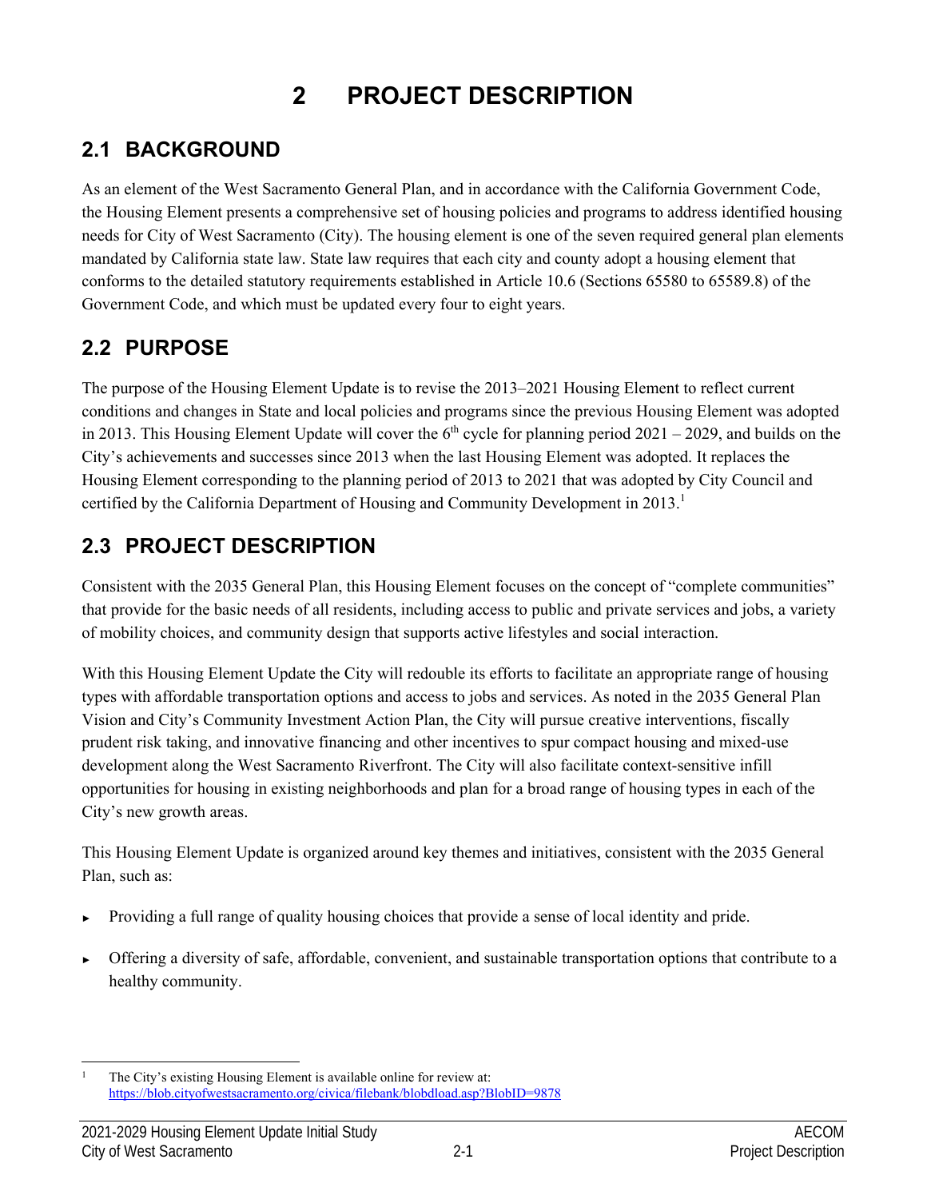# 2 PROJECT DESCRIPTION

## 2.1 BACKGROUND

As an element of the West Sacramento General Plan, and in accordance with the California Government Code, the Housing Element presents a comprehensive set of housing policies and programs to address identified housing needs for City of West Sacramento (City). The housing element is one of the seven required general plan elements mandated by California state law. State law requires that each city and county adopt a housing element that conforms to the detailed statutory requirements established in Article 10.6 (Sections 65580 to 65589.8) of the Government Code, and which must be updated every four to eight years.

## 2.2 PURPOSE

The purpose of the Housing Element Update is to revise the 2013–2021 Housing Element to reflect current conditions and changes in State and local policies and programs since the previous Housing Element was adopted in 2013. This Housing Element Update will cover the 6th cycle for planning period 2021 – 2029, and builds on the City's achievements and successes since 2013 when the last Housing Element was adopted. It replaces the Housing Element corresponding to the planning period of 2013 to 2021 that was adopted by City Council and certified by the California Department of Housing and Community Development in 2013.[1]

## 2.3 PROJECT DESCRIPTION

Consistent with the 2035 General Plan, this Housing Element focuses on the concept of "complete communities" that provide for the basic needs of all residents, including access to public and private services and jobs, a variety of mobility choices, and community design that supports active lifestyles and social interaction.

With this Housing Element Update the City will redouble its efforts to facilitate an appropriate range of housing types with affordable transportation options and access to jobs and services. As noted in the 2035 General Plan Vision and City's Community Investment Action Plan, the City will pursue creative interventions, fiscally prudent risk taking, and innovative financing and other incentives to spur compact housing and mixed-use development along the West Sacramento Riverfront. The City will also facilitate context-sensitive infill opportunities for housing in existing neighborhoods and plan for a broad range of housing types in each of the City's new growth areas.

This Housing Element Update is organized around key themes and initiatives, consistent with the 2035 General Plan, such as:

- Providing a full range of quality housing choices that provide a sense of local identity and pride.
- Offering a diversity of safe, affordable, convenient, and sustainable transportation options that contribute to a healthy community.

---

[1] The City's existing Housing Element is available online for review at: https://blob.cityofwestsacramento.org/civica/filebank/blobdload.asp?BlobID=9878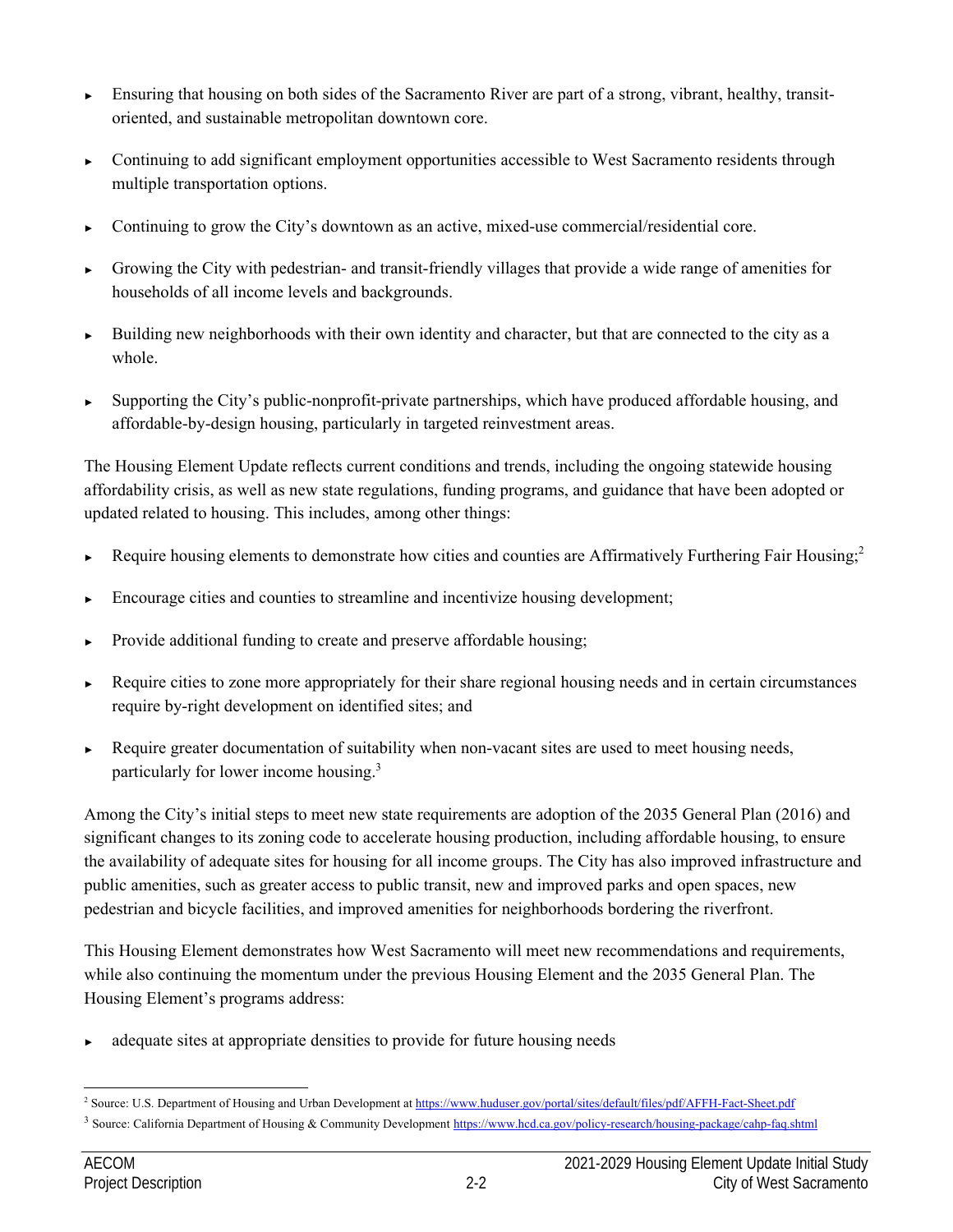- Ensuring that housing on both sides of the Sacramento River are part of a strong, vibrant, healthy, transit-oriented, and sustainable metropolitan downtown core.
- Continuing to add significant employment opportunities accessible to West Sacramento residents through multiple transportation options.
- Continuing to grow the City's downtown as an active, mixed-use commercial/residential core.
- Growing the City with pedestrian- and transit-friendly villages that provide a wide range of amenities for households of all income levels and backgrounds.
- Building new neighborhoods with their own identity and character, but that are connected to the city as a whole.
- Supporting the City's public-nonprofit-private partnerships, which have produced affordable housing, and affordable-by-design housing, particularly in targeted reinvestment areas.

The Housing Element Update reflects current conditions and trends, including the ongoing statewide housing affordability crisis, as well as new state regulations, funding programs, and guidance that have been adopted or updated related to housing. This includes, among other things:

- Require housing elements to demonstrate how cities and counties are Affirmatively Furthering Fair Housing;[2]
- Encourage cities and counties to streamline and incentivize housing development;
- Provide additional funding to create and preserve affordable housing;
- Require cities to zone more appropriately for their share regional housing needs and in certain circumstances require by-right development on identified sites; and
- Require greater documentation of suitability when non-vacant sites are used to meet housing needs, particularly for lower income housing.[3]

Among the City's initial steps to meet new state requirements are adoption of the 2035 General Plan (2016) and significant changes to its zoning code to accelerate housing production, including affordable housing, to ensure the availability of adequate sites for housing for all income groups. The City has also improved infrastructure and public amenities, such as greater access to public transit, new and improved parks and open spaces, new pedestrian and bicycle facilities, and improved amenities for neighborhoods bordering the riverfront.

This Housing Element demonstrates how West Sacramento will meet new recommendations and requirements, while also continuing the momentum under the previous Housing Element and the 2035 General Plan. The Housing Element's programs address:

- adequate sites at appropriate densities to provide for future housing needs

[2] Source: U.S. Department of Housing and Urban Development at https://www.huduser.gov/portal/sites/default/files/pdf/AFFH-Fact-Sheet.pdf

[3] Source: California Department of Housing & Community Development https://www.hcd.ca.gov/policy-research/housing-package/cahp-faq.shtml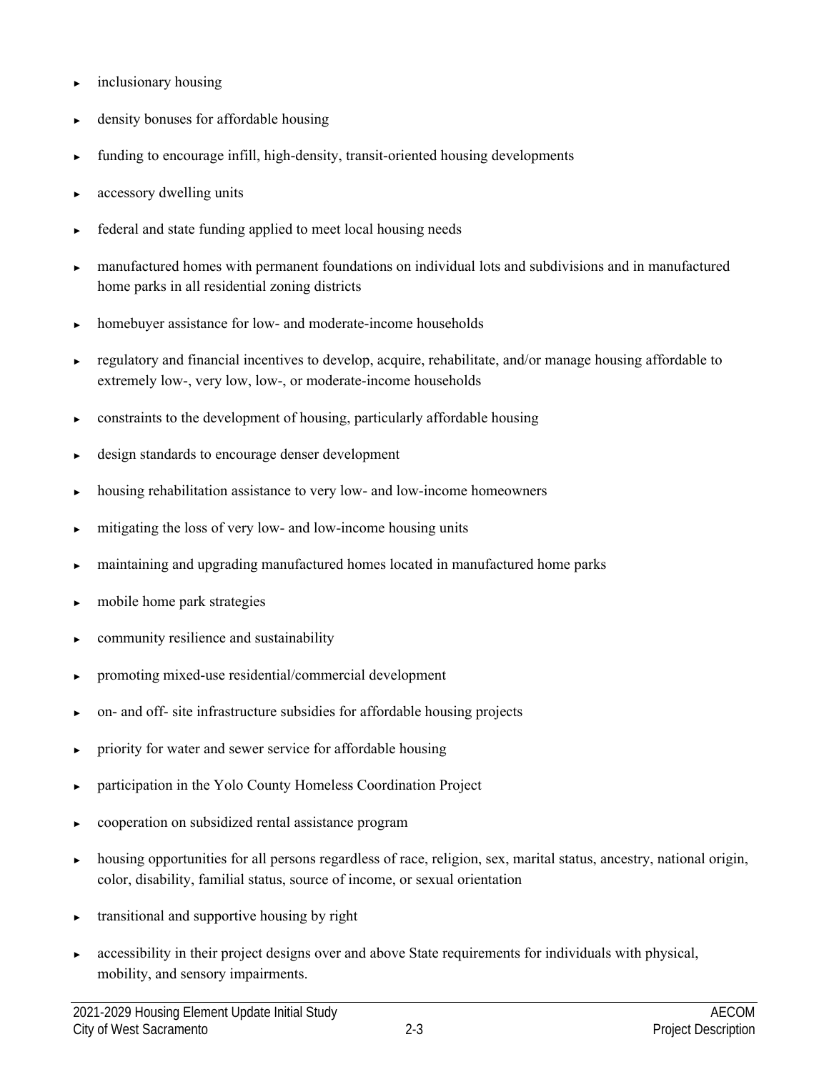- inclusionary housing
- density bonuses for affordable housing
- funding to encourage infill, high-density, transit-oriented housing developments
- accessory dwelling units
- federal and state funding applied to meet local housing needs
- manufactured homes with permanent foundations on individual lots and subdivisions and in manufactured home parks in all residential zoning districts
- homebuyer assistance for low- and moderate-income households
- regulatory and financial incentives to develop, acquire, rehabilitate, and/or manage housing affordable to extremely low-, very low, low-, or moderate-income households
- constraints to the development of housing, particularly affordable housing
- design standards to encourage denser development
- housing rehabilitation assistance to very low- and low-income homeowners
- mitigating the loss of very low- and low-income housing units
- maintaining and upgrading manufactured homes located in manufactured home parks
- mobile home park strategies
- community resilience and sustainability
- promoting mixed-use residential/commercial development
- on- and off- site infrastructure subsidies for affordable housing projects
- priority for water and sewer service for affordable housing
- participation in the Yolo County Homeless Coordination Project
- cooperation on subsidized rental assistance program
- housing opportunities for all persons regardless of race, religion, sex, marital status, ancestry, national origin, color, disability, familial status, source of income, or sexual orientation
- transitional and supportive housing by right
- accessibility in their project designs over and above State requirements for individuals with physical, mobility, and sensory impairments.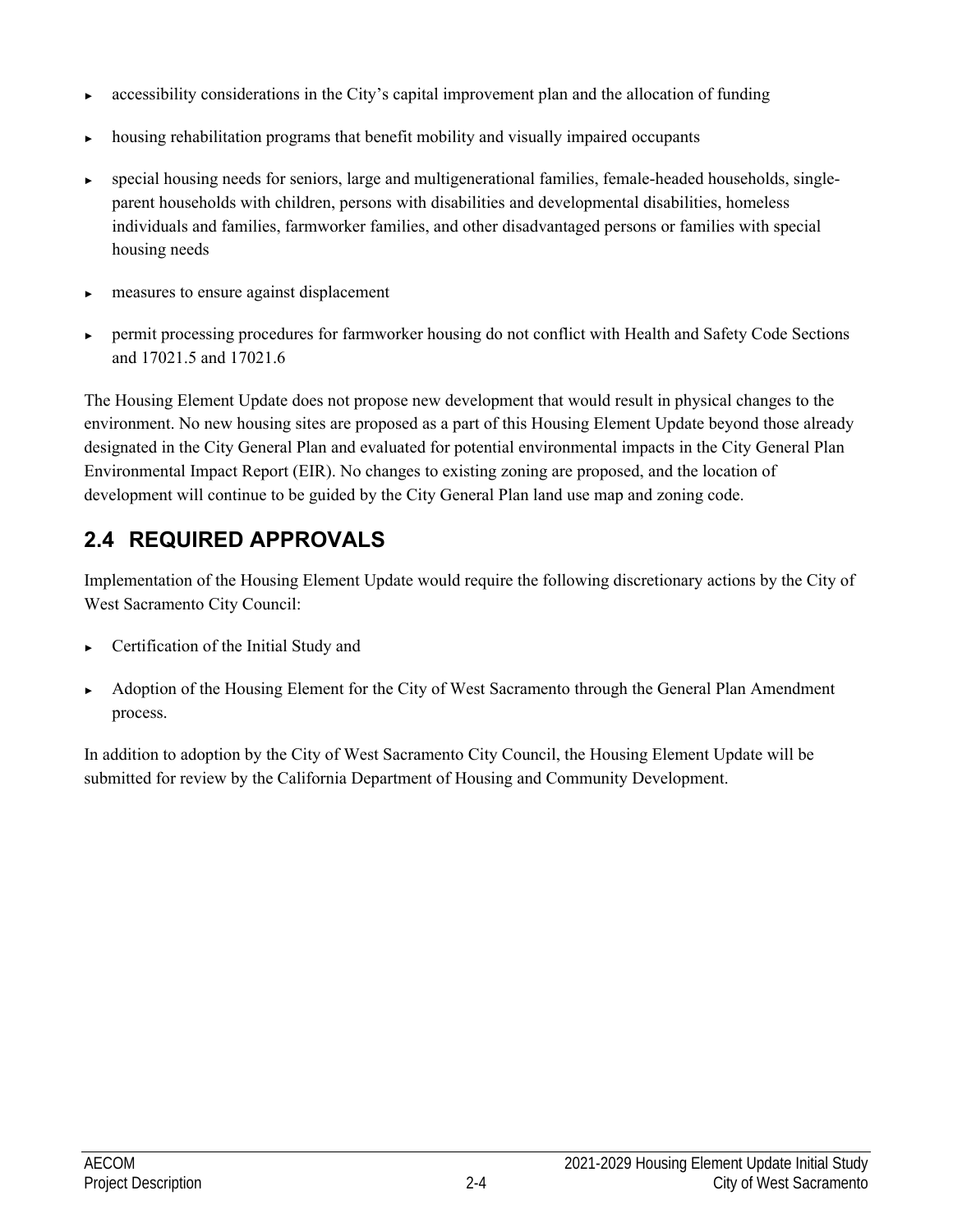- accessibility considerations in the City's capital improvement plan and the allocation of funding
- housing rehabilitation programs that benefit mobility and visually impaired occupants
- special housing needs for seniors, large and multigenerational families, female-headed households, single-parent households with children, persons with disabilities and developmental disabilities, homeless individuals and families, farmworker families, and other disadvantaged persons or families with special housing needs
- measures to ensure against displacement
- permit processing procedures for farmworker housing do not conflict with Health and Safety Code Sections and 17021.5 and 17021.6

The Housing Element Update does not propose new development that would result in physical changes to the environment. No new housing sites are proposed as a part of this Housing Element Update beyond those already designated in the City General Plan and evaluated for potential environmental impacts in the City General Plan Environmental Impact Report (EIR). No changes to existing zoning are proposed, and the location of development will continue to be guided by the City General Plan land use map and zoning code.

## 2.4 REQUIRED APPROVALS

Implementation of the Housing Element Update would require the following discretionary actions by the City of West Sacramento City Council:

- Certification of the Initial Study and
- Adoption of the Housing Element for the City of West Sacramento through the General Plan Amendment process.

In addition to adoption by the City of West Sacramento City Council, the Housing Element Update will be submitted for review by the California Department of Housing and Community Development.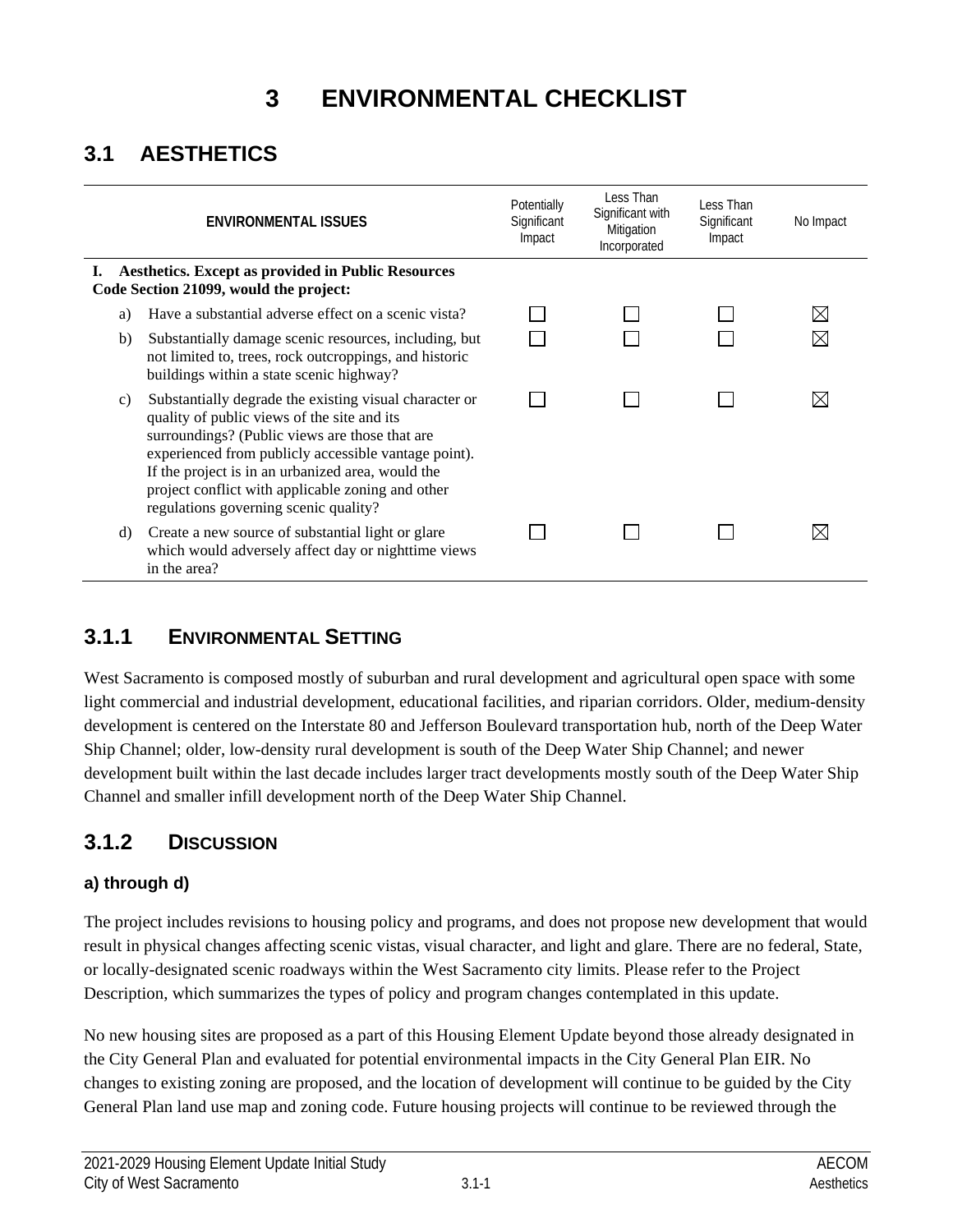# 3 ENVIRONMENTAL CHECKLIST

## 3.1 AESTHETICS

| ENVIRONMENTAL ISSUES | Potentially Significant Impact | Less Than Significant with Mitigation Incorporated | Less Than Significant Impact | No Impact |
|---|---|---|---|---|
| **I. Aesthetics. Except as provided in Public Resources Code Section 21099, would the project:** | | | | |
| a) Have a substantial adverse effect on a scenic vista? | ☐ | ☐ | ☐ | ☒ |
| b) Substantially damage scenic resources, including, but not limited to, trees, rock outcroppings, and historic buildings within a state scenic highway? | ☐ | ☐ | ☐ | ☒ |
| c) Substantially degrade the existing visual character or quality of public views of the site and its surroundings? (Public views are those that are experienced from publicly accessible vantage point). If the project is in an urbanized area, would the project conflict with applicable zoning and other regulations governing scenic quality? | ☐ | ☐ | ☐ | ☒ |
| d) Create a new source of substantial light or glare which would adversely affect day or nighttime views in the area? | ☐ | ☐ | ☐ | ☒ |

### 3.1.1 ENVIRONMENTAL SETTING

West Sacramento is composed mostly of suburban and rural development and agricultural open space with some light commercial and industrial development, educational facilities, and riparian corridors. Older, medium-density development is centered on the Interstate 80 and Jefferson Boulevard transportation hub, north of the Deep Water Ship Channel; older, low-density rural development is south of the Deep Water Ship Channel; and newer development built within the last decade includes larger tract developments mostly south of the Deep Water Ship Channel and smaller infill development north of the Deep Water Ship Channel.

### 3.1.2 DISCUSSION

#### a) through d)

The project includes revisions to housing policy and programs, and does not propose new development that would result in physical changes affecting scenic vistas, visual character, and light and glare. There are no federal, State, or locally-designated scenic roadways within the West Sacramento city limits. Please refer to the Project Description, which summarizes the types of policy and program changes contemplated in this update.

No new housing sites are proposed as a part of this Housing Element Update beyond those already designated in the City General Plan and evaluated for potential environmental impacts in the City General Plan EIR. No changes to existing zoning are proposed, and the location of development will continue to be guided by the City General Plan land use map and zoning code. Future housing projects will continue to be reviewed through the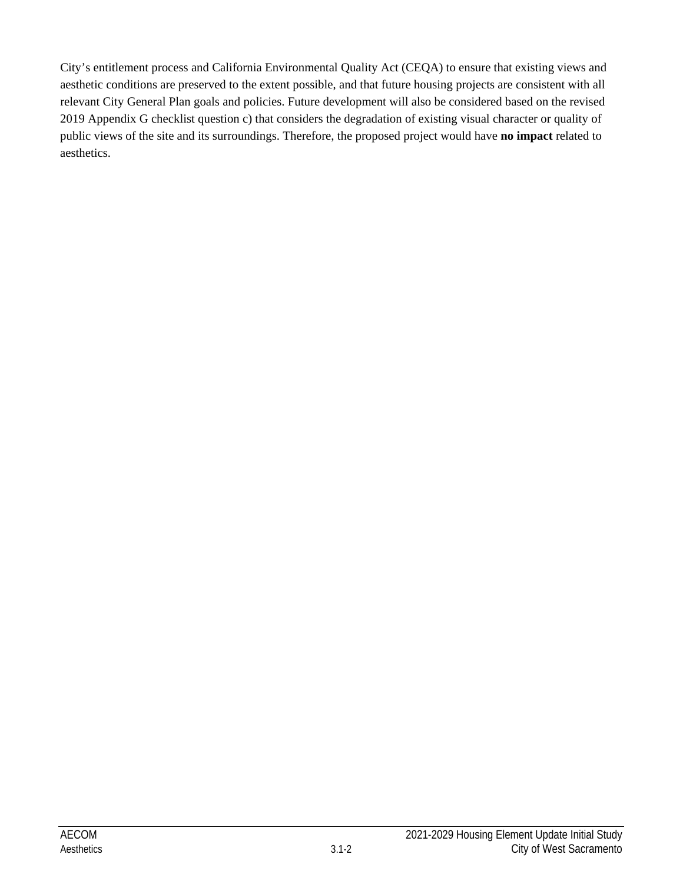City’s entitlement process and California Environmental Quality Act (CEQA) to ensure that existing views and aesthetic conditions are preserved to the extent possible, and that future housing projects are consistent with all relevant City General Plan goals and policies. Future development will also be considered based on the revised 2019 Appendix G checklist question c) that considers the degradation of existing visual character or quality of public views of the site and its surroundings. Therefore, the proposed project would have **no impact** related to aesthetics.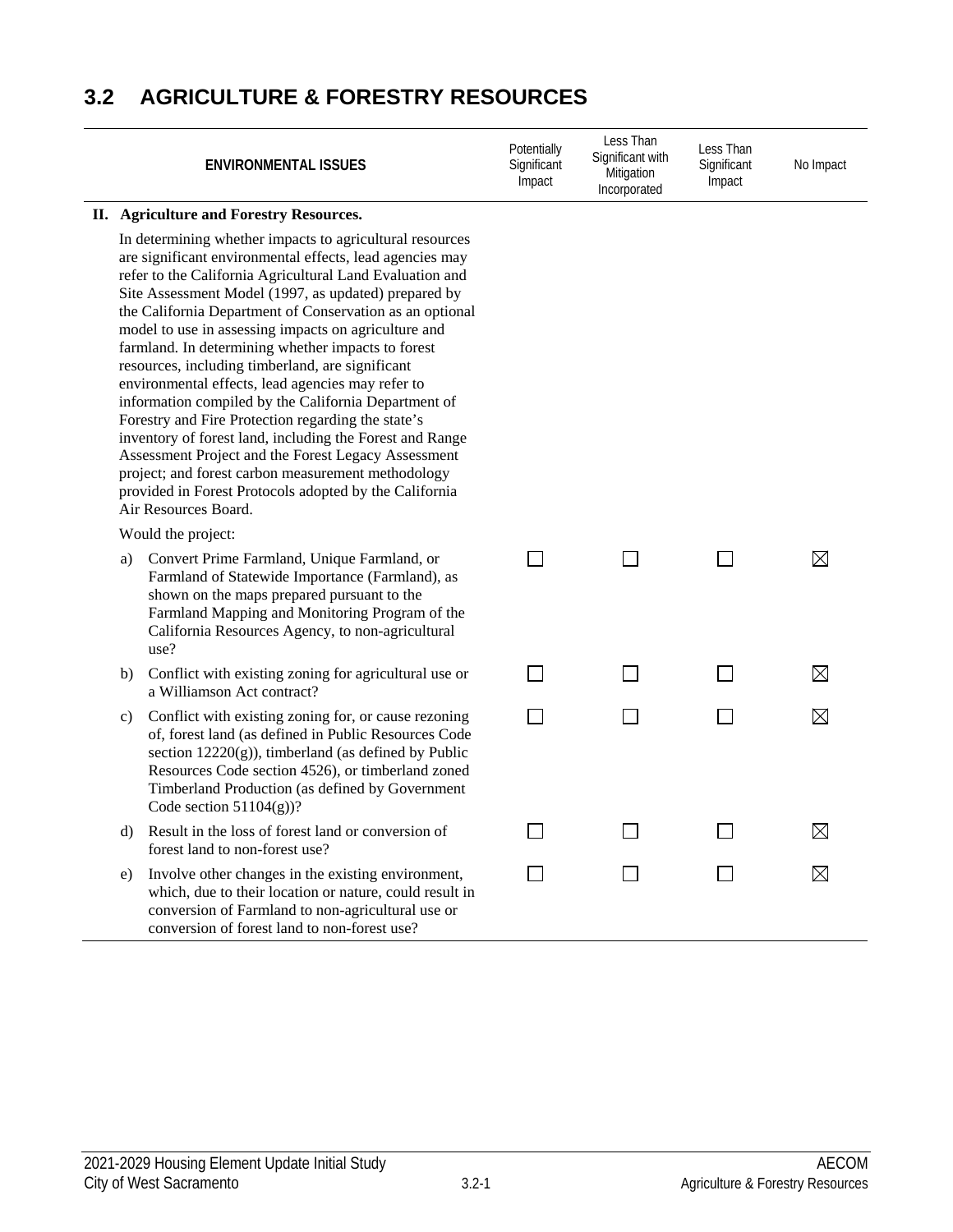## 3.2 AGRICULTURE & FORESTRY RESOURCES

| ENVIRONMENTAL ISSUES | Potentially Significant Impact | Less Than Significant with Mitigation Incorporated | Less Than Significant Impact | No Impact |
|---|---|---|---|---|
| **II. Agriculture and Forestry Resources.** | | | | |
| In determining whether impacts to agricultural resources are significant environmental effects, lead agencies may refer to the California Agricultural Land Evaluation and Site Assessment Model (1997, as updated) prepared by the California Department of Conservation as an optional model to use in assessing impacts on agriculture and farmland. In determining whether impacts to forest resources, including timberland, are significant environmental effects, lead agencies may refer to information compiled by the California Department of Forestry and Fire Protection regarding the state's inventory of forest land, including the Forest and Range Assessment Project and the Forest Legacy Assessment project; and forest carbon measurement methodology provided in Forest Protocols adopted by the California Air Resources Board. | | | | |
| Would the project: | | | | |
| a) Convert Prime Farmland, Unique Farmland, or Farmland of Statewide Importance (Farmland), as shown on the maps prepared pursuant to the Farmland Mapping and Monitoring Program of the California Resources Agency, to non-agricultural use? | ☐ | ☐ | ☐ | ☒ |
| b) Conflict with existing zoning for agricultural use or a Williamson Act contract? | ☐ | ☐ | ☐ | ☒ |
| c) Conflict with existing zoning for, or cause rezoning of, forest land (as defined in Public Resources Code section 12220(g)), timberland (as defined by Public Resources Code section 4526), or timberland zoned Timberland Production (as defined by Government Code section 51104(g))? | ☐ | ☐ | ☐ | ☒ |
| d) Result in the loss of forest land or conversion of forest land to non-forest use? | ☐ | ☐ | ☐ | ☒ |
| e) Involve other changes in the existing environment, which, due to their location or nature, could result in conversion of Farmland to non-agricultural use or conversion of forest land to non-forest use? | ☐ | ☐ | ☐ | ☒ |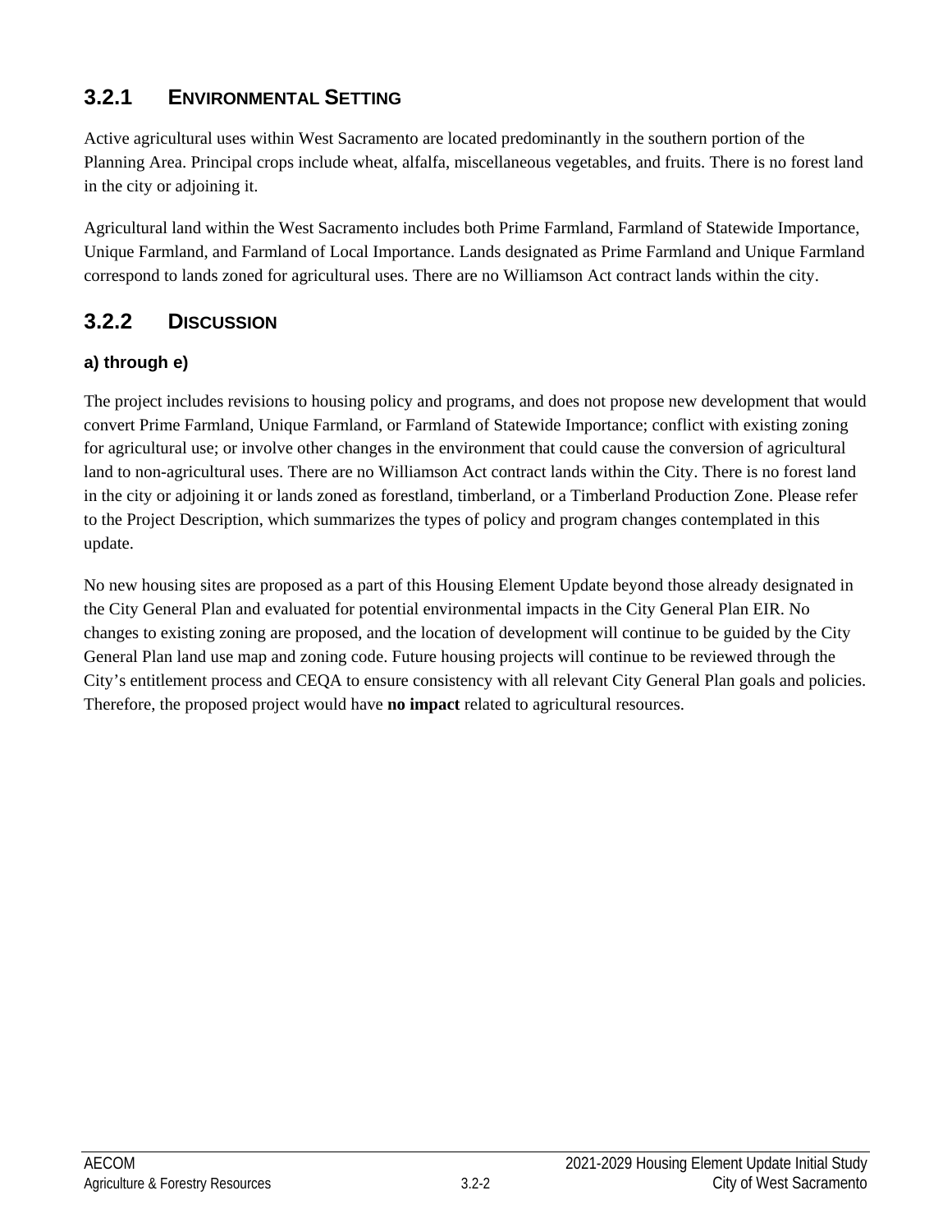## 3.2.1 ENVIRONMENTAL SETTING

Active agricultural uses within West Sacramento are located predominantly in the southern portion of the Planning Area. Principal crops include wheat, alfalfa, miscellaneous vegetables, and fruits. There is no forest land in the city or adjoining it.

Agricultural land within the West Sacramento includes both Prime Farmland, Farmland of Statewide Importance, Unique Farmland, and Farmland of Local Importance. Lands designated as Prime Farmland and Unique Farmland correspond to lands zoned for agricultural uses. There are no Williamson Act contract lands within the city.

## 3.2.2 DISCUSSION

### a) through e)

The project includes revisions to housing policy and programs, and does not propose new development that would convert Prime Farmland, Unique Farmland, or Farmland of Statewide Importance; conflict with existing zoning for agricultural use; or involve other changes in the environment that could cause the conversion of agricultural land to non-agricultural uses. There are no Williamson Act contract lands within the City. There is no forest land in the city or adjoining it or lands zoned as forestland, timberland, or a Timberland Production Zone. Please refer to the Project Description, which summarizes the types of policy and program changes contemplated in this update.

No new housing sites are proposed as a part of this Housing Element Update beyond those already designated in the City General Plan and evaluated for potential environmental impacts in the City General Plan EIR. No changes to existing zoning are proposed, and the location of development will continue to be guided by the City General Plan land use map and zoning code. Future housing projects will continue to be reviewed through the City's entitlement process and CEQA to ensure consistency with all relevant City General Plan goals and policies. Therefore, the proposed project would have **no impact** related to agricultural resources.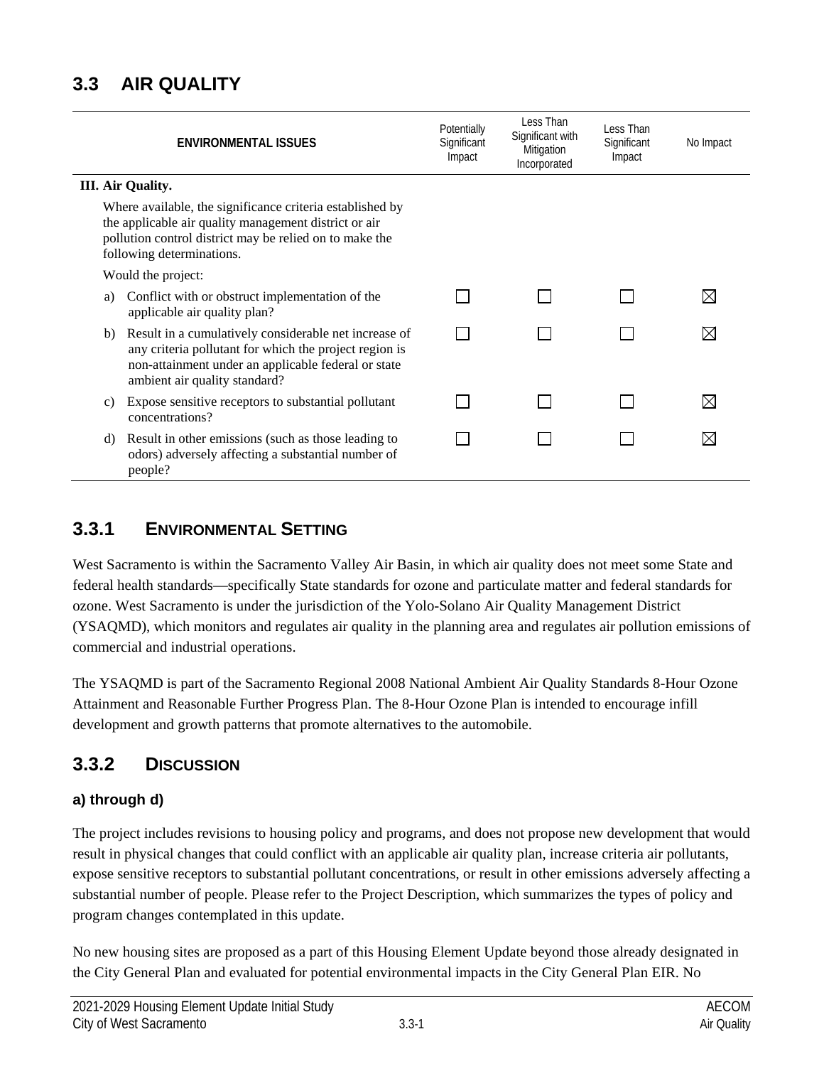## 3.3 AIR QUALITY

| ENVIRONMENTAL ISSUES | Potentially Significant Impact | Less Than Significant with Mitigation Incorporated | Less Than Significant Impact | No Impact |
|---|---|---|---|---|
| **III. Air Quality.** | | | | |
| Where available, the significance criteria established by the applicable air quality management district or air pollution control district may be relied on to make the following determinations. | | | | |
| Would the project: | | | | |
| a) Conflict with or obstruct implementation of the applicable air quality plan? | ☐ | ☐ | ☐ | ☒ |
| b) Result in a cumulatively considerable net increase of any criteria pollutant for which the project region is non-attainment under an applicable federal or state ambient air quality standard? | ☐ | ☐ | ☐ | ☒ |
| c) Expose sensitive receptors to substantial pollutant concentrations? | ☐ | ☐ | ☐ | ☒ |
| d) Result in other emissions (such as those leading to odors) adversely affecting a substantial number of people? | ☐ | ☐ | ☐ | ☒ |

### 3.3.1 ENVIRONMENTAL SETTING

West Sacramento is within the Sacramento Valley Air Basin, in which air quality does not meet some State and federal health standards—specifically State standards for ozone and particulate matter and federal standards for ozone. West Sacramento is under the jurisdiction of the Yolo-Solano Air Quality Management District (YSAQMD), which monitors and regulates air quality in the planning area and regulates air pollution emissions of commercial and industrial operations.

The YSAQMD is part of the Sacramento Regional 2008 National Ambient Air Quality Standards 8-Hour Ozone Attainment and Reasonable Further Progress Plan. The 8-Hour Ozone Plan is intended to encourage infill development and growth patterns that promote alternatives to the automobile.

### 3.3.2 DISCUSSION

#### a) through d)

The project includes revisions to housing policy and programs, and does not propose new development that would result in physical changes that could conflict with an applicable air quality plan, increase criteria air pollutants, expose sensitive receptors to substantial pollutant concentrations, or result in other emissions adversely affecting a substantial number of people. Please refer to the Project Description, which summarizes the types of policy and program changes contemplated in this update.

No new housing sites are proposed as a part of this Housing Element Update beyond those already designated in the City General Plan and evaluated for potential environmental impacts in the City General Plan EIR. No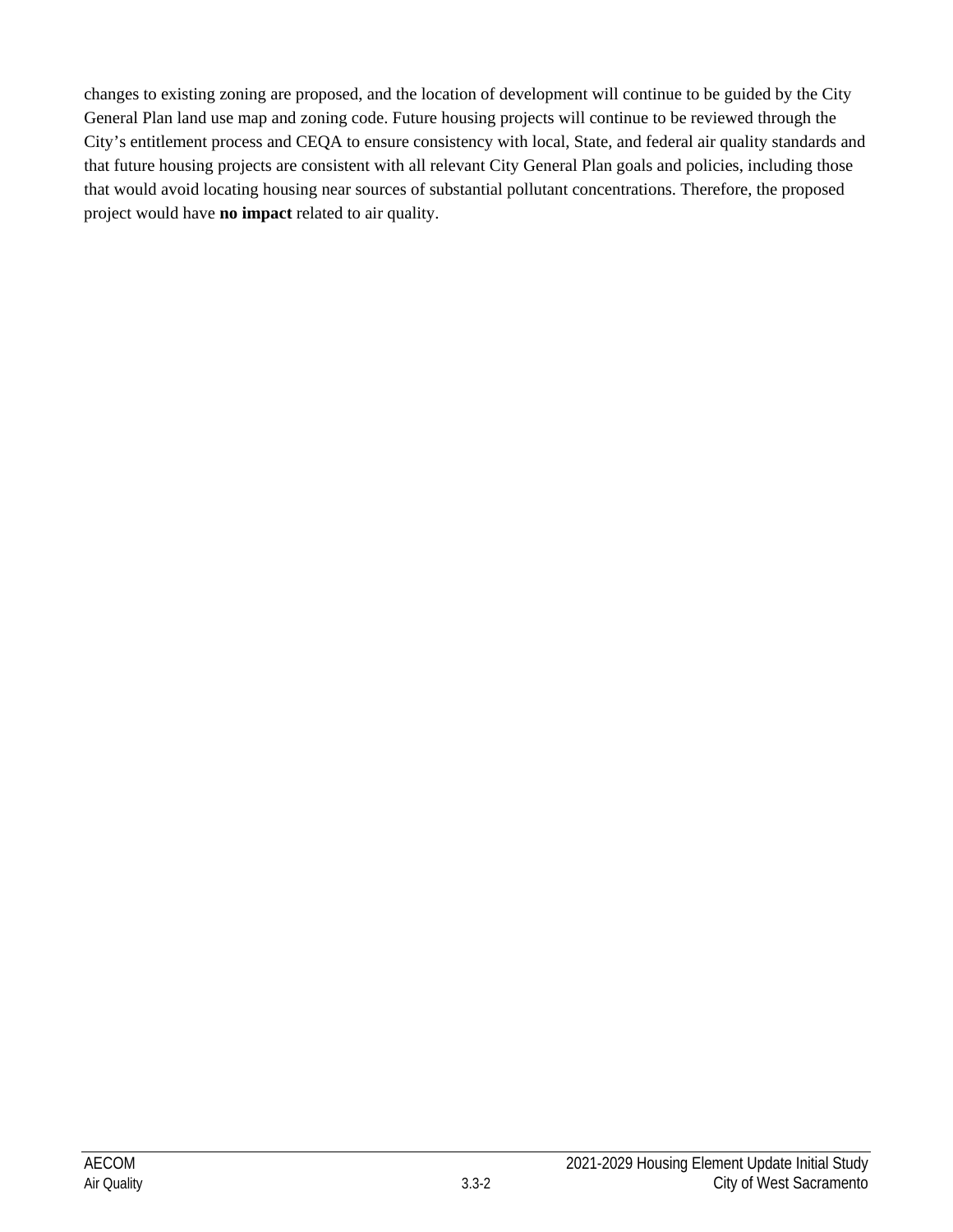changes to existing zoning are proposed, and the location of development will continue to be guided by the City General Plan land use map and zoning code. Future housing projects will continue to be reviewed through the City's entitlement process and CEQA to ensure consistency with local, State, and federal air quality standards and that future housing projects are consistent with all relevant City General Plan goals and policies, including those that would avoid locating housing near sources of substantial pollutant concentrations. Therefore, the proposed project would have **no impact** related to air quality.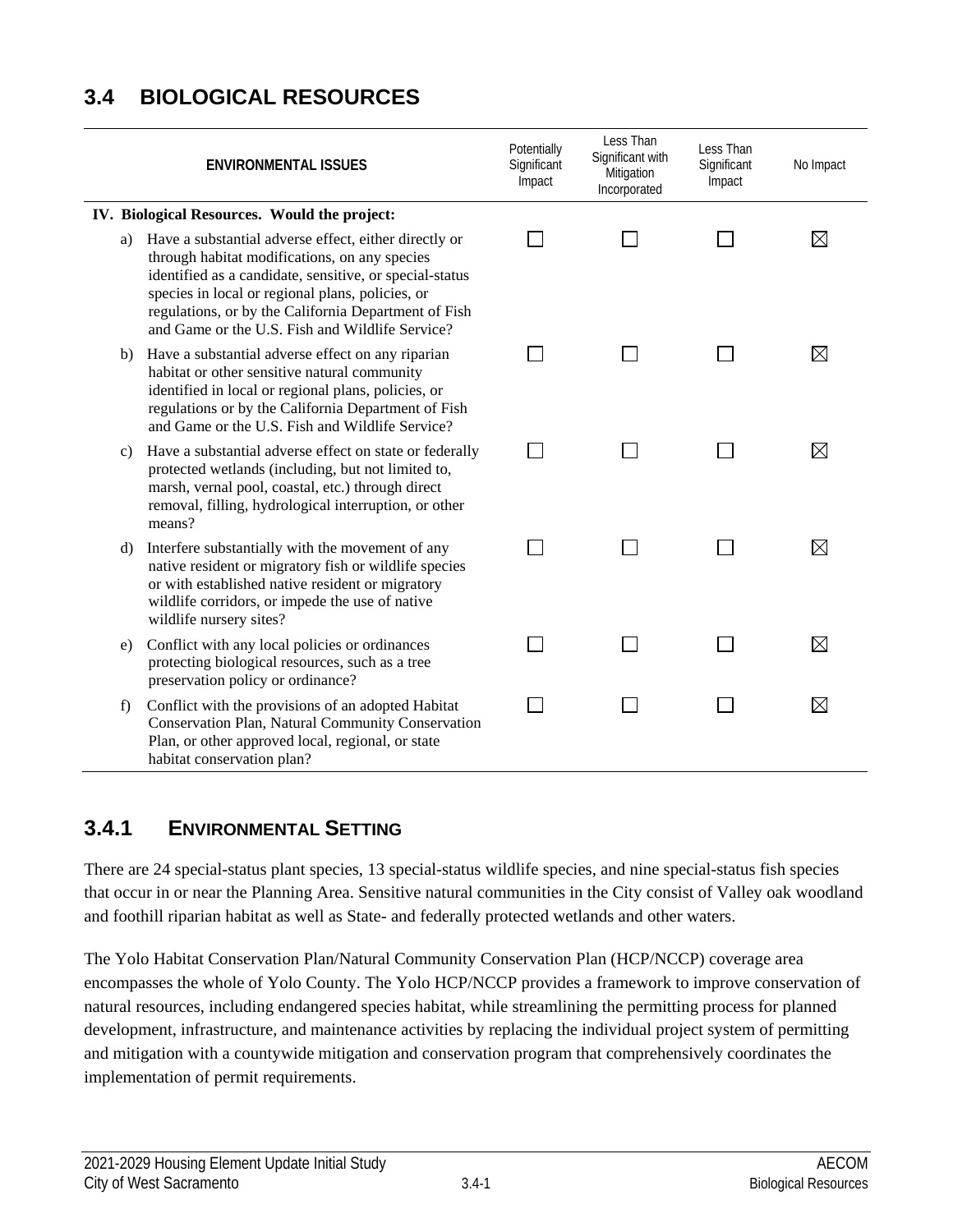## 3.4 BIOLOGICAL RESOURCES

| ENVIRONMENTAL ISSUES | Potentially Significant Impact | Less Than Significant with Mitigation Incorporated | Less Than Significant Impact | No Impact |
|---|---|---|---|---|
| **IV. Biological Resources. Would the project:** | | | | |
| a) Have a substantial adverse effect, either directly or through habitat modifications, on any species identified as a candidate, sensitive, or special-status species in local or regional plans, policies, or regulations, or by the California Department of Fish and Game or the U.S. Fish and Wildlife Service? | ☐ | ☐ | ☐ | ☒ |
| b) Have a substantial adverse effect on any riparian habitat or other sensitive natural community identified in local or regional plans, policies, or regulations or by the California Department of Fish and Game or the U.S. Fish and Wildlife Service? | ☐ | ☐ | ☐ | ☒ |
| c) Have a substantial adverse effect on state or federally protected wetlands (including, but not limited to, marsh, vernal pool, coastal, etc.) through direct removal, filling, hydrological interruption, or other means? | ☐ | ☐ | ☐ | ☒ |
| d) Interfere substantially with the movement of any native resident or migratory fish or wildlife species or with established native resident or migratory wildlife corridors, or impede the use of native wildlife nursery sites? | ☐ | ☐ | ☐ | ☒ |
| e) Conflict with any local policies or ordinances protecting biological resources, such as a tree preservation policy or ordinance? | ☐ | ☐ | ☐ | ☒ |
| f) Conflict with the provisions of an adopted Habitat Conservation Plan, Natural Community Conservation Plan, or other approved local, regional, or state habitat conservation plan? | ☐ | ☐ | ☐ | ☒ |

### 3.4.1 ENVIRONMENTAL SETTING

There are 24 special-status plant species, 13 special-status wildlife species, and nine special-status fish species that occur in or near the Planning Area. Sensitive natural communities in the City consist of Valley oak woodland and foothill riparian habitat as well as State- and federally protected wetlands and other waters.

The Yolo Habitat Conservation Plan/Natural Community Conservation Plan (HCP/NCCP) coverage area encompasses the whole of Yolo County. The Yolo HCP/NCCP provides a framework to improve conservation of natural resources, including endangered species habitat, while streamlining the permitting process for planned development, infrastructure, and maintenance activities by replacing the individual project system of permitting and mitigation with a countywide mitigation and conservation program that comprehensively coordinates the implementation of permit requirements.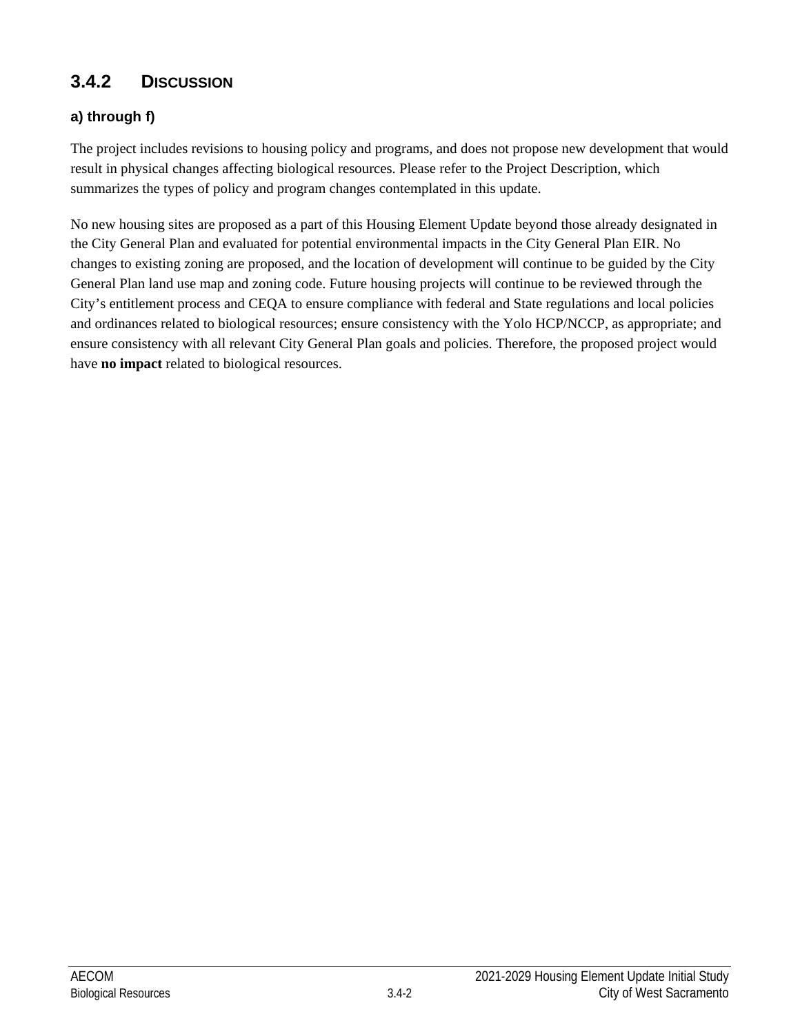## 3.4.2 DISCUSSION

### a) through f)

The project includes revisions to housing policy and programs, and does not propose new development that would result in physical changes affecting biological resources. Please refer to the Project Description, which summarizes the types of policy and program changes contemplated in this update.

No new housing sites are proposed as a part of this Housing Element Update beyond those already designated in the City General Plan and evaluated for potential environmental impacts in the City General Plan EIR. No changes to existing zoning are proposed, and the location of development will continue to be guided by the City General Plan land use map and zoning code. Future housing projects will continue to be reviewed through the City's entitlement process and CEQA to ensure compliance with federal and State regulations and local policies and ordinances related to biological resources; ensure consistency with the Yolo HCP/NCCP, as appropriate; and ensure consistency with all relevant City General Plan goals and policies. Therefore, the proposed project would have **no impact** related to biological resources.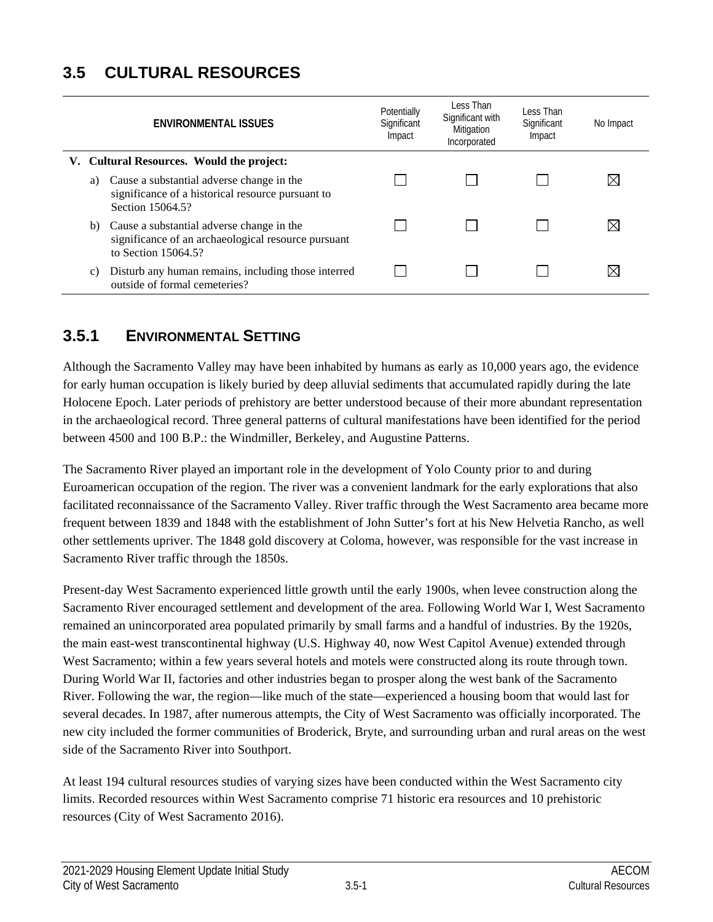# 3.5 CULTURAL RESOURCES

| ENVIRONMENTAL ISSUES | Potentially Significant Impact | Less Than Significant with Mitigation Incorporated | Less Than Significant Impact | No Impact |
|---|---|---|---|---|
| **V. Cultural Resources. Would the project:** | | | | |
| a) Cause a substantial adverse change in the significance of a historical resource pursuant to Section 15064.5? | ☐ | ☐ | ☐ | ☒ |
| b) Cause a substantial adverse change in the significance of an archaeological resource pursuant to Section 15064.5? | ☐ | ☐ | ☐ | ☒ |
| c) Disturb any human remains, including those interred outside of formal cemeteries? | ☐ | ☐ | ☐ | ☒ |

## 3.5.1 ENVIRONMENTAL SETTING

Although the Sacramento Valley may have been inhabited by humans as early as 10,000 years ago, the evidence for early human occupation is likely buried by deep alluvial sediments that accumulated rapidly during the late Holocene Epoch. Later periods of prehistory are better understood because of their more abundant representation in the archaeological record. Three general patterns of cultural manifestations have been identified for the period between 4500 and 100 B.P.: the Windmiller, Berkeley, and Augustine Patterns.

The Sacramento River played an important role in the development of Yolo County prior to and during Euroamerican occupation of the region. The river was a convenient landmark for the early explorations that also facilitated reconnaissance of the Sacramento Valley. River traffic through the West Sacramento area became more frequent between 1839 and 1848 with the establishment of John Sutter's fort at his New Helvetia Rancho, as well other settlements upriver. The 1848 gold discovery at Coloma, however, was responsible for the vast increase in Sacramento River traffic through the 1850s.

Present-day West Sacramento experienced little growth until the early 1900s, when levee construction along the Sacramento River encouraged settlement and development of the area. Following World War I, West Sacramento remained an unincorporated area populated primarily by small farms and a handful of industries. By the 1920s, the main east-west transcontinental highway (U.S. Highway 40, now West Capitol Avenue) extended through West Sacramento; within a few years several hotels and motels were constructed along its route through town. During World War II, factories and other industries began to prosper along the west bank of the Sacramento River. Following the war, the region—like much of the state—experienced a housing boom that would last for several decades. In 1987, after numerous attempts, the City of West Sacramento was officially incorporated. The new city included the former communities of Broderick, Bryte, and surrounding urban and rural areas on the west side of the Sacramento River into Southport.

At least 194 cultural resources studies of varying sizes have been conducted within the West Sacramento city limits. Recorded resources within West Sacramento comprise 71 historic era resources and 10 prehistoric resources (City of West Sacramento 2016).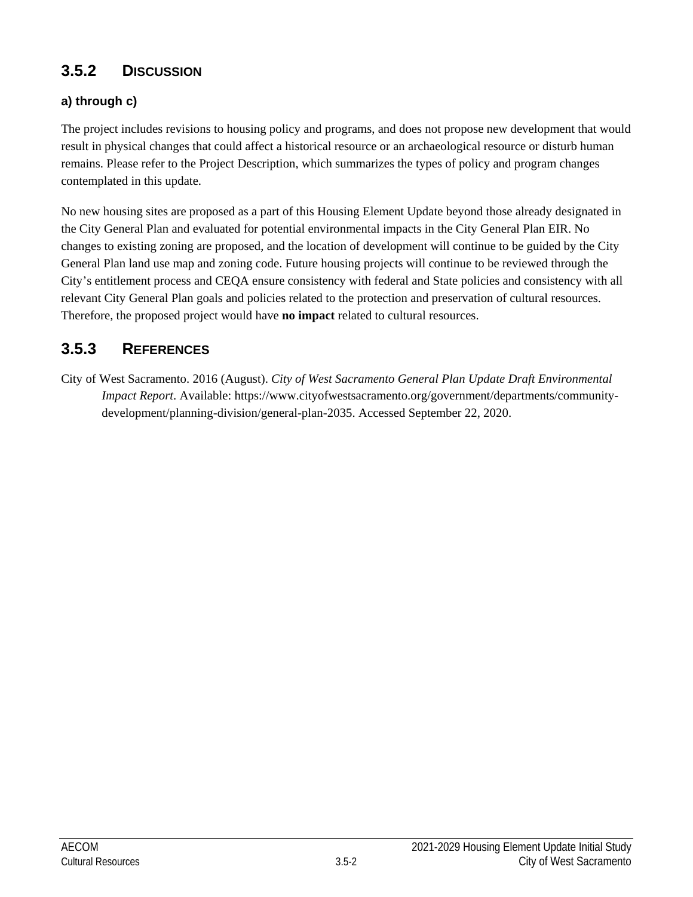## 3.5.2 DISCUSSION

### a) through c)

The project includes revisions to housing policy and programs, and does not propose new development that would result in physical changes that could affect a historical resource or an archaeological resource or disturb human remains. Please refer to the Project Description, which summarizes the types of policy and program changes contemplated in this update.

No new housing sites are proposed as a part of this Housing Element Update beyond those already designated in the City General Plan and evaluated for potential environmental impacts in the City General Plan EIR. No changes to existing zoning are proposed, and the location of development will continue to be guided by the City General Plan land use map and zoning code. Future housing projects will continue to be reviewed through the City's entitlement process and CEQA ensure consistency with federal and State policies and consistency with all relevant City General Plan goals and policies related to the protection and preservation of cultural resources. Therefore, the proposed project would have **no impact** related to cultural resources.

## 3.5.3 REFERENCES

City of West Sacramento. 2016 (August). *City of West Sacramento General Plan Update Draft Environmental Impact Report*. Available: https://www.cityofwestsacramento.org/government/departments/community-development/planning-division/general-plan-2035. Accessed September 22, 2020.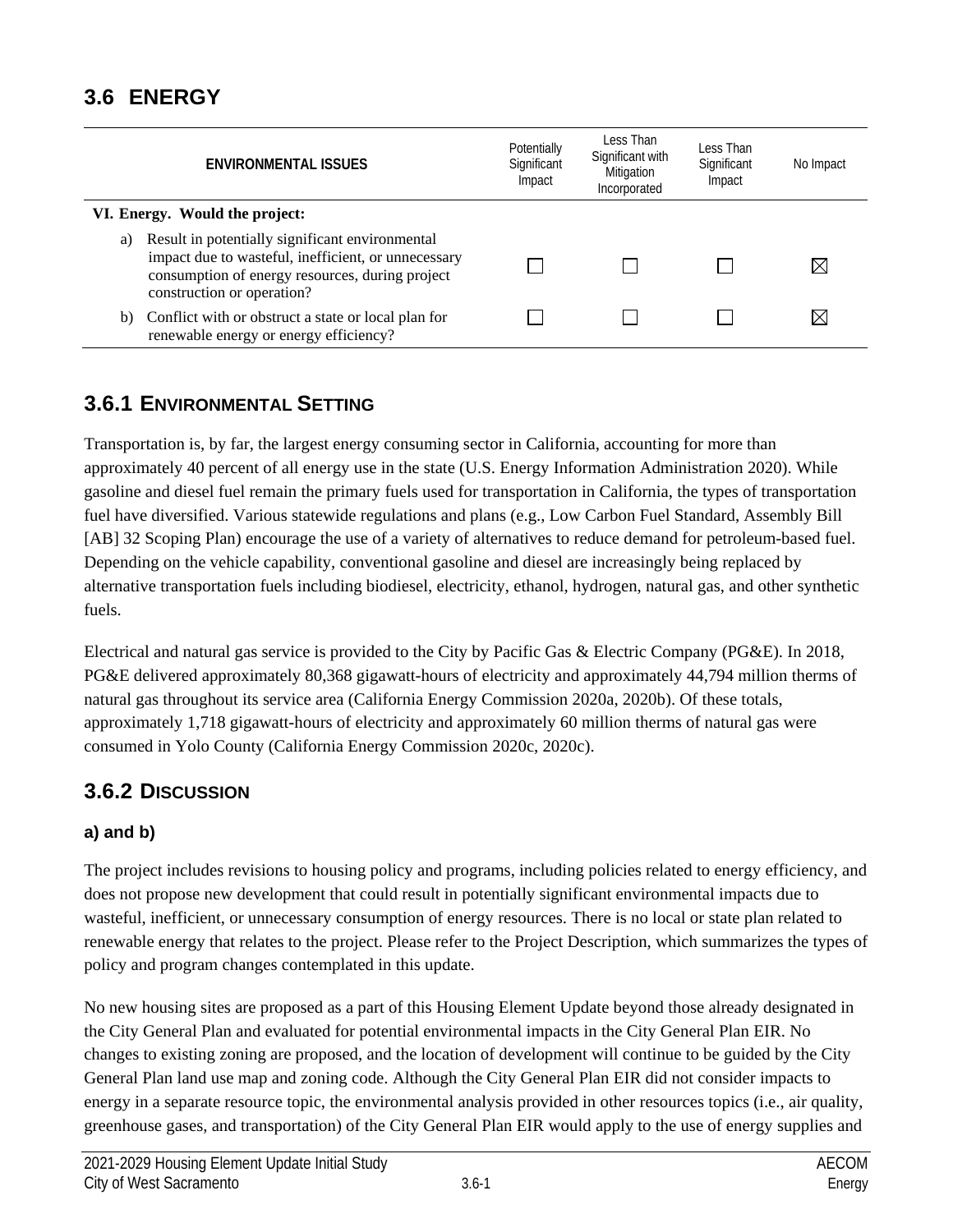## 3.6 ENERGY

| ENVIRONMENTAL ISSUES | Potentially Significant Impact | Less Than Significant with Mitigation Incorporated | Less Than Significant Impact | No Impact |
|---|---|---|---|---|
| **VI. Energy. Would the project:** | | | | |
| a) Result in potentially significant environmental impact due to wasteful, inefficient, or unnecessary consumption of energy resources, during project construction or operation? | ☐ | ☐ | ☐ | ☒ |
| b) Conflict with or obstruct a state or local plan for renewable energy or energy efficiency? | ☐ | ☐ | ☐ | ☒ |

### 3.6.1 ENVIRONMENTAL SETTING

Transportation is, by far, the largest energy consuming sector in California, accounting for more than approximately 40 percent of all energy use in the state (U.S. Energy Information Administration 2020). While gasoline and diesel fuel remain the primary fuels used for transportation in California, the types of transportation fuel have diversified. Various statewide regulations and plans (e.g., Low Carbon Fuel Standard, Assembly Bill [AB] 32 Scoping Plan) encourage the use of a variety of alternatives to reduce demand for petroleum-based fuel. Depending on the vehicle capability, conventional gasoline and diesel are increasingly being replaced by alternative transportation fuels including biodiesel, electricity, ethanol, hydrogen, natural gas, and other synthetic fuels.

Electrical and natural gas service is provided to the City by Pacific Gas & Electric Company (PG&E). In 2018, PG&E delivered approximately 80,368 gigawatt-hours of electricity and approximately 44,794 million therms of natural gas throughout its service area (California Energy Commission 2020a, 2020b). Of these totals, approximately 1,718 gigawatt-hours of electricity and approximately 60 million therms of natural gas were consumed in Yolo County (California Energy Commission 2020c, 2020c).

### 3.6.2 DISCUSSION

#### a) and b)

The project includes revisions to housing policy and programs, including policies related to energy efficiency, and does not propose new development that could result in potentially significant environmental impacts due to wasteful, inefficient, or unnecessary consumption of energy resources. There is no local or state plan related to renewable energy that relates to the project. Please refer to the Project Description, which summarizes the types of policy and program changes contemplated in this update.

No new housing sites are proposed as a part of this Housing Element Update beyond those already designated in the City General Plan and evaluated for potential environmental impacts in the City General Plan EIR. No changes to existing zoning are proposed, and the location of development will continue to be guided by the City General Plan land use map and zoning code. Although the City General Plan EIR did not consider impacts to energy in a separate resource topic, the environmental analysis provided in other resources topics (i.e., air quality, greenhouse gases, and transportation) of the City General Plan EIR would apply to the use of energy supplies and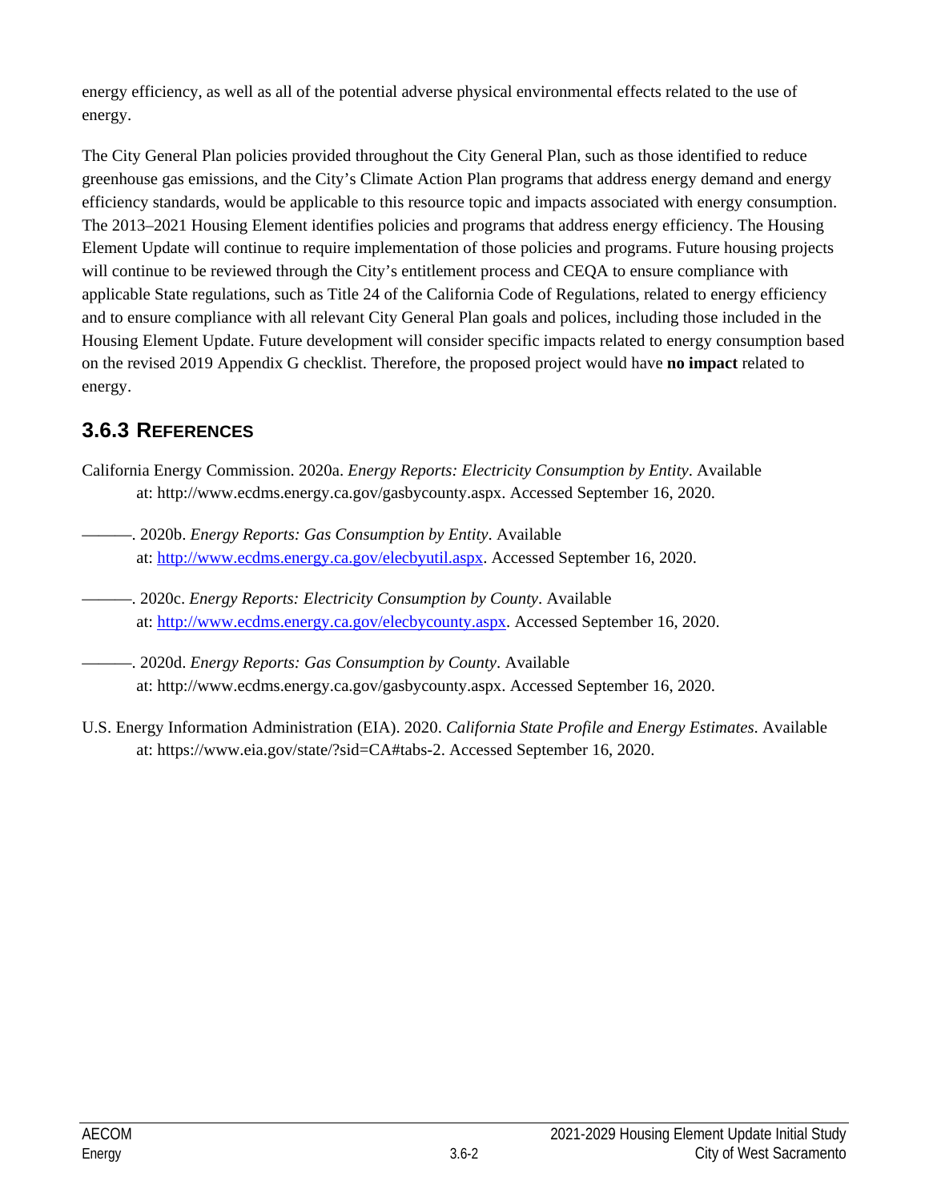energy efficiency, as well as all of the potential adverse physical environmental effects related to the use of energy.

The City General Plan policies provided throughout the City General Plan, such as those identified to reduce greenhouse gas emissions, and the City's Climate Action Plan programs that address energy demand and energy efficiency standards, would be applicable to this resource topic and impacts associated with energy consumption. The 2013–2021 Housing Element identifies policies and programs that address energy efficiency. The Housing Element Update will continue to require implementation of those policies and programs. Future housing projects will continue to be reviewed through the City's entitlement process and CEQA to ensure compliance with applicable State regulations, such as Title 24 of the California Code of Regulations, related to energy efficiency and to ensure compliance with all relevant City General Plan goals and polices, including those included in the Housing Element Update. Future development will consider specific impacts related to energy consumption based on the revised 2019 Appendix G checklist. Therefore, the proposed project would have **no impact** related to energy.

## 3.6.3 References

California Energy Commission. 2020a. *Energy Reports: Electricity Consumption by Entity*. Available at: http://www.ecdms.energy.ca.gov/gasbycounty.aspx. Accessed September 16, 2020.

———. 2020b. *Energy Reports: Gas Consumption by Entity*. Available at: http://www.ecdms.energy.ca.gov/elecbyutil.aspx. Accessed September 16, 2020.

———. 2020c. *Energy Reports: Electricity Consumption by County*. Available at: http://www.ecdms.energy.ca.gov/elecbycounty.aspx. Accessed September 16, 2020.

———. 2020d. *Energy Reports: Gas Consumption by County*. Available at: http://www.ecdms.energy.ca.gov/gasbycounty.aspx. Accessed September 16, 2020.

U.S. Energy Information Administration (EIA). 2020. *California State Profile and Energy Estimates*. Available at: https://www.eia.gov/state/?sid=CA#tabs-2. Accessed September 16, 2020.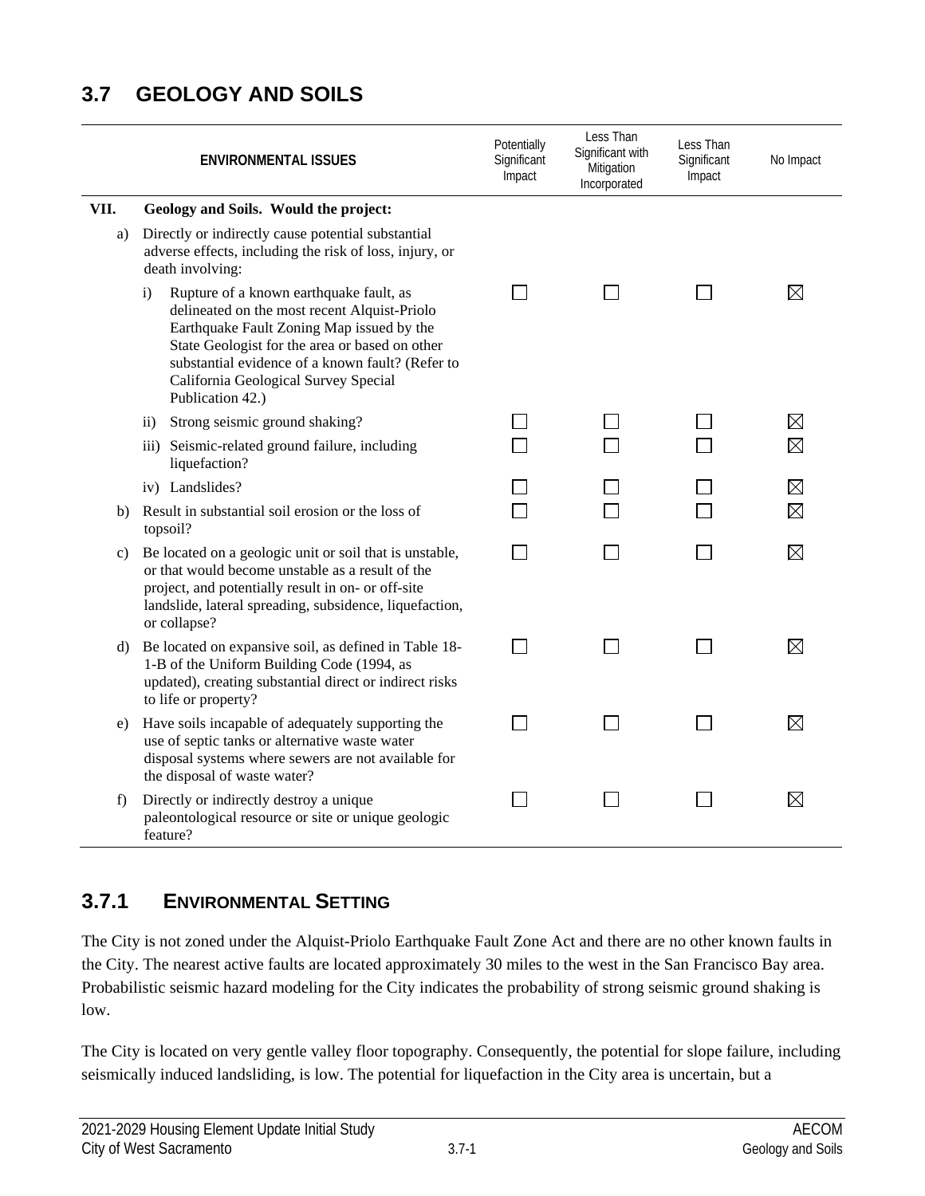## 3.7 GEOLOGY AND SOILS

| ENVIRONMENTAL ISSUES | Potentially Significant Impact | Less Than Significant with Mitigation Incorporated | Less Than Significant Impact | No Impact |
|---|---|---|---|---|
| **VII. Geology and Soils. Would the project:** | | | | |
| a) Directly or indirectly cause potential substantial adverse effects, including the risk of loss, injury, or death involving: | | | | |
| i) Rupture of a known earthquake fault, as delineated on the most recent Alquist-Priolo Earthquake Fault Zoning Map issued by the State Geologist for the area or based on other substantial evidence of a known fault? (Refer to California Geological Survey Special Publication 42.) | ☐ | ☐ | ☐ | ☒ |
| ii) Strong seismic ground shaking? | ☐ | ☐ | ☐ | ☒ |
| iii) Seismic-related ground failure, including liquefaction? | ☐ | ☐ | ☐ | ☒ |
| iv) Landslides? | ☐ | ☐ | ☐ | ☒ |
| b) Result in substantial soil erosion or the loss of topsoil? | ☐ | ☐ | ☐ | ☒ |
| c) Be located on a geologic unit or soil that is unstable, or that would become unstable as a result of the project, and potentially result in on- or off-site landslide, lateral spreading, subsidence, liquefaction, or collapse? | ☐ | ☐ | ☐ | ☒ |
| d) Be located on expansive soil, as defined in Table 18-1-B of the Uniform Building Code (1994, as updated), creating substantial direct or indirect risks to life or property? | ☐ | ☐ | ☐ | ☒ |
| e) Have soils incapable of adequately supporting the use of septic tanks or alternative waste water disposal systems where sewers are not available for the disposal of waste water? | ☐ | ☐ | ☐ | ☒ |
| f) Directly or indirectly destroy a unique paleontological resource or site or unique geologic feature? | ☐ | ☐ | ☐ | ☒ |

### 3.7.1 ENVIRONMENTAL SETTING

The City is not zoned under the Alquist-Priolo Earthquake Fault Zone Act and there are no other known faults in the City. The nearest active faults are located approximately 30 miles to the west in the San Francisco Bay area. Probabilistic seismic hazard modeling for the City indicates the probability of strong seismic ground shaking is low.

The City is located on very gentle valley floor topography. Consequently, the potential for slope failure, including seismically induced landsliding, is low. The potential for liquefaction in the City area is uncertain, but a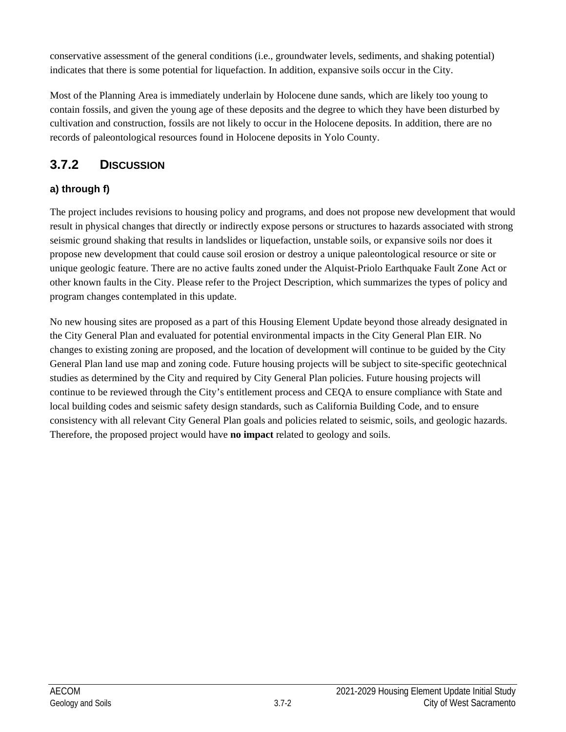conservative assessment of the general conditions (i.e., groundwater levels, sediments, and shaking potential) indicates that there is some potential for liquefaction. In addition, expansive soils occur in the City.

Most of the Planning Area is immediately underlain by Holocene dune sands, which are likely too young to contain fossils, and given the young age of these deposits and the degree to which they have been disturbed by cultivation and construction, fossils are not likely to occur in the Holocene deposits. In addition, there are no records of paleontological resources found in Holocene deposits in Yolo County.

## 3.7.2 DISCUSSION

### a) through f)

The project includes revisions to housing policy and programs, and does not propose new development that would result in physical changes that directly or indirectly expose persons or structures to hazards associated with strong seismic ground shaking that results in landslides or liquefaction, unstable soils, or expansive soils nor does it propose new development that could cause soil erosion or destroy a unique paleontological resource or site or unique geologic feature. There are no active faults zoned under the Alquist-Priolo Earthquake Fault Zone Act or other known faults in the City. Please refer to the Project Description, which summarizes the types of policy and program changes contemplated in this update.

No new housing sites are proposed as a part of this Housing Element Update beyond those already designated in the City General Plan and evaluated for potential environmental impacts in the City General Plan EIR. No changes to existing zoning are proposed, and the location of development will continue to be guided by the City General Plan land use map and zoning code. Future housing projects will be subject to site-specific geotechnical studies as determined by the City and required by City General Plan policies. Future housing projects will continue to be reviewed through the City's entitlement process and CEQA to ensure compliance with State and local building codes and seismic safety design standards, such as California Building Code, and to ensure consistency with all relevant City General Plan goals and policies related to seismic, soils, and geologic hazards. Therefore, the proposed project would have **no impact** related to geology and soils.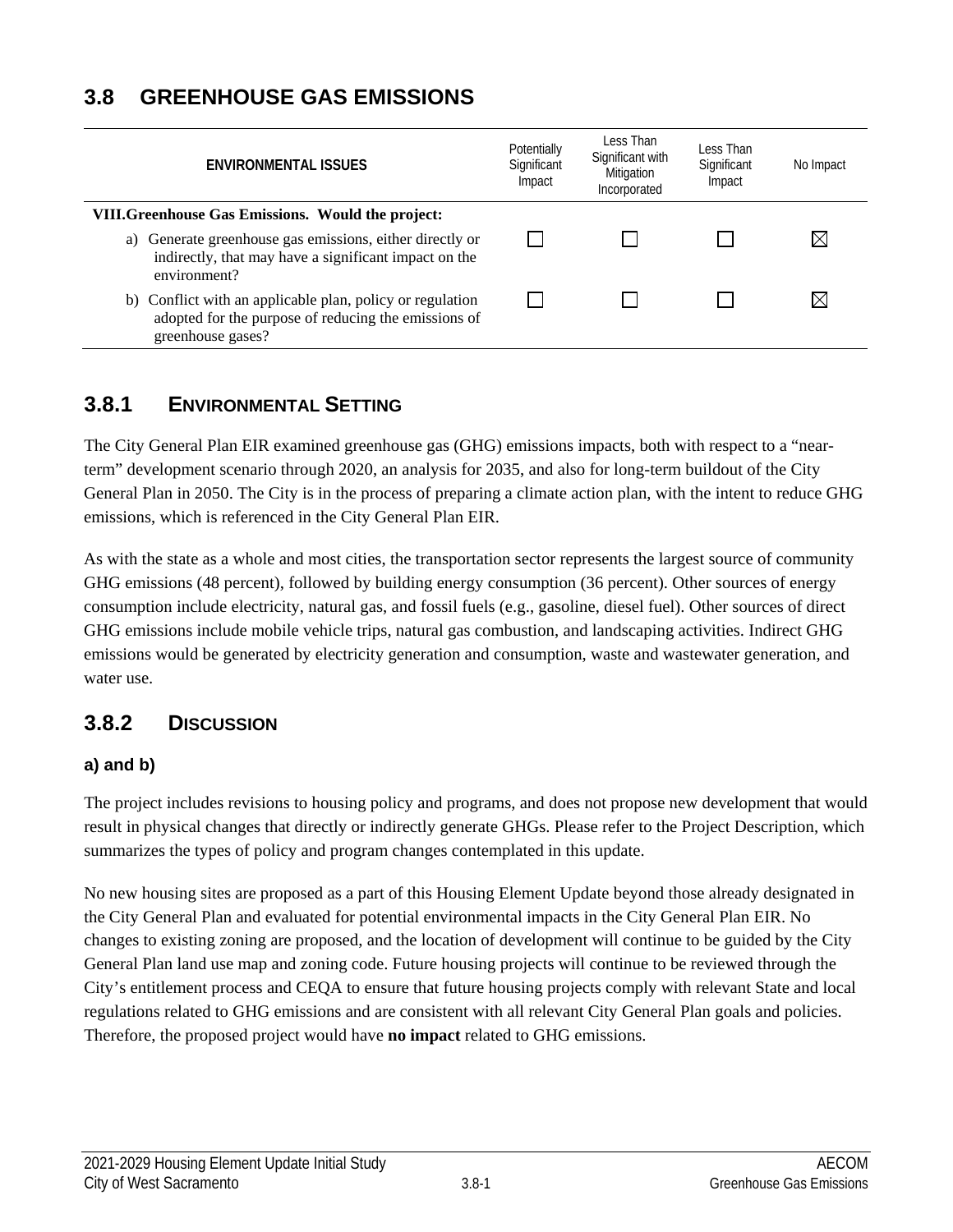# 3.8 GREENHOUSE GAS EMISSIONS

| ENVIRONMENTAL ISSUES | Potentially Significant Impact | Less Than Significant with Mitigation Incorporated | Less Than Significant Impact | No Impact |
|---|---|---|---|---|
| **VIII. Greenhouse Gas Emissions. Would the project:** | | | | |
| a) Generate greenhouse gas emissions, either directly or indirectly, that may have a significant impact on the environment? | ☐ | ☐ | ☐ | ☒ |
| b) Conflict with an applicable plan, policy or regulation adopted for the purpose of reducing the emissions of greenhouse gases? | ☐ | ☐ | ☐ | ☒ |

## 3.8.1 ENVIRONMENTAL SETTING

The City General Plan EIR examined greenhouse gas (GHG) emissions impacts, both with respect to a "near-term" development scenario through 2020, an analysis for 2035, and also for long-term buildout of the City General Plan in 2050. The City is in the process of preparing a climate action plan, with the intent to reduce GHG emissions, which is referenced in the City General Plan EIR.

As with the state as a whole and most cities, the transportation sector represents the largest source of community GHG emissions (48 percent), followed by building energy consumption (36 percent). Other sources of energy consumption include electricity, natural gas, and fossil fuels (e.g., gasoline, diesel fuel). Other sources of direct GHG emissions include mobile vehicle trips, natural gas combustion, and landscaping activities. Indirect GHG emissions would be generated by electricity generation and consumption, waste and wastewater generation, and water use.

## 3.8.2 DISCUSSION

### a) and b)

The project includes revisions to housing policy and programs, and does not propose new development that would result in physical changes that directly or indirectly generate GHGs. Please refer to the Project Description, which summarizes the types of policy and program changes contemplated in this update.

No new housing sites are proposed as a part of this Housing Element Update beyond those already designated in the City General Plan and evaluated for potential environmental impacts in the City General Plan EIR. No changes to existing zoning are proposed, and the location of development will continue to be guided by the City General Plan land use map and zoning code. Future housing projects will continue to be reviewed through the City's entitlement process and CEQA to ensure that future housing projects comply with relevant State and local regulations related to GHG emissions and are consistent with all relevant City General Plan goals and policies. Therefore, the proposed project would have **no impact** related to GHG emissions.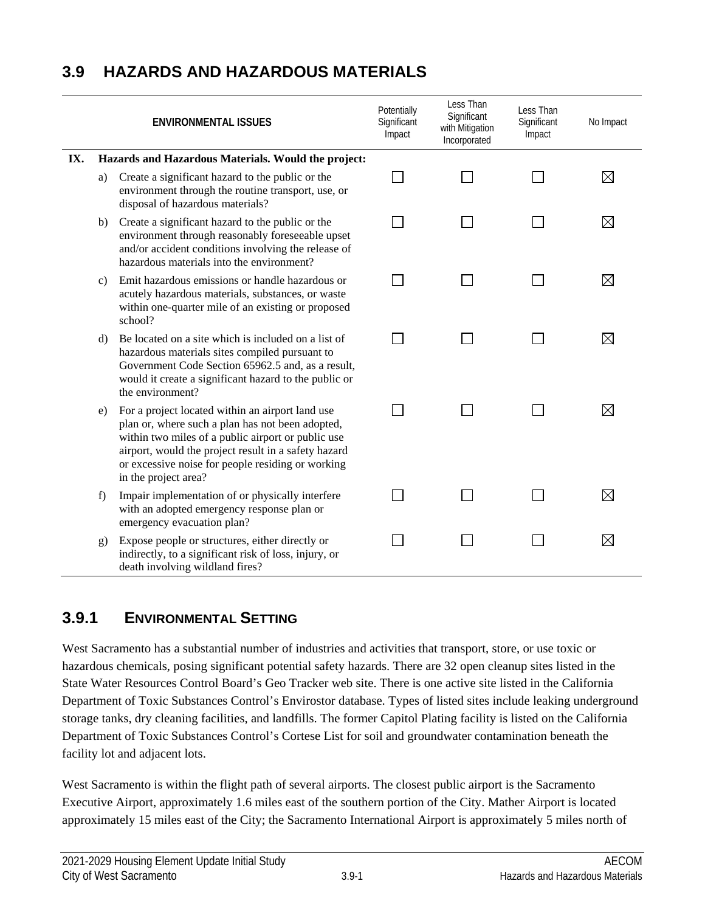## 3.9 HAZARDS AND HAZARDOUS MATERIALS

| | | ENVIRONMENTAL ISSUES | Potentially Significant Impact | Less Than Significant with Mitigation Incorporated | Less Than Significant Impact | No Impact |
|---|---|---|---|---|---|---|
| **IX.** | | **Hazards and Hazardous Materials. Would the project:** | | | | |
| | a) | Create a significant hazard to the public or the environment through the routine transport, use, or disposal of hazardous materials? | ☐ | ☐ | ☐ | ☒ |
| | b) | Create a significant hazard to the public or the environment through reasonably foreseeable upset and/or accident conditions involving the release of hazardous materials into the environment? | ☐ | ☐ | ☐ | ☒ |
| | c) | Emit hazardous emissions or handle hazardous or acutely hazardous materials, substances, or waste within one-quarter mile of an existing or proposed school? | ☐ | ☐ | ☐ | ☒ |
| | d) | Be located on a site which is included on a list of hazardous materials sites compiled pursuant to Government Code Section 65962.5 and, as a result, would it create a significant hazard to the public or the environment? | ☐ | ☐ | ☐ | ☒ |
| | e) | For a project located within an airport land use plan or, where such a plan has not been adopted, within two miles of a public airport or public use airport, would the project result in a safety hazard or excessive noise for people residing or working in the project area? | ☐ | ☐ | ☐ | ☒ |
| | f) | Impair implementation of or physically interfere with an adopted emergency response plan or emergency evacuation plan? | ☐ | ☐ | ☐ | ☒ |
| | g) | Expose people or structures, either directly or indirectly, to a significant risk of loss, injury, or death involving wildland fires? | ☐ | ☐ | ☐ | ☒ |

### 3.9.1 ENVIRONMENTAL SETTING

West Sacramento has a substantial number of industries and activities that transport, store, or use toxic or hazardous chemicals, posing significant potential safety hazards. There are 32 open cleanup sites listed in the State Water Resources Control Board's Geo Tracker web site. There is one active site listed in the California Department of Toxic Substances Control's Envirostor database. Types of listed sites include leaking underground storage tanks, dry cleaning facilities, and landfills. The former Capitol Plating facility is listed on the California Department of Toxic Substances Control's Cortese List for soil and groundwater contamination beneath the facility lot and adjacent lots.

West Sacramento is within the flight path of several airports. The closest public airport is the Sacramento Executive Airport, approximately 1.6 miles east of the southern portion of the City. Mather Airport is located approximately 15 miles east of the City; the Sacramento International Airport is approximately 5 miles north of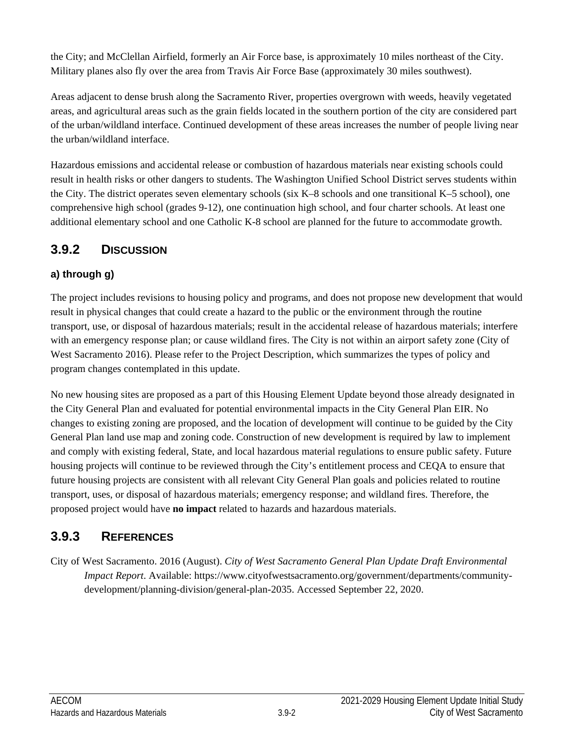the City; and McClellan Airfield, formerly an Air Force base, is approximately 10 miles northeast of the City. Military planes also fly over the area from Travis Air Force Base (approximately 30 miles southwest).

Areas adjacent to dense brush along the Sacramento River, properties overgrown with weeds, heavily vegetated areas, and agricultural areas such as the grain fields located in the southern portion of the city are considered part of the urban/wildland interface. Continued development of these areas increases the number of people living near the urban/wildland interface.

Hazardous emissions and accidental release or combustion of hazardous materials near existing schools could result in health risks or other dangers to students. The Washington Unified School District serves students within the City. The district operates seven elementary schools (six K–8 schools and one transitional K–5 school), one comprehensive high school (grades 9-12), one continuation high school, and four charter schools. At least one additional elementary school and one Catholic K-8 school are planned for the future to accommodate growth.

## 3.9.2 DISCUSSION

### a) through g)

The project includes revisions to housing policy and programs, and does not propose new development that would result in physical changes that could create a hazard to the public or the environment through the routine transport, use, or disposal of hazardous materials; result in the accidental release of hazardous materials; interfere with an emergency response plan; or cause wildland fires. The City is not within an airport safety zone (City of West Sacramento 2016). Please refer to the Project Description, which summarizes the types of policy and program changes contemplated in this update.

No new housing sites are proposed as a part of this Housing Element Update beyond those already designated in the City General Plan and evaluated for potential environmental impacts in the City General Plan EIR. No changes to existing zoning are proposed, and the location of development will continue to be guided by the City General Plan land use map and zoning code. Construction of new development is required by law to implement and comply with existing federal, State, and local hazardous material regulations to ensure public safety. Future housing projects will continue to be reviewed through the City's entitlement process and CEQA to ensure that future housing projects are consistent with all relevant City General Plan goals and policies related to routine transport, uses, or disposal of hazardous materials; emergency response; and wildland fires. Therefore, the proposed project would have **no impact** related to hazards and hazardous materials.

## 3.9.3 REFERENCES

City of West Sacramento. 2016 (August). *City of West Sacramento General Plan Update Draft Environmental Impact Report*. Available: https://www.cityofwestsacramento.org/government/departments/community-development/planning-division/general-plan-2035. Accessed September 22, 2020.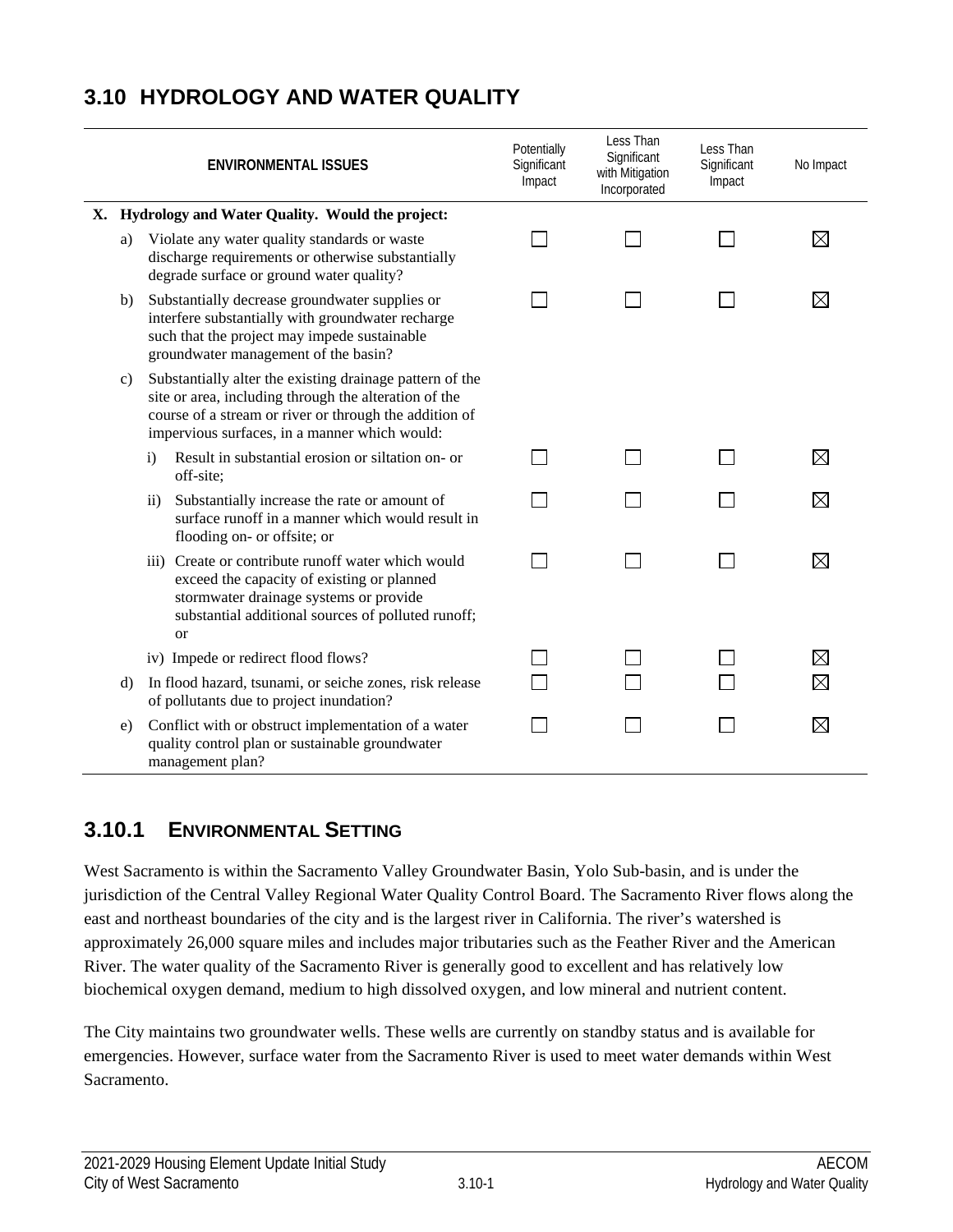# 3.10 HYDROLOGY AND WATER QUALITY

| ENVIRONMENTAL ISSUES | Potentially Significant Impact | Less Than Significant with Mitigation Incorporated | Less Than Significant Impact | No Impact |
|---|---|---|---|---|
| **X. Hydrology and Water Quality. Would the project:** | | | | |
| a) Violate any water quality standards or waste discharge requirements or otherwise substantially degrade surface or ground water quality? | ☐ | ☐ | ☐ | ☒ |
| b) Substantially decrease groundwater supplies or interfere substantially with groundwater recharge such that the project may impede sustainable groundwater management of the basin? | ☐ | ☐ | ☐ | ☒ |
| c) Substantially alter the existing drainage pattern of the site or area, including through the alteration of the course of a stream or river or through the addition of impervious surfaces, in a manner which would: | | | | |
| i) Result in substantial erosion or siltation on- or off-site; | ☐ | ☐ | ☐ | ☒ |
| ii) Substantially increase the rate or amount of surface runoff in a manner which would result in flooding on- or offsite; or | ☐ | ☐ | ☐ | ☒ |
| iii) Create or contribute runoff water which would exceed the capacity of existing or planned stormwater drainage systems or provide substantial additional sources of polluted runoff; or | ☐ | ☐ | ☐ | ☒ |
| iv) Impede or redirect flood flows? | ☐ | ☐ | ☐ | ☒ |
| d) In flood hazard, tsunami, or seiche zones, risk release of pollutants due to project inundation? | ☐ | ☐ | ☐ | ☒ |
| e) Conflict with or obstruct implementation of a water quality control plan or sustainable groundwater management plan? | ☐ | ☐ | ☐ | ☒ |

## 3.10.1 ENVIRONMENTAL SETTING

West Sacramento is within the Sacramento Valley Groundwater Basin, Yolo Sub-basin, and is under the jurisdiction of the Central Valley Regional Water Quality Control Board. The Sacramento River flows along the east and northeast boundaries of the city and is the largest river in California. The river's watershed is approximately 26,000 square miles and includes major tributaries such as the Feather River and the American River. The water quality of the Sacramento River is generally good to excellent and has relatively low biochemical oxygen demand, medium to high dissolved oxygen, and low mineral and nutrient content.

The City maintains two groundwater wells. These wells are currently on standby status and is available for emergencies. However, surface water from the Sacramento River is used to meet water demands within West Sacramento.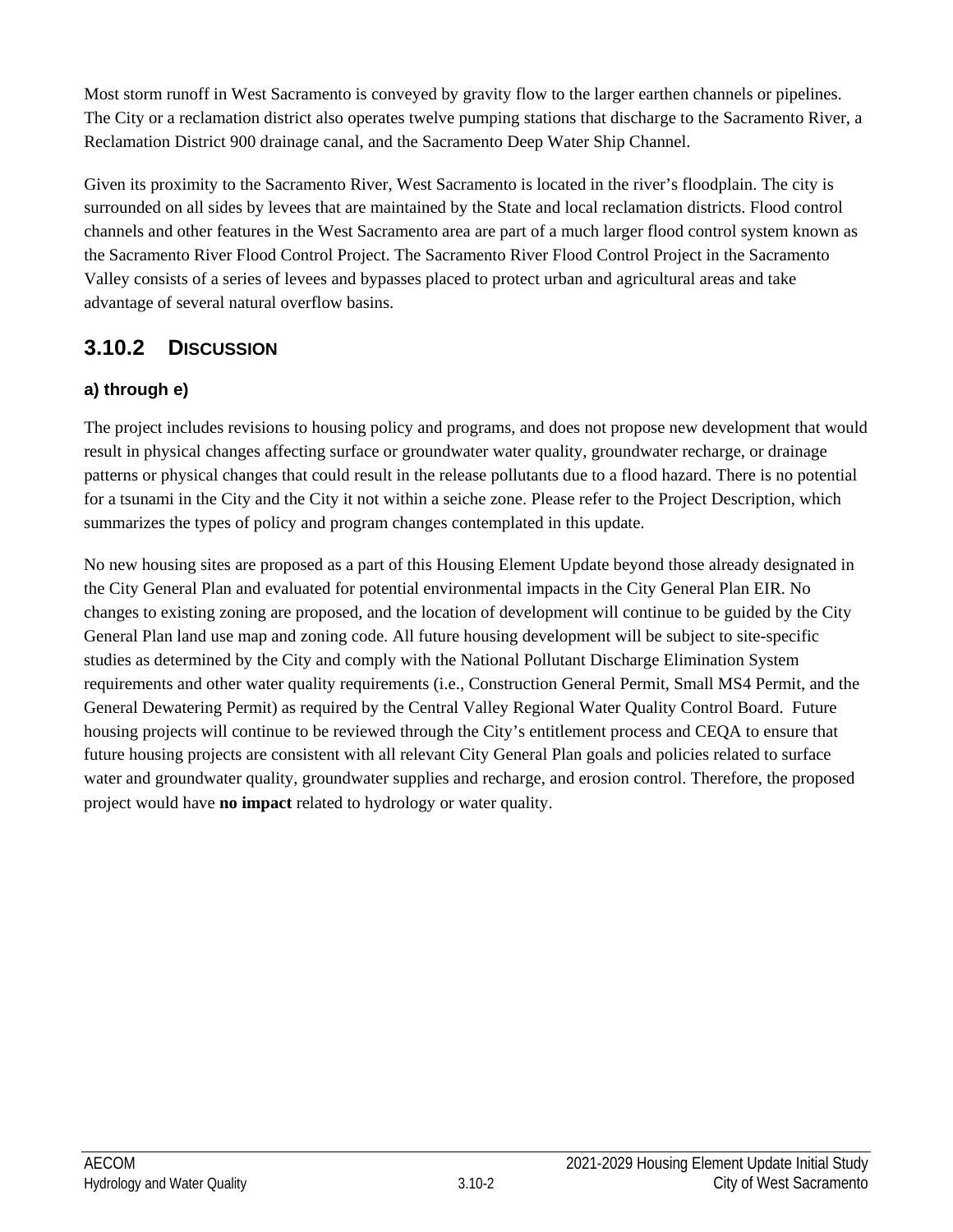Most storm runoff in West Sacramento is conveyed by gravity flow to the larger earthen channels or pipelines. The City or a reclamation district also operates twelve pumping stations that discharge to the Sacramento River, a Reclamation District 900 drainage canal, and the Sacramento Deep Water Ship Channel.

Given its proximity to the Sacramento River, West Sacramento is located in the river's floodplain. The city is surrounded on all sides by levees that are maintained by the State and local reclamation districts. Flood control channels and other features in the West Sacramento area are part of a much larger flood control system known as the Sacramento River Flood Control Project. The Sacramento River Flood Control Project in the Sacramento Valley consists of a series of levees and bypasses placed to protect urban and agricultural areas and take advantage of several natural overflow basins.

## 3.10.2 DISCUSSION

### a) through e)

The project includes revisions to housing policy and programs, and does not propose new development that would result in physical changes affecting surface or groundwater water quality, groundwater recharge, or drainage patterns or physical changes that could result in the release pollutants due to a flood hazard. There is no potential for a tsunami in the City and the City it not within a seiche zone. Please refer to the Project Description, which summarizes the types of policy and program changes contemplated in this update.

No new housing sites are proposed as a part of this Housing Element Update beyond those already designated in the City General Plan and evaluated for potential environmental impacts in the City General Plan EIR. No changes to existing zoning are proposed, and the location of development will continue to be guided by the City General Plan land use map and zoning code. All future housing development will be subject to site-specific studies as determined by the City and comply with the National Pollutant Discharge Elimination System requirements and other water quality requirements (i.e., Construction General Permit, Small MS4 Permit, and the General Dewatering Permit) as required by the Central Valley Regional Water Quality Control Board. Future housing projects will continue to be reviewed through the City's entitlement process and CEQA to ensure that future housing projects are consistent with all relevant City General Plan goals and policies related to surface water and groundwater quality, groundwater supplies and recharge, and erosion control. Therefore, the proposed project would have **no impact** related to hydrology or water quality.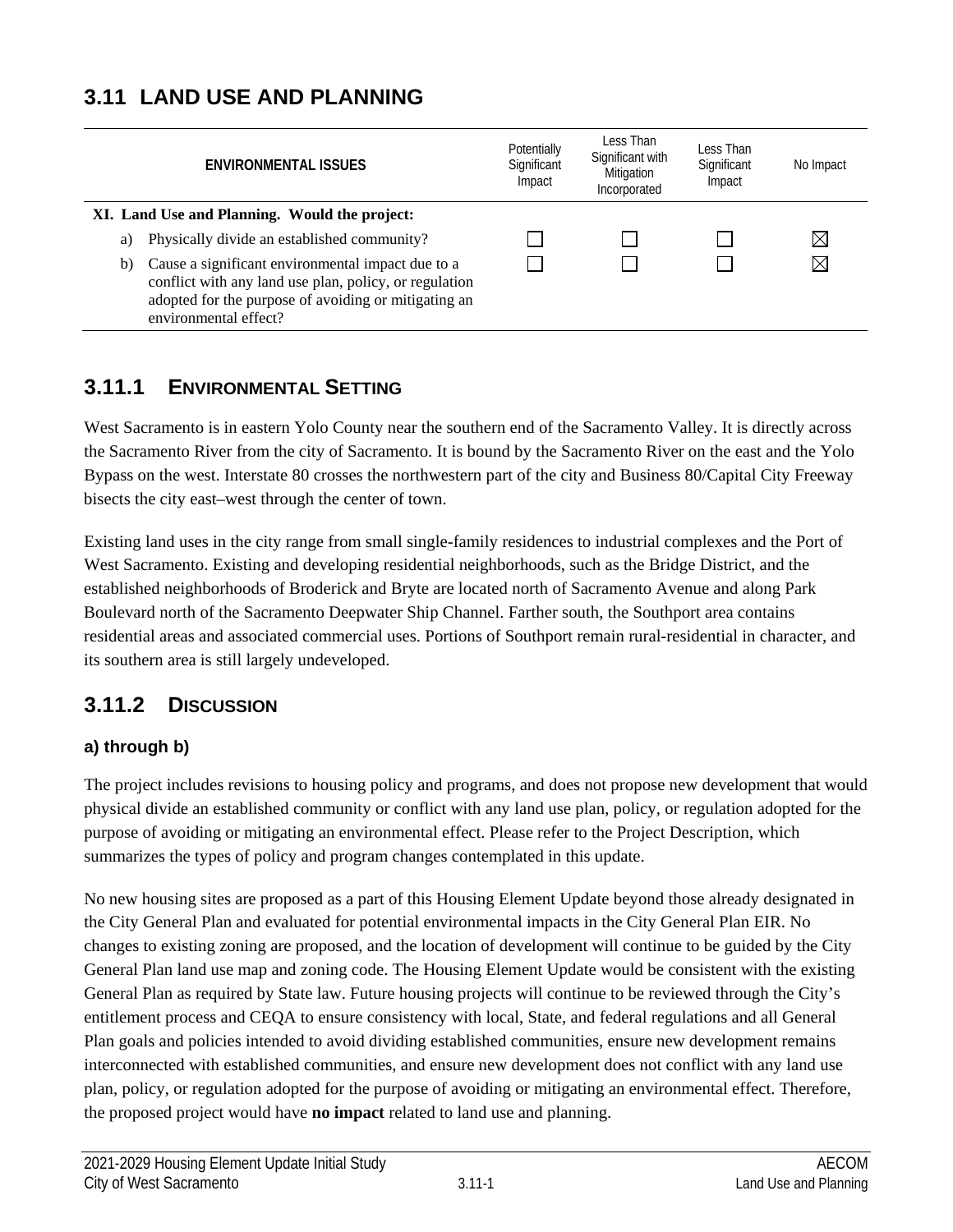# 3.11 LAND USE AND PLANNING

| ENVIRONMENTAL ISSUES | Potentially Significant Impact | Less Than Significant with Mitigation Incorporated | Less Than Significant Impact | No Impact |
|---|---|---|---|---|
| **XI. Land Use and Planning. Would the project:** | | | | |
| a) Physically divide an established community? | ☐ | ☐ | ☐ | ☒ |
| b) Cause a significant environmental impact due to a conflict with any land use plan, policy, or regulation adopted for the purpose of avoiding or mitigating an environmental effect? | ☐ | ☐ | ☐ | ☒ |

## 3.11.1 ENVIRONMENTAL SETTING

West Sacramento is in eastern Yolo County near the southern end of the Sacramento Valley. It is directly across the Sacramento River from the city of Sacramento. It is bound by the Sacramento River on the east and the Yolo Bypass on the west. Interstate 80 crosses the northwestern part of the city and Business 80/Capital City Freeway bisects the city east–west through the center of town.

Existing land uses in the city range from small single-family residences to industrial complexes and the Port of West Sacramento. Existing and developing residential neighborhoods, such as the Bridge District, and the established neighborhoods of Broderick and Bryte are located north of Sacramento Avenue and along Park Boulevard north of the Sacramento Deepwater Ship Channel. Farther south, the Southport area contains residential areas and associated commercial uses. Portions of Southport remain rural-residential in character, and its southern area is still largely undeveloped.

## 3.11.2 DISCUSSION

### a) through b)

The project includes revisions to housing policy and programs, and does not propose new development that would physical divide an established community or conflict with any land use plan, policy, or regulation adopted for the purpose of avoiding or mitigating an environmental effect. Please refer to the Project Description, which summarizes the types of policy and program changes contemplated in this update.

No new housing sites are proposed as a part of this Housing Element Update beyond those already designated in the City General Plan and evaluated for potential environmental impacts in the City General Plan EIR. No changes to existing zoning are proposed, and the location of development will continue to be guided by the City General Plan land use map and zoning code. The Housing Element Update would be consistent with the existing General Plan as required by State law. Future housing projects will continue to be reviewed through the City's entitlement process and CEQA to ensure consistency with local, State, and federal regulations and all General Plan goals and policies intended to avoid dividing established communities, ensure new development remains interconnected with established communities, and ensure new development does not conflict with any land use plan, policy, or regulation adopted for the purpose of avoiding or mitigating an environmental effect. Therefore, the proposed project would have **no impact** related to land use and planning.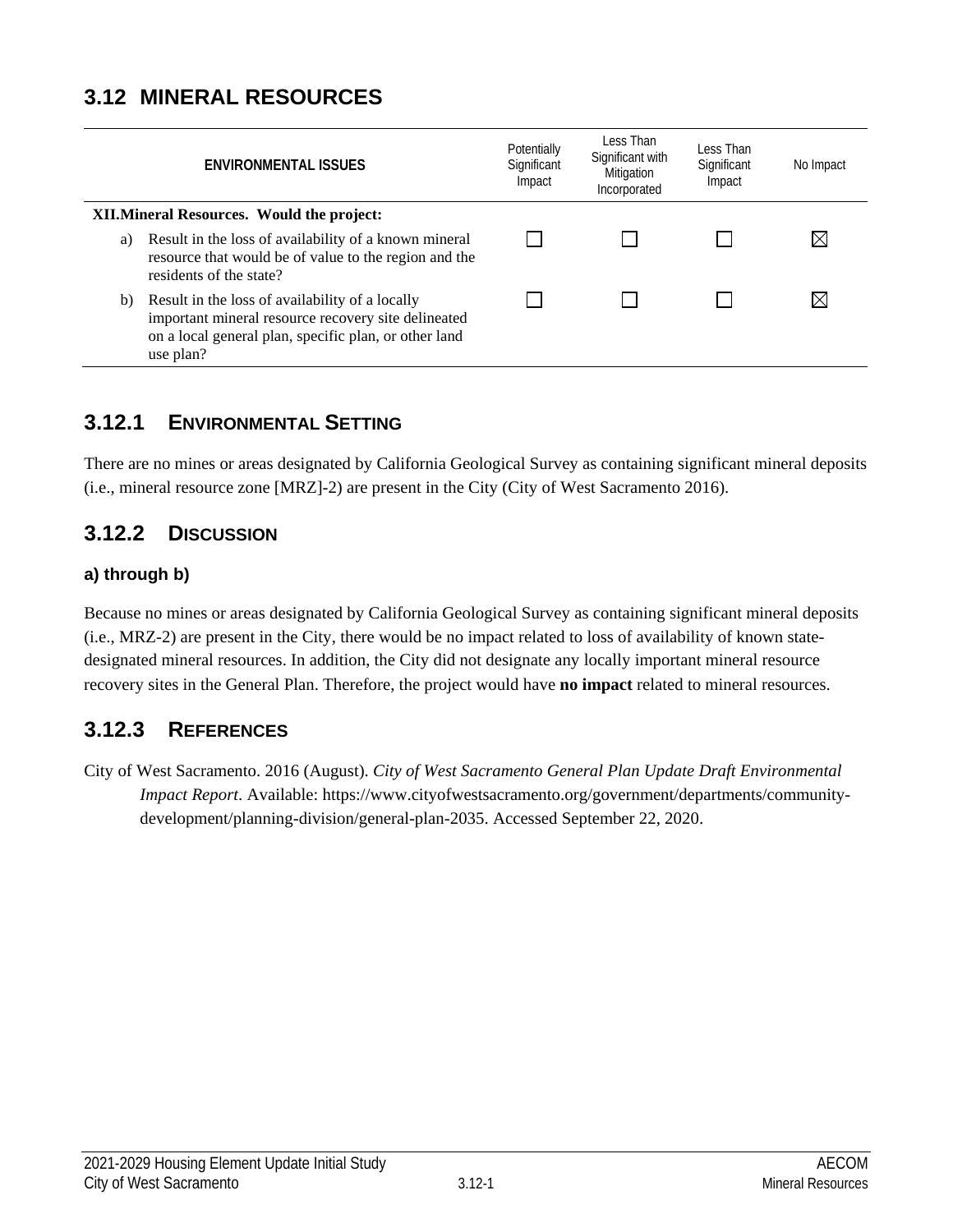# 3.12 MINERAL RESOURCES

| ENVIRONMENTAL ISSUES | Potentially Significant Impact | Less Than Significant with Mitigation Incorporated | Less Than Significant Impact | No Impact |
|---|---|---|---|---|
| **XII. Mineral Resources. Would the project:** | | | | |
| a) Result in the loss of availability of a known mineral resource that would be of value to the region and the residents of the state? | ☐ | ☐ | ☐ | ☒ |
| b) Result in the loss of availability of a locally important mineral resource recovery site delineated on a local general plan, specific plan, or other land use plan? | ☐ | ☐ | ☐ | ☒ |

## 3.12.1 ENVIRONMENTAL SETTING

There are no mines or areas designated by California Geological Survey as containing significant mineral deposits (i.e., mineral resource zone [MRZ]-2) are present in the City (City of West Sacramento 2016).

## 3.12.2 DISCUSSION

### a) through b)

Because no mines or areas designated by California Geological Survey as containing significant mineral deposits (i.e., MRZ-2) are present in the City, there would be no impact related to loss of availability of known state-designated mineral resources. In addition, the City did not designate any locally important mineral resource recovery sites in the General Plan. Therefore, the project would have **no impact** related to mineral resources.

## 3.12.3 REFERENCES

City of West Sacramento. 2016 (August). *City of West Sacramento General Plan Update Draft Environmental Impact Report*. Available: https://www.cityofwestsacramento.org/government/departments/community-development/planning-division/general-plan-2035. Accessed September 22, 2020.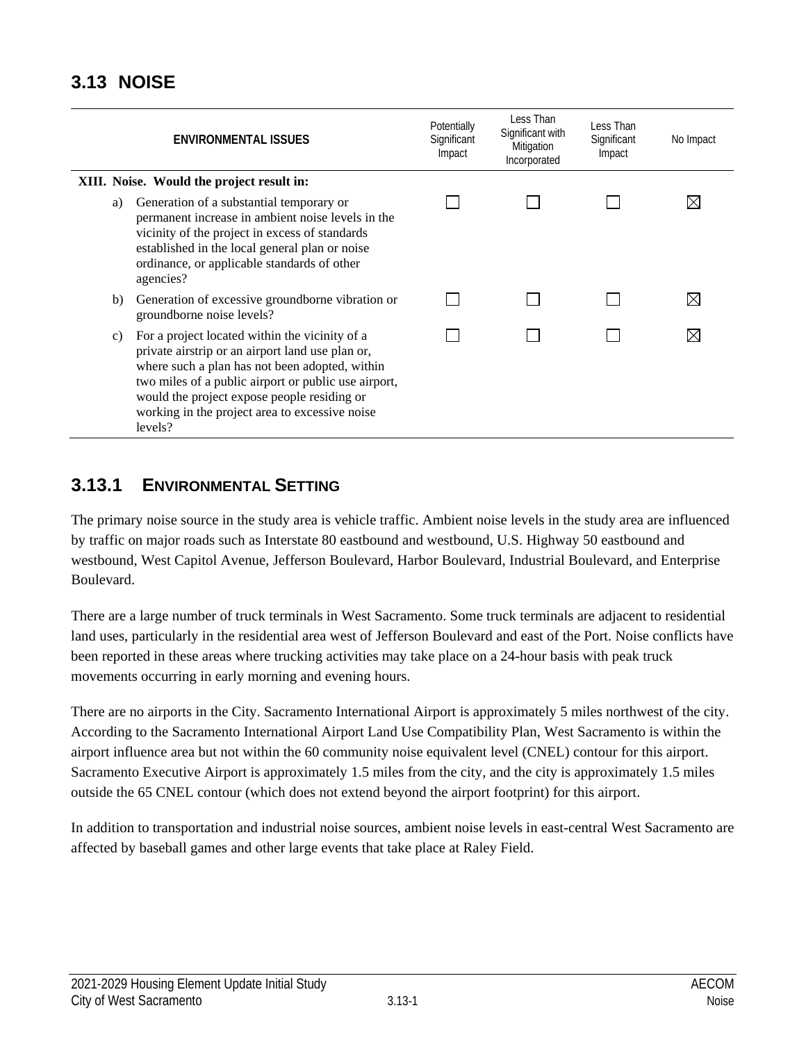## 3.13 NOISE

| ENVIRONMENTAL ISSUES | Potentially Significant Impact | Less Than Significant with Mitigation Incorporated | Less Than Significant Impact | No Impact |
|---|---|---|---|---|
| **XIII. Noise. Would the project result in:** | | | | |
| a) Generation of a substantial temporary or permanent increase in ambient noise levels in the vicinity of the project in excess of standards established in the local general plan or noise ordinance, or applicable standards of other agencies? | ☐ | ☐ | ☐ | ☒ |
| b) Generation of excessive groundborne vibration or groundborne noise levels? | ☐ | ☐ | ☐ | ☒ |
| c) For a project located within the vicinity of a private airstrip or an airport land use plan or, where such a plan has not been adopted, within two miles of a public airport or public use airport, would the project expose people residing or working in the project area to excessive noise levels? | ☐ | ☐ | ☐ | ☒ |

### 3.13.1 ENVIRONMENTAL SETTING

The primary noise source in the study area is vehicle traffic. Ambient noise levels in the study area are influenced by traffic on major roads such as Interstate 80 eastbound and westbound, U.S. Highway 50 eastbound and westbound, West Capitol Avenue, Jefferson Boulevard, Harbor Boulevard, Industrial Boulevard, and Enterprise Boulevard.

There are a large number of truck terminals in West Sacramento. Some truck terminals are adjacent to residential land uses, particularly in the residential area west of Jefferson Boulevard and east of the Port. Noise conflicts have been reported in these areas where trucking activities may take place on a 24-hour basis with peak truck movements occurring in early morning and evening hours.

There are no airports in the City. Sacramento International Airport is approximately 5 miles northwest of the city. According to the Sacramento International Airport Land Use Compatibility Plan, West Sacramento is within the airport influence area but not within the 60 community noise equivalent level (CNEL) contour for this airport. Sacramento Executive Airport is approximately 1.5 miles from the city, and the city is approximately 1.5 miles outside the 65 CNEL contour (which does not extend beyond the airport footprint) for this airport.

In addition to transportation and industrial noise sources, ambient noise levels in east-central West Sacramento are affected by baseball games and other large events that take place at Raley Field.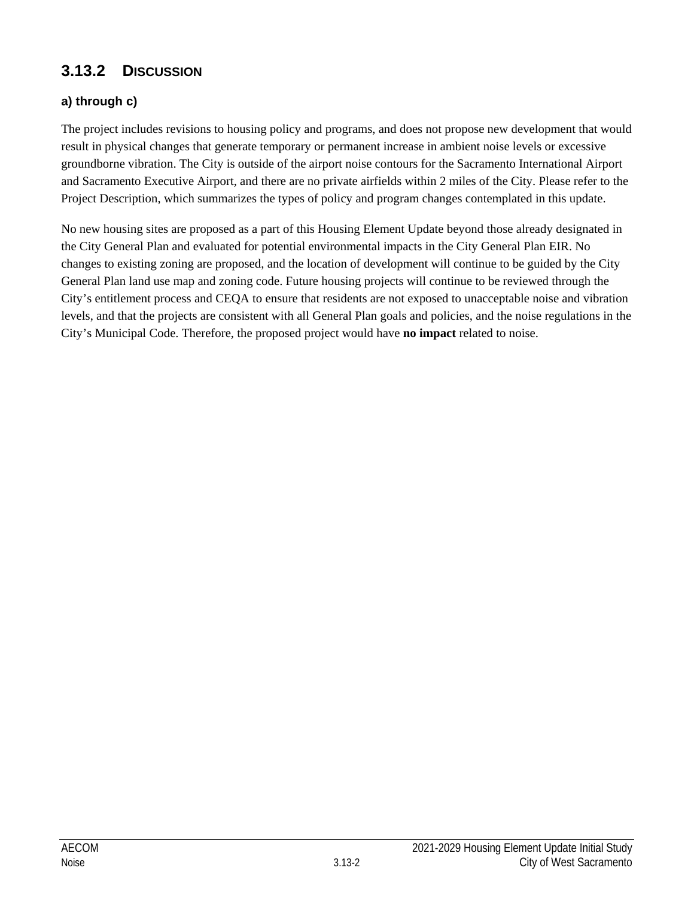### 3.13.2 DISCUSSION

**a) through c)**

The project includes revisions to housing policy and programs, and does not propose new development that would result in physical changes that generate temporary or permanent increase in ambient noise levels or excessive groundborne vibration. The City is outside of the airport noise contours for the Sacramento International Airport and Sacramento Executive Airport, and there are no private airfields within 2 miles of the City. Please refer to the Project Description, which summarizes the types of policy and program changes contemplated in this update.

No new housing sites are proposed as a part of this Housing Element Update beyond those already designated in the City General Plan and evaluated for potential environmental impacts in the City General Plan EIR. No changes to existing zoning are proposed, and the location of development will continue to be guided by the City General Plan land use map and zoning code. Future housing projects will continue to be reviewed through the City's entitlement process and CEQA to ensure that residents are not exposed to unacceptable noise and vibration levels, and that the projects are consistent with all General Plan goals and policies, and the noise regulations in the City's Municipal Code. Therefore, the proposed project would have **no impact** related to noise.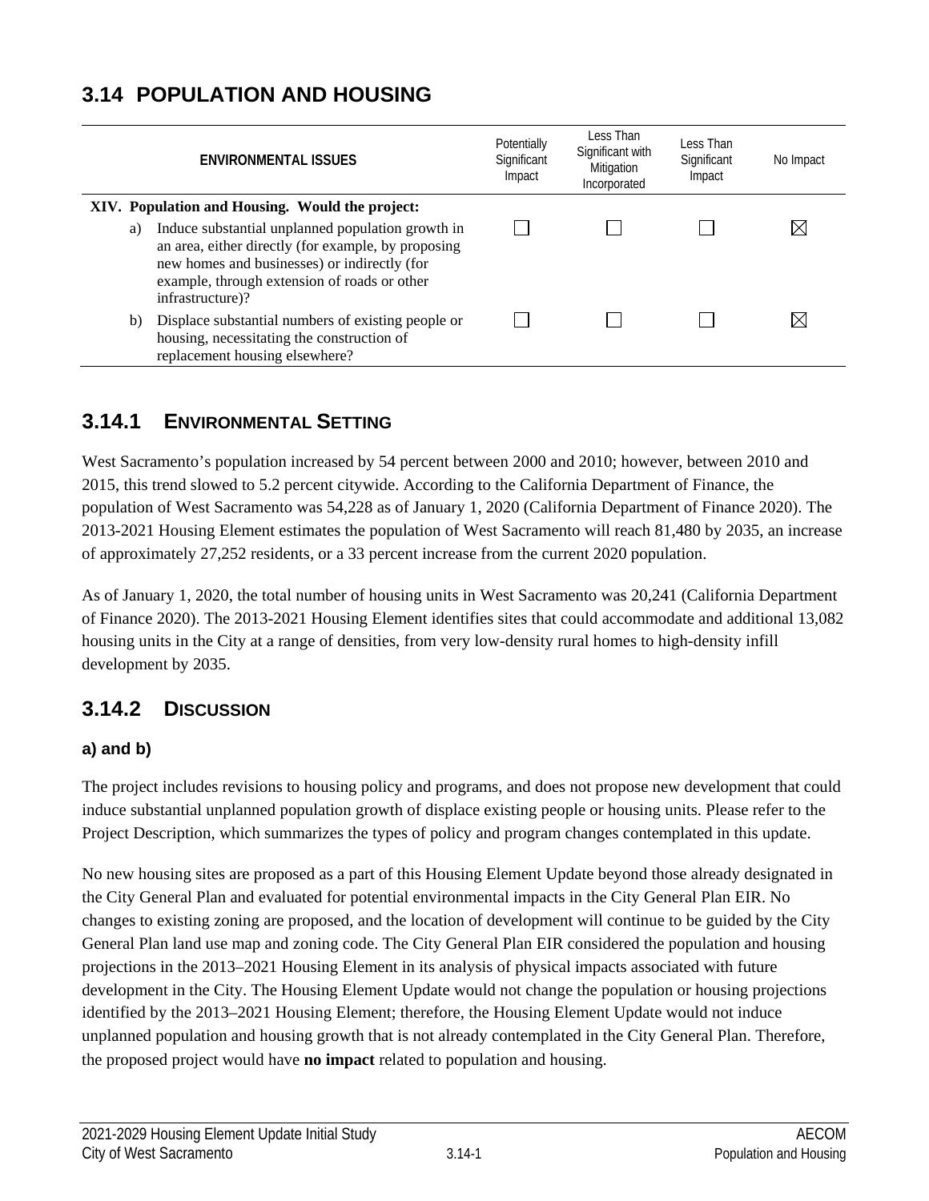# 3.14 POPULATION AND HOUSING

| ENVIRONMENTAL ISSUES | Potentially Significant Impact | Less Than Significant with Mitigation Incorporated | Less Than Significant Impact | No Impact |
|---|---|---|---|---|
| **XIV. Population and Housing. Would the project:** | | | | |
| a) Induce substantial unplanned population growth in an area, either directly (for example, by proposing new homes and businesses) or indirectly (for example, through extension of roads or other infrastructure)? | ☐ | ☐ | ☐ | ☒ |
| b) Displace substantial numbers of existing people or housing, necessitating the construction of replacement housing elsewhere? | ☐ | ☐ | ☐ | ☒ |

## 3.14.1 ENVIRONMENTAL SETTING

West Sacramento's population increased by 54 percent between 2000 and 2010; however, between 2010 and 2015, this trend slowed to 5.2 percent citywide. According to the California Department of Finance, the population of West Sacramento was 54,228 as of January 1, 2020 (California Department of Finance 2020). The 2013-2021 Housing Element estimates the population of West Sacramento will reach 81,480 by 2035, an increase of approximately 27,252 residents, or a 33 percent increase from the current 2020 population.

As of January 1, 2020, the total number of housing units in West Sacramento was 20,241 (California Department of Finance 2020). The 2013-2021 Housing Element identifies sites that could accommodate and additional 13,082 housing units in the City at a range of densities, from very low-density rural homes to high-density infill development by 2035.

## 3.14.2 DISCUSSION

### a) and b)

The project includes revisions to housing policy and programs, and does not propose new development that could induce substantial unplanned population growth of displace existing people or housing units. Please refer to the Project Description, which summarizes the types of policy and program changes contemplated in this update.

No new housing sites are proposed as a part of this Housing Element Update beyond those already designated in the City General Plan and evaluated for potential environmental impacts in the City General Plan EIR. No changes to existing zoning are proposed, and the location of development will continue to be guided by the City General Plan land use map and zoning code. The City General Plan EIR considered the population and housing projections in the 2013–2021 Housing Element in its analysis of physical impacts associated with future development in the City. The Housing Element Update would not change the population or housing projections identified by the 2013–2021 Housing Element; therefore, the Housing Element Update would not induce unplanned population and housing growth that is not already contemplated in the City General Plan. Therefore, the proposed project would have **no impact** related to population and housing.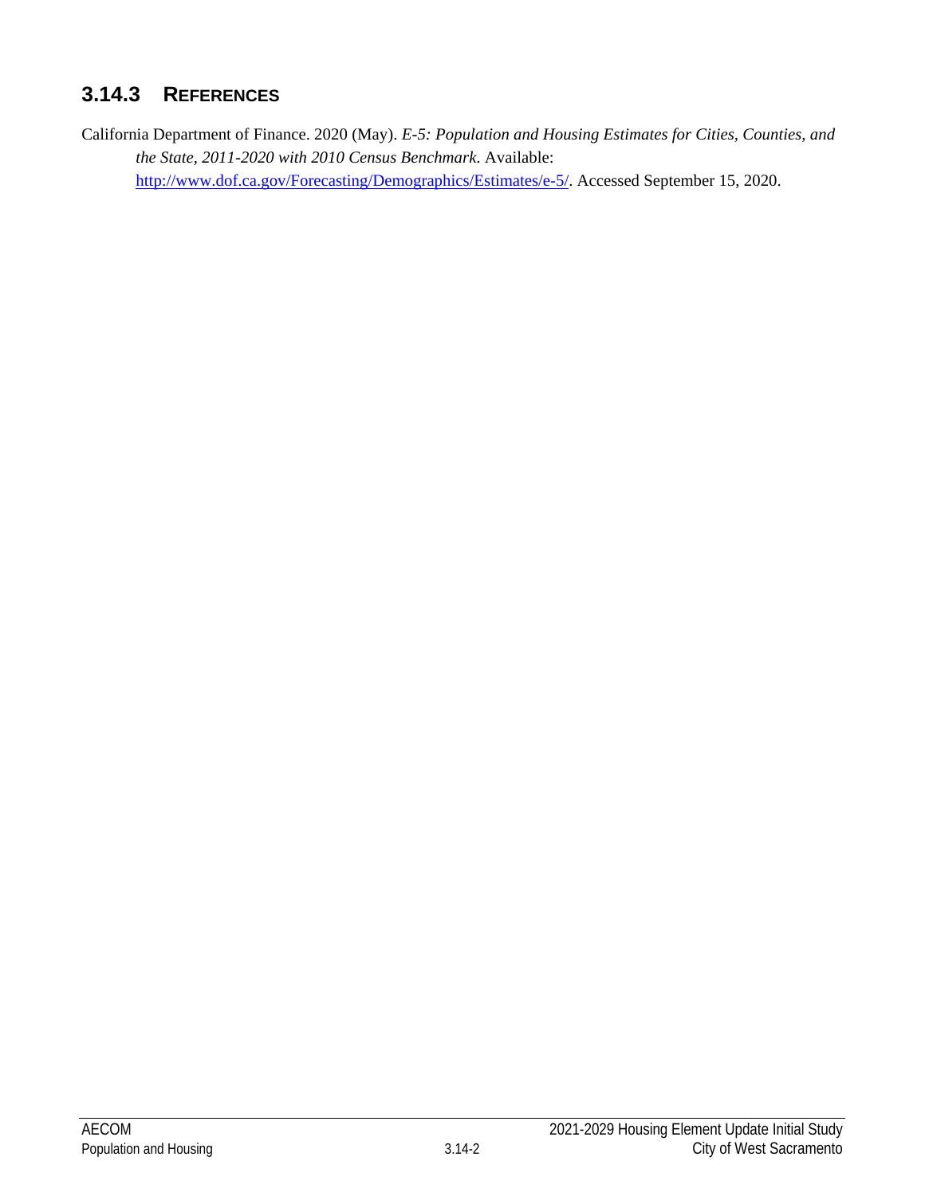### 3.14.3 REFERENCES

California Department of Finance. 2020 (May). *E-5: Population and Housing Estimates for Cities, Counties, and the State, 2011-2020 with 2010 Census Benchmark.* Available: http://www.dof.ca.gov/Forecasting/Demographics/Estimates/e-5/. Accessed September 15, 2020.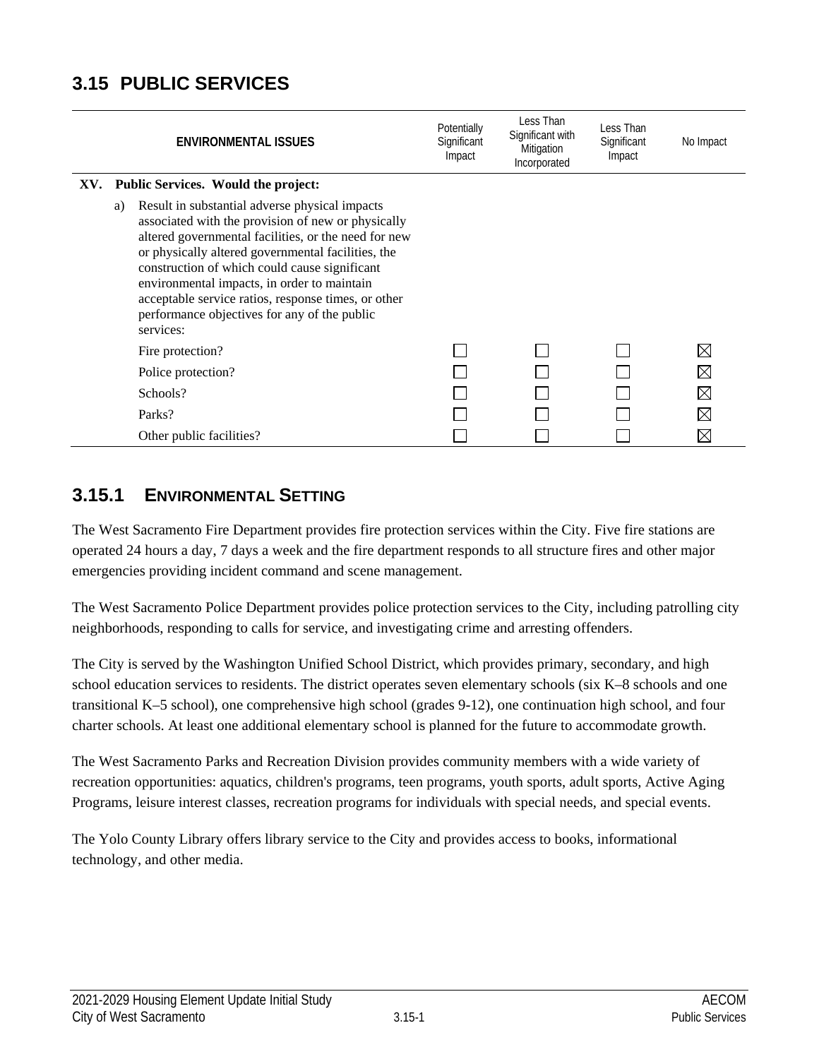# 3.15 PUBLIC SERVICES

| ENVIRONMENTAL ISSUES | Potentially Significant Impact | Less Than Significant with Mitigation Incorporated | Less Than Significant Impact | No Impact |
|---|---|---|---|---|
| **XV. Public Services. Would the project:** | | | | |
| a) Result in substantial adverse physical impacts associated with the provision of new or physically altered governmental facilities, or the need for new or physically altered governmental facilities, the construction of which could cause significant environmental impacts, in order to maintain acceptable service ratios, response times, or other performance objectives for any of the public services: | | | | |
| Fire protection? | ☐ | ☐ | ☐ | ☒ |
| Police protection? | ☐ | ☐ | ☐ | ☒ |
| Schools? | ☐ | ☐ | ☐ | ☒ |
| Parks? | ☐ | ☐ | ☐ | ☒ |
| Other public facilities? | ☐ | ☐ | ☐ | ☒ |

## 3.15.1 ENVIRONMENTAL SETTING

The West Sacramento Fire Department provides fire protection services within the City. Five fire stations are operated 24 hours a day, 7 days a week and the fire department responds to all structure fires and other major emergencies providing incident command and scene management.

The West Sacramento Police Department provides police protection services to the City, including patrolling city neighborhoods, responding to calls for service, and investigating crime and arresting offenders.

The City is served by the Washington Unified School District, which provides primary, secondary, and high school education services to residents. The district operates seven elementary schools (six K–8 schools and one transitional K–5 school), one comprehensive high school (grades 9-12), one continuation high school, and four charter schools. At least one additional elementary school is planned for the future to accommodate growth.

The West Sacramento Parks and Recreation Division provides community members with a wide variety of recreation opportunities: aquatics, children's programs, teen programs, youth sports, adult sports, Active Aging Programs, leisure interest classes, recreation programs for individuals with special needs, and special events.

The Yolo County Library offers library service to the City and provides access to books, informational technology, and other media.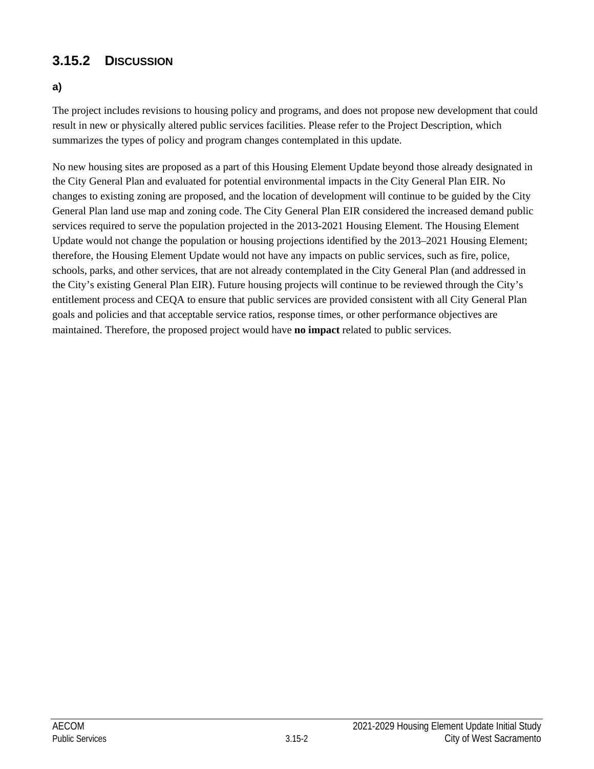## 3.15.2 Discussion

**a)**

The project includes revisions to housing policy and programs, and does not propose new development that could result in new or physically altered public services facilities. Please refer to the Project Description, which summarizes the types of policy and program changes contemplated in this update.

No new housing sites are proposed as a part of this Housing Element Update beyond those already designated in the City General Plan and evaluated for potential environmental impacts in the City General Plan EIR. No changes to existing zoning are proposed, and the location of development will continue to be guided by the City General Plan land use map and zoning code. The City General Plan EIR considered the increased demand public services required to serve the population projected in the 2013-2021 Housing Element. The Housing Element Update would not change the population or housing projections identified by the 2013–2021 Housing Element; therefore, the Housing Element Update would not have any impacts on public services, such as fire, police, schools, parks, and other services, that are not already contemplated in the City General Plan (and addressed in the City's existing General Plan EIR). Future housing projects will continue to be reviewed through the City's entitlement process and CEQA to ensure that public services are provided consistent with all City General Plan goals and policies and that acceptable service ratios, response times, or other performance objectives are maintained. Therefore, the proposed project would have **no impact** related to public services.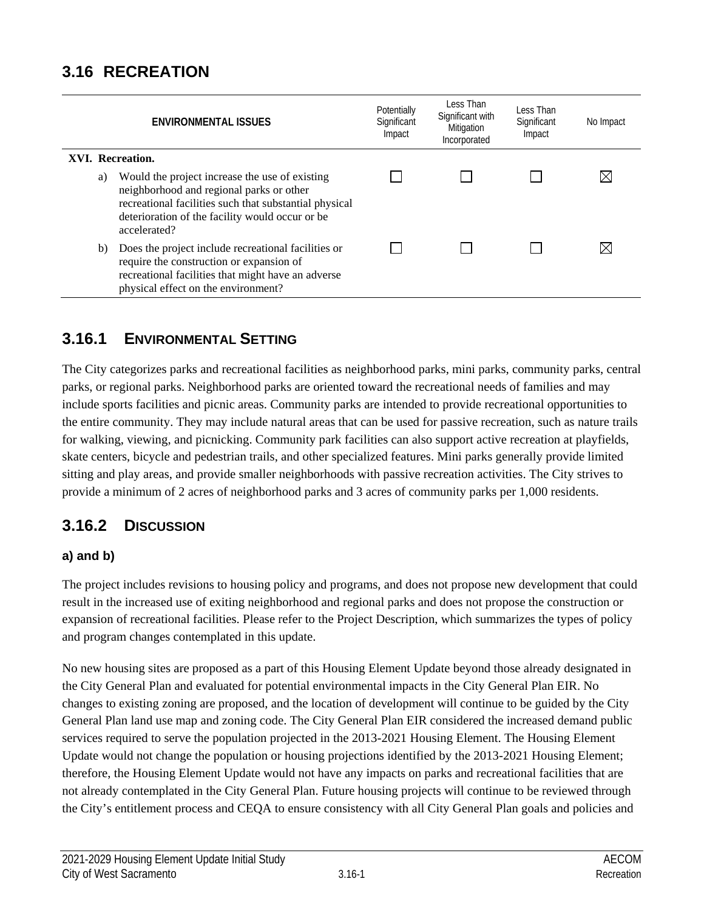# 3.16 RECREATION

| ENVIRONMENTAL ISSUES | Potentially Significant Impact | Less Than Significant with Mitigation Incorporated | Less Than Significant Impact | No Impact |
|---|---|---|---|---|
| **XVI. Recreation.** | | | | |
| a) Would the project increase the use of existing neighborhood and regional parks or other recreational facilities such that substantial physical deterioration of the facility would occur or be accelerated? | ☐ | ☐ | ☐ | ☒ |
| b) Does the project include recreational facilities or require the construction or expansion of recreational facilities that might have an adverse physical effect on the environment? | ☐ | ☐ | ☐ | ☒ |

## 3.16.1 ENVIRONMENTAL SETTING

The City categorizes parks and recreational facilities as neighborhood parks, mini parks, community parks, central parks, or regional parks. Neighborhood parks are oriented toward the recreational needs of families and may include sports facilities and picnic areas. Community parks are intended to provide recreational opportunities to the entire community. They may include natural areas that can be used for passive recreation, such as nature trails for walking, viewing, and picnicking. Community park facilities can also support active recreation at playfields, skate centers, bicycle and pedestrian trails, and other specialized features. Mini parks generally provide limited sitting and play areas, and provide smaller neighborhoods with passive recreation activities. The City strives to provide a minimum of 2 acres of neighborhood parks and 3 acres of community parks per 1,000 residents.

## 3.16.2 DISCUSSION

### a) and b)

The project includes revisions to housing policy and programs, and does not propose new development that could result in the increased use of exiting neighborhood and regional parks and does not propose the construction or expansion of recreational facilities. Please refer to the Project Description, which summarizes the types of policy and program changes contemplated in this update.

No new housing sites are proposed as a part of this Housing Element Update beyond those already designated in the City General Plan and evaluated for potential environmental impacts in the City General Plan EIR. No changes to existing zoning are proposed, and the location of development will continue to be guided by the City General Plan land use map and zoning code. The City General Plan EIR considered the increased demand public services required to serve the population projected in the 2013-2021 Housing Element. The Housing Element Update would not change the population or housing projections identified by the 2013-2021 Housing Element; therefore, the Housing Element Update would not have any impacts on parks and recreational facilities that are not already contemplated in the City General Plan. Future housing projects will continue to be reviewed through the City's entitlement process and CEQA to ensure consistency with all City General Plan goals and policies and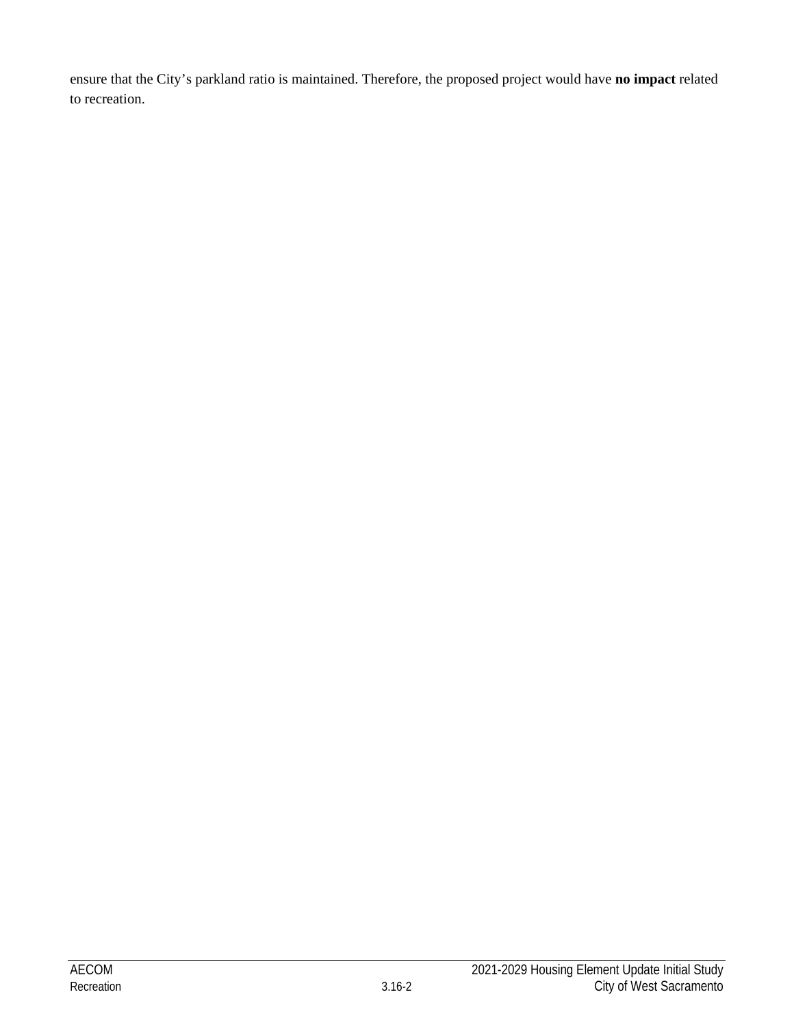ensure that the City's parkland ratio is maintained. Therefore, the proposed project would have **no impact** related to recreation.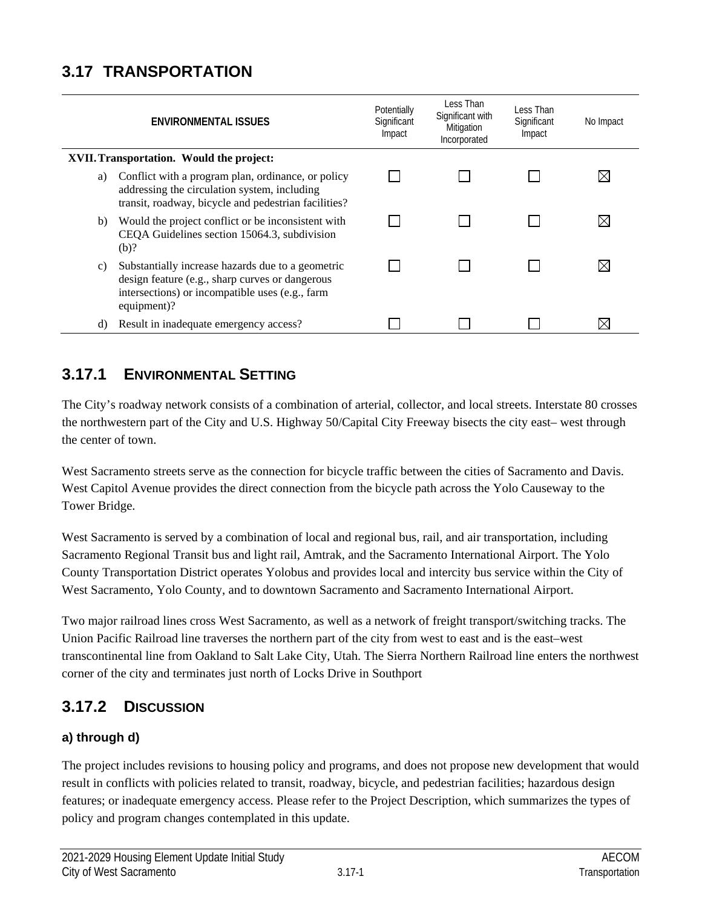# 3.17 TRANSPORTATION

| ENVIRONMENTAL ISSUES | Potentially Significant Impact | Less Than Significant with Mitigation Incorporated | Less Than Significant Impact | No Impact |
|---|---|---|---|---|
| **XVII. Transportation. Would the project:** | | | | |
| a) Conflict with a program plan, ordinance, or policy addressing the circulation system, including transit, roadway, bicycle and pedestrian facilities? | ☐ | ☐ | ☐ | ☒ |
| b) Would the project conflict or be inconsistent with CEQA Guidelines section 15064.3, subdivision (b)? | ☐ | ☐ | ☐ | ☒ |
| c) Substantially increase hazards due to a geometric design feature (e.g., sharp curves or dangerous intersections) or incompatible uses (e.g., farm equipment)? | ☐ | ☐ | ☐ | ☒ |
| d) Result in inadequate emergency access? | ☐ | ☐ | ☐ | ☒ |

## 3.17.1 ENVIRONMENTAL SETTING

The City's roadway network consists of a combination of arterial, collector, and local streets. Interstate 80 crosses the northwestern part of the City and U.S. Highway 50/Capital City Freeway bisects the city east– west through the center of town.

West Sacramento streets serve as the connection for bicycle traffic between the cities of Sacramento and Davis. West Capitol Avenue provides the direct connection from the bicycle path across the Yolo Causeway to the Tower Bridge.

West Sacramento is served by a combination of local and regional bus, rail, and air transportation, including Sacramento Regional Transit bus and light rail, Amtrak, and the Sacramento International Airport. The Yolo County Transportation District operates Yolobus and provides local and intercity bus service within the City of West Sacramento, Yolo County, and to downtown Sacramento and Sacramento International Airport.

Two major railroad lines cross West Sacramento, as well as a network of freight transport/switching tracks. The Union Pacific Railroad line traverses the northern part of the city from west to east and is the east–west transcontinental line from Oakland to Salt Lake City, Utah. The Sierra Northern Railroad line enters the northwest corner of the city and terminates just north of Locks Drive in Southport

## 3.17.2 DISCUSSION

### a) through d)

The project includes revisions to housing policy and programs, and does not propose new development that would result in conflicts with policies related to transit, roadway, bicycle, and pedestrian facilities; hazardous design features; or inadequate emergency access. Please refer to the Project Description, which summarizes the types of policy and program changes contemplated in this update.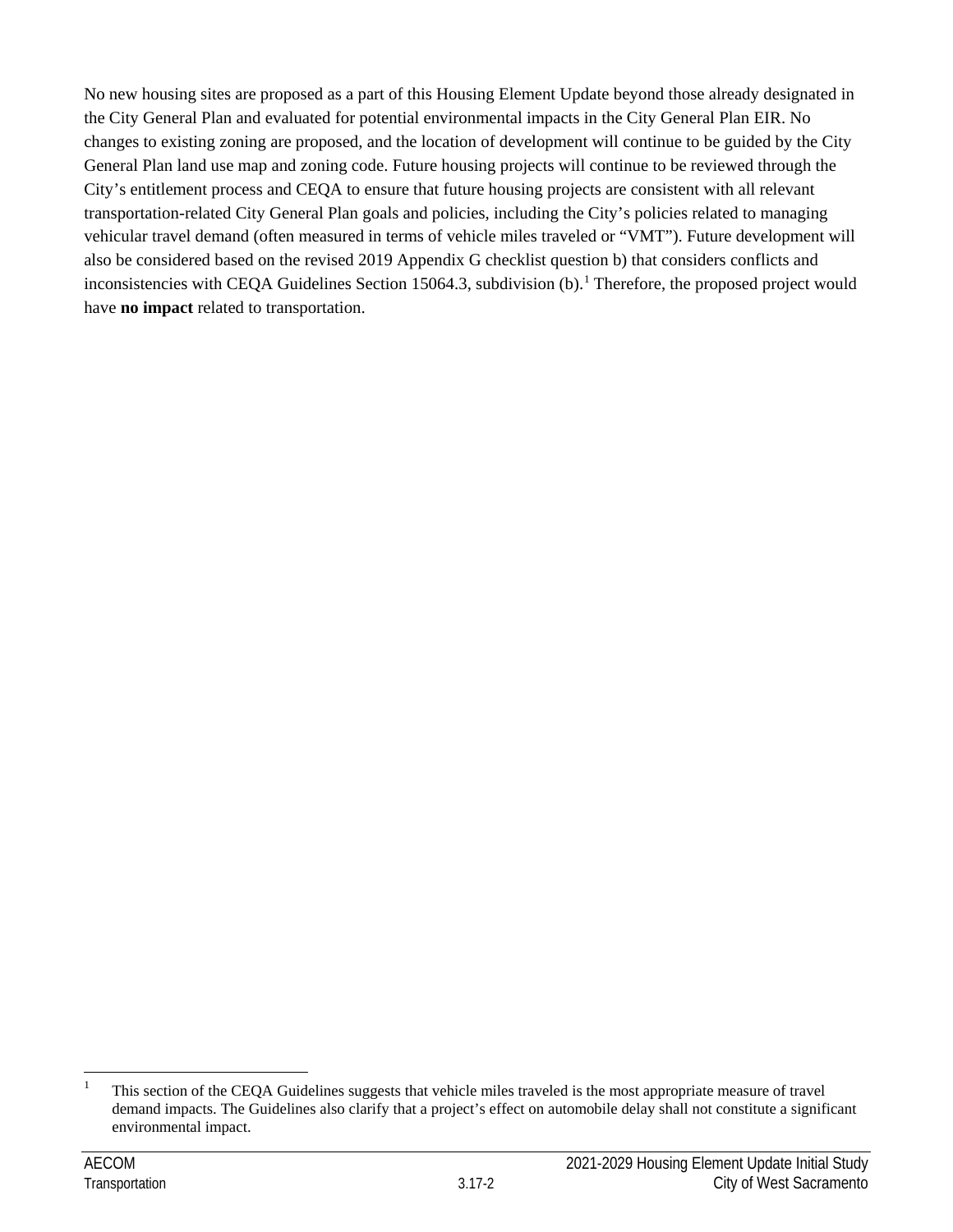No new housing sites are proposed as a part of this Housing Element Update beyond those already designated in the City General Plan and evaluated for potential environmental impacts in the City General Plan EIR. No changes to existing zoning are proposed, and the location of development will continue to be guided by the City General Plan land use map and zoning code. Future housing projects will continue to be reviewed through the City's entitlement process and CEQA to ensure that future housing projects are consistent with all relevant transportation-related City General Plan goals and policies, including the City's policies related to managing vehicular travel demand (often measured in terms of vehicle miles traveled or "VMT"). Future development will also be considered based on the revised 2019 Appendix G checklist question b) that considers conflicts and inconsistencies with CEQA Guidelines Section 15064.3, subdivision (b).[1] Therefore, the proposed project would have **no impact** related to transportation.

---

[1] This section of the CEQA Guidelines suggests that vehicle miles traveled is the most appropriate measure of travel demand impacts. The Guidelines also clarify that a project's effect on automobile delay shall not constitute a significant environmental impact.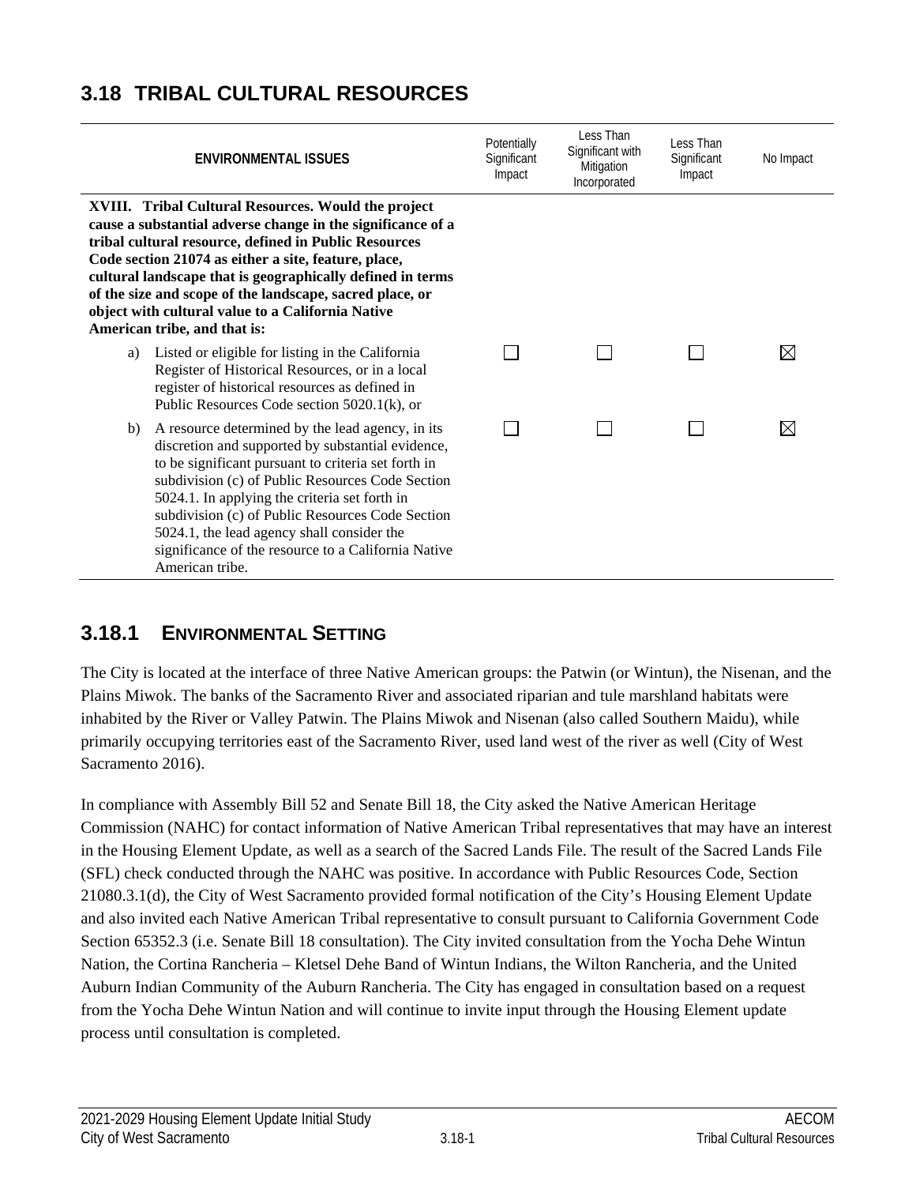## 3.18 TRIBAL CULTURAL RESOURCES

| ENVIRONMENTAL ISSUES | Potentially Significant Impact | Less Than Significant with Mitigation Incorporated | Less Than Significant Impact | No Impact |
|---|---|---|---|---|
| **XVIII. Tribal Cultural Resources. Would the project cause a substantial adverse change in the significance of a tribal cultural resource, defined in Public Resources Code section 21074 as either a site, feature, place, cultural landscape that is geographically defined in terms of the size and scope of the landscape, sacred place, or object with cultural value to a California Native American tribe, and that is:** | | | | |
| a) Listed or eligible for listing in the California Register of Historical Resources, or in a local register of historical resources as defined in Public Resources Code section 5020.1(k), or | ☐ | ☐ | ☐ | ☒ |
| b) A resource determined by the lead agency, in its discretion and supported by substantial evidence, to be significant pursuant to criteria set forth in subdivision (c) of Public Resources Code Section 5024.1. In applying the criteria set forth in subdivision (c) of Public Resources Code Section 5024.1, the lead agency shall consider the significance of the resource to a California Native American tribe. | ☐ | ☐ | ☐ | ☒ |

### 3.18.1 ENVIRONMENTAL SETTING

The City is located at the interface of three Native American groups: the Patwin (or Wintun), the Nisenan, and the Plains Miwok. The banks of the Sacramento River and associated riparian and tule marshland habitats were inhabited by the River or Valley Patwin. The Plains Miwok and Nisenan (also called Southern Maidu), while primarily occupying territories east of the Sacramento River, used land west of the river as well (City of West Sacramento 2016).

In compliance with Assembly Bill 52 and Senate Bill 18, the City asked the Native American Heritage Commission (NAHC) for contact information of Native American Tribal representatives that may have an interest in the Housing Element Update, as well as a search of the Sacred Lands File. The result of the Sacred Lands File (SFL) check conducted through the NAHC was positive. In accordance with Public Resources Code, Section 21080.3.1(d), the City of West Sacramento provided formal notification of the City's Housing Element Update and also invited each Native American Tribal representative to consult pursuant to California Government Code Section 65352.3 (i.e. Senate Bill 18 consultation). The City invited consultation from the Yocha Dehe Wintun Nation, the Cortina Rancheria – Kletsel Dehe Band of Wintun Indians, the Wilton Rancheria, and the United Auburn Indian Community of the Auburn Rancheria. The City has engaged in consultation based on a request from the Yocha Dehe Wintun Nation and will continue to invite input through the Housing Element update process until consultation is completed.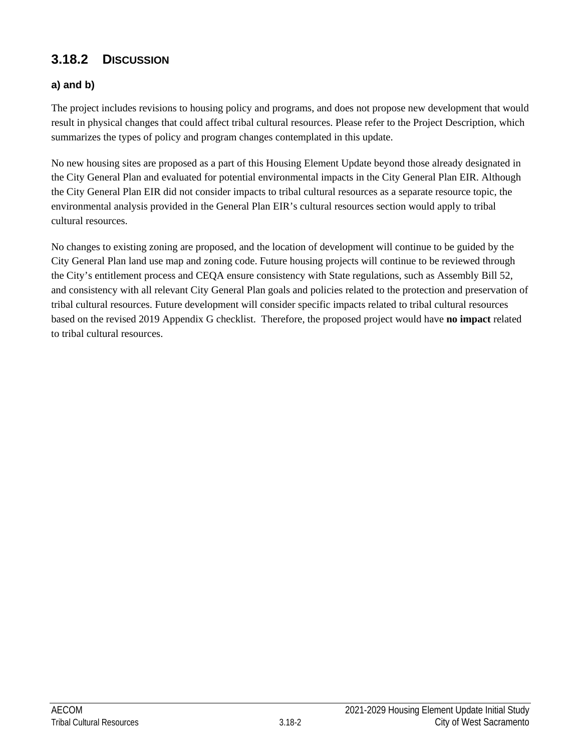## 3.18.2 Discussion

### a) and b)

The project includes revisions to housing policy and programs, and does not propose new development that would result in physical changes that could affect tribal cultural resources. Please refer to the Project Description, which summarizes the types of policy and program changes contemplated in this update.

No new housing sites are proposed as a part of this Housing Element Update beyond those already designated in the City General Plan and evaluated for potential environmental impacts in the City General Plan EIR. Although the City General Plan EIR did not consider impacts to tribal cultural resources as a separate resource topic, the environmental analysis provided in the General Plan EIR's cultural resources section would apply to tribal cultural resources.

No changes to existing zoning are proposed, and the location of development will continue to be guided by the City General Plan land use map and zoning code. Future housing projects will continue to be reviewed through the City's entitlement process and CEQA ensure consistency with State regulations, such as Assembly Bill 52, and consistency with all relevant City General Plan goals and policies related to the protection and preservation of tribal cultural resources. Future development will consider specific impacts related to tribal cultural resources based on the revised 2019 Appendix G checklist. Therefore, the proposed project would have **no impact** related to tribal cultural resources.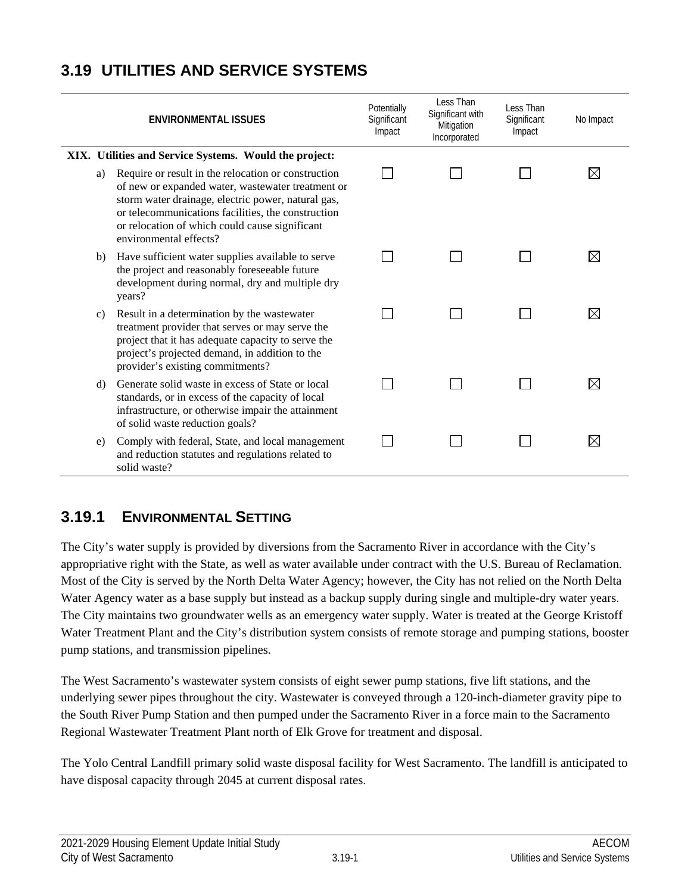# 3.19 UTILITIES AND SERVICE SYSTEMS

| ENVIRONMENTAL ISSUES | Potentially Significant Impact | Less Than Significant with Mitigation Incorporated | Less Than Significant Impact | No Impact |
|---|---|---|---|---|
| **XIX. Utilities and Service Systems. Would the project:** | | | | |
| a) Require or result in the relocation or construction of new or expanded water, wastewater treatment or storm water drainage, electric power, natural gas, or telecommunications facilities, the construction or relocation of which could cause significant environmental effects? | ☐ | ☐ | ☐ | ☒ |
| b) Have sufficient water supplies available to serve the project and reasonably foreseeable future development during normal, dry and multiple dry years? | ☐ | ☐ | ☐ | ☒ |
| c) Result in a determination by the wastewater treatment provider that serves or may serve the project that it has adequate capacity to serve the project's projected demand, in addition to the provider's existing commitments? | ☐ | ☐ | ☐ | ☒ |
| d) Generate solid waste in excess of State or local standards, or in excess of the capacity of local infrastructure, or otherwise impair the attainment of solid waste reduction goals? | ☐ | ☐ | ☐ | ☒ |
| e) Comply with federal, State, and local management and reduction statutes and regulations related to solid waste? | ☐ | ☐ | ☐ | ☒ |

## 3.19.1 Environmental Setting

The City's water supply is provided by diversions from the Sacramento River in accordance with the City's appropriative right with the State, as well as water available under contract with the U.S. Bureau of Reclamation. Most of the City is served by the North Delta Water Agency; however, the City has not relied on the North Delta Water Agency water as a base supply but instead as a backup supply during single and multiple-dry water years. The City maintains two groundwater wells as an emergency water supply. Water is treated at the George Kristoff Water Treatment Plant and the City's distribution system consists of remote storage and pumping stations, booster pump stations, and transmission pipelines.

The West Sacramento's wastewater system consists of eight sewer pump stations, five lift stations, and the underlying sewer pipes throughout the city. Wastewater is conveyed through a 120-inch-diameter gravity pipe to the South River Pump Station and then pumped under the Sacramento River in a force main to the Sacramento Regional Wastewater Treatment Plant north of Elk Grove for treatment and disposal.

The Yolo Central Landfill primary solid waste disposal facility for West Sacramento. The landfill is anticipated to have disposal capacity through 2045 at current disposal rates.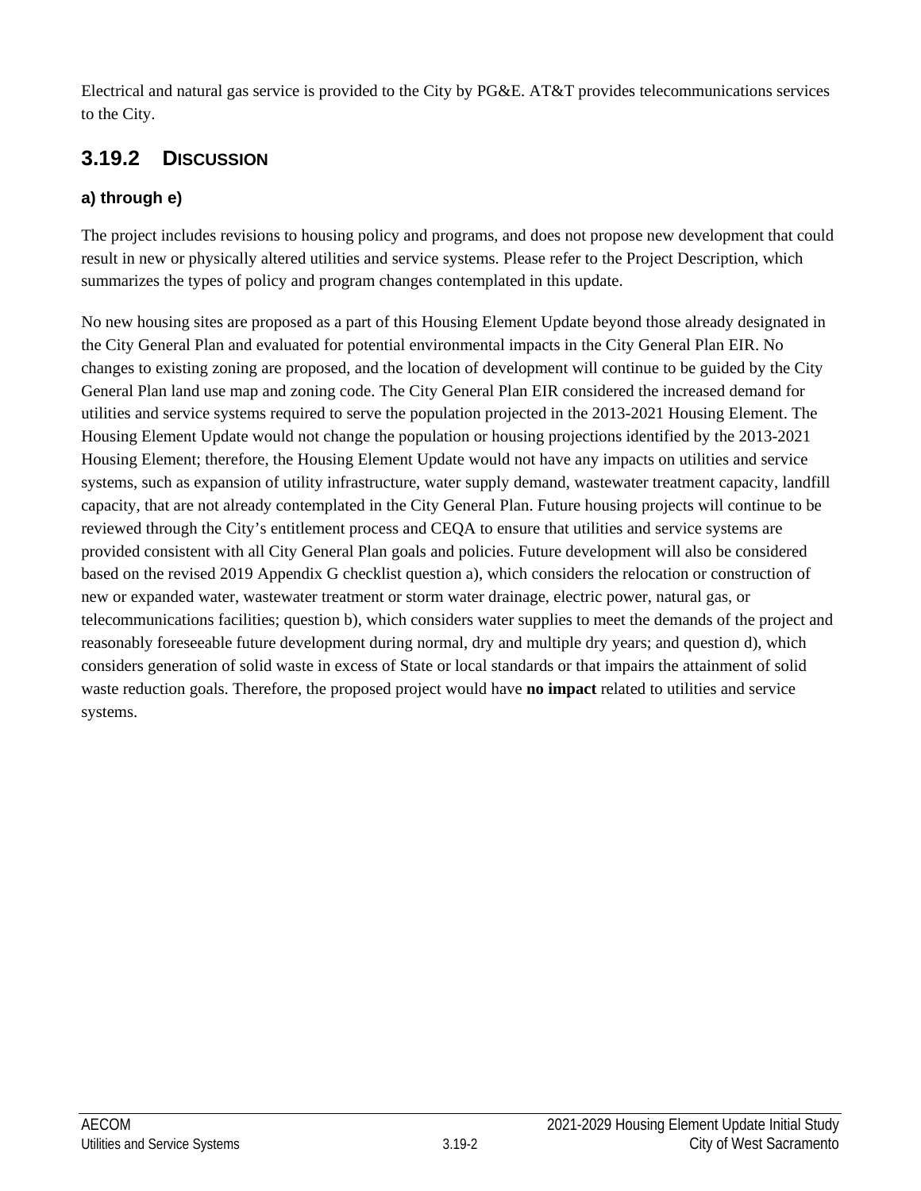Electrical and natural gas service is provided to the City by PG&E. AT&T provides telecommunications services to the City.

## 3.19.2 DISCUSSION

### a) through e)

The project includes revisions to housing policy and programs, and does not propose new development that could result in new or physically altered utilities and service systems. Please refer to the Project Description, which summarizes the types of policy and program changes contemplated in this update.

No new housing sites are proposed as a part of this Housing Element Update beyond those already designated in the City General Plan and evaluated for potential environmental impacts in the City General Plan EIR. No changes to existing zoning are proposed, and the location of development will continue to be guided by the City General Plan land use map and zoning code. The City General Plan EIR considered the increased demand for utilities and service systems required to serve the population projected in the 2013-2021 Housing Element. The Housing Element Update would not change the population or housing projections identified by the 2013-2021 Housing Element; therefore, the Housing Element Update would not have any impacts on utilities and service systems, such as expansion of utility infrastructure, water supply demand, wastewater treatment capacity, landfill capacity, that are not already contemplated in the City General Plan. Future housing projects will continue to be reviewed through the City's entitlement process and CEQA to ensure that utilities and service systems are provided consistent with all City General Plan goals and policies. Future development will also be considered based on the revised 2019 Appendix G checklist question a), which considers the relocation or construction of new or expanded water, wastewater treatment or storm water drainage, electric power, natural gas, or telecommunications facilities; question b), which considers water supplies to meet the demands of the project and reasonably foreseeable future development during normal, dry and multiple dry years; and question d), which considers generation of solid waste in excess of State or local standards or that impairs the attainment of solid waste reduction goals. Therefore, the proposed project would have **no impact** related to utilities and service systems.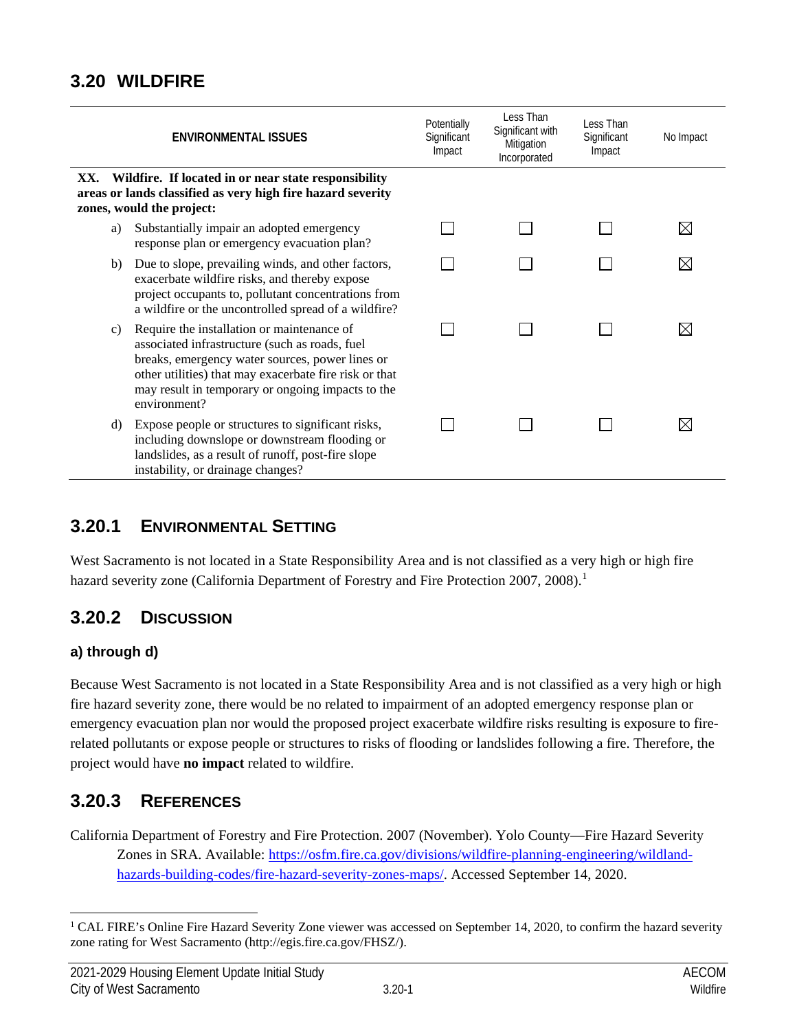## 3.20 WILDFIRE

| ENVIRONMENTAL ISSUES | Potentially Significant Impact | Less Than Significant with Mitigation Incorporated | Less Than Significant Impact | No Impact |
|---|---|---|---|---|
| **XX. Wildfire. If located in or near state responsibility areas or lands classified as very high fire hazard severity zones, would the project:** | | | | |
| a) Substantially impair an adopted emergency response plan or emergency evacuation plan? | ☐ | ☐ | ☐ | ☒ |
| b) Due to slope, prevailing winds, and other factors, exacerbate wildfire risks, and thereby expose project occupants to, pollutant concentrations from a wildfire or the uncontrolled spread of a wildfire? | ☐ | ☐ | ☐ | ☒ |
| c) Require the installation or maintenance of associated infrastructure (such as roads, fuel breaks, emergency water sources, power lines or other utilities) that may exacerbate fire risk or that may result in temporary or ongoing impacts to the environment? | ☐ | ☐ | ☐ | ☒ |
| d) Expose people or structures to significant risks, including downslope or downstream flooding or landslides, as a result of runoff, post-fire slope instability, or drainage changes? | ☐ | ☐ | ☐ | ☒ |

### 3.20.1 Environmental Setting

West Sacramento is not located in a State Responsibility Area and is not classified as a very high or high fire hazard severity zone (California Department of Forestry and Fire Protection 2007, 2008).[1]

### 3.20.2 Discussion

#### a) through d)

Because West Sacramento is not located in a State Responsibility Area and is not classified as a very high or high fire hazard severity zone, there would be no related to impairment of an adopted emergency response plan or emergency evacuation plan nor would the proposed project exacerbate wildfire risks resulting is exposure to fire-related pollutants or expose people or structures to risks of flooding or landslides following a fire. Therefore, the project would have **no impact** related to wildfire.

### 3.20.3 References

California Department of Forestry and Fire Protection. 2007 (November). Yolo County—Fire Hazard Severity Zones in SRA. Available: https://osfm.fire.ca.gov/divisions/wildfire-planning-engineering/wildland-hazards-building-codes/fire-hazard-severity-zones-maps/. Accessed September 14, 2020.

[1] CAL FIRE's Online Fire Hazard Severity Zone viewer was accessed on September 14, 2020, to confirm the hazard severity zone rating for West Sacramento (http://egis.fire.ca.gov/FHSZ/).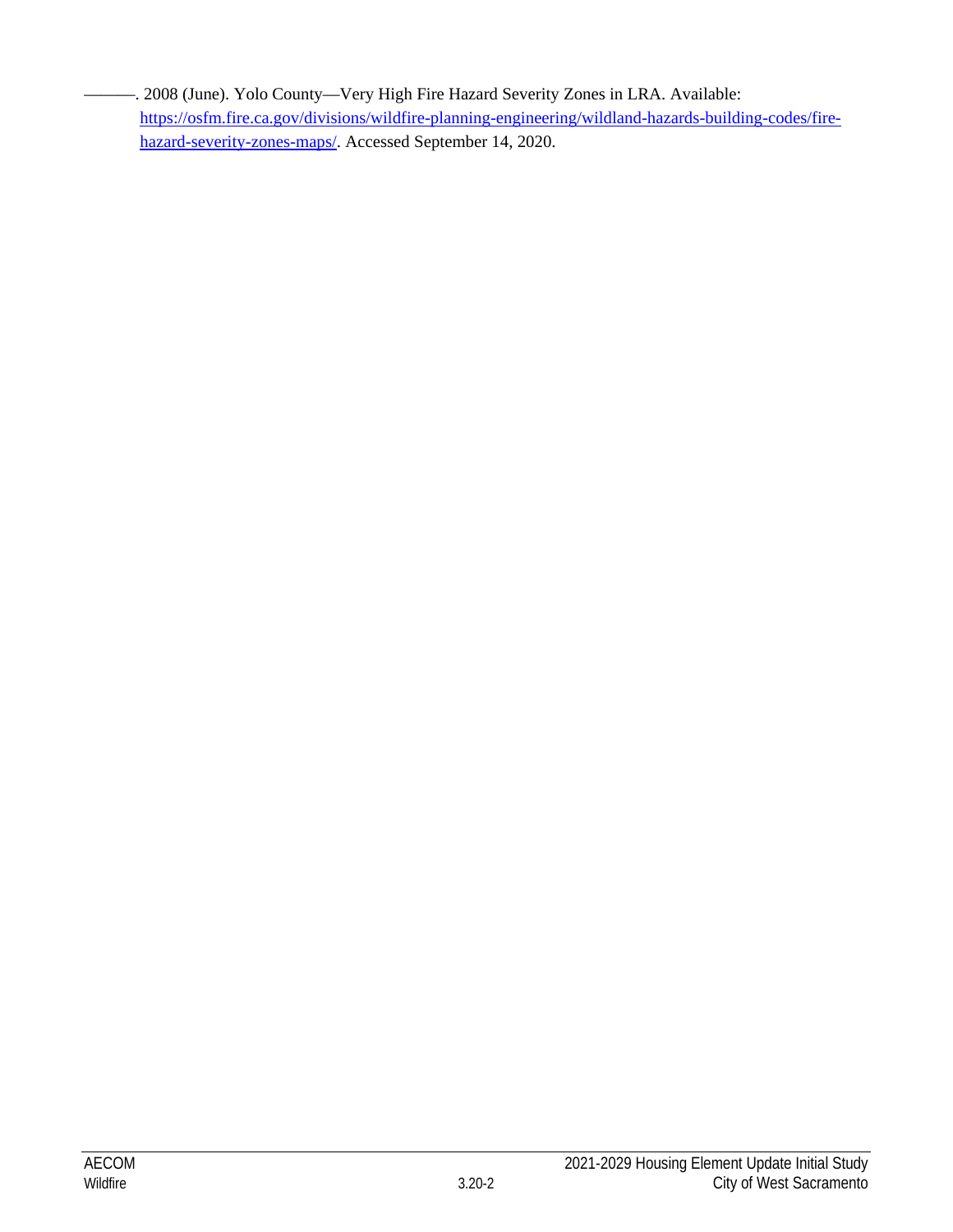———. 2008 (June). Yolo County—Very High Fire Hazard Severity Zones in LRA. Available: https://osfm.fire.ca.gov/divisions/wildfire-planning-engineering/wildland-hazards-building-codes/fire-hazard-severity-zones-maps/. Accessed September 14, 2020.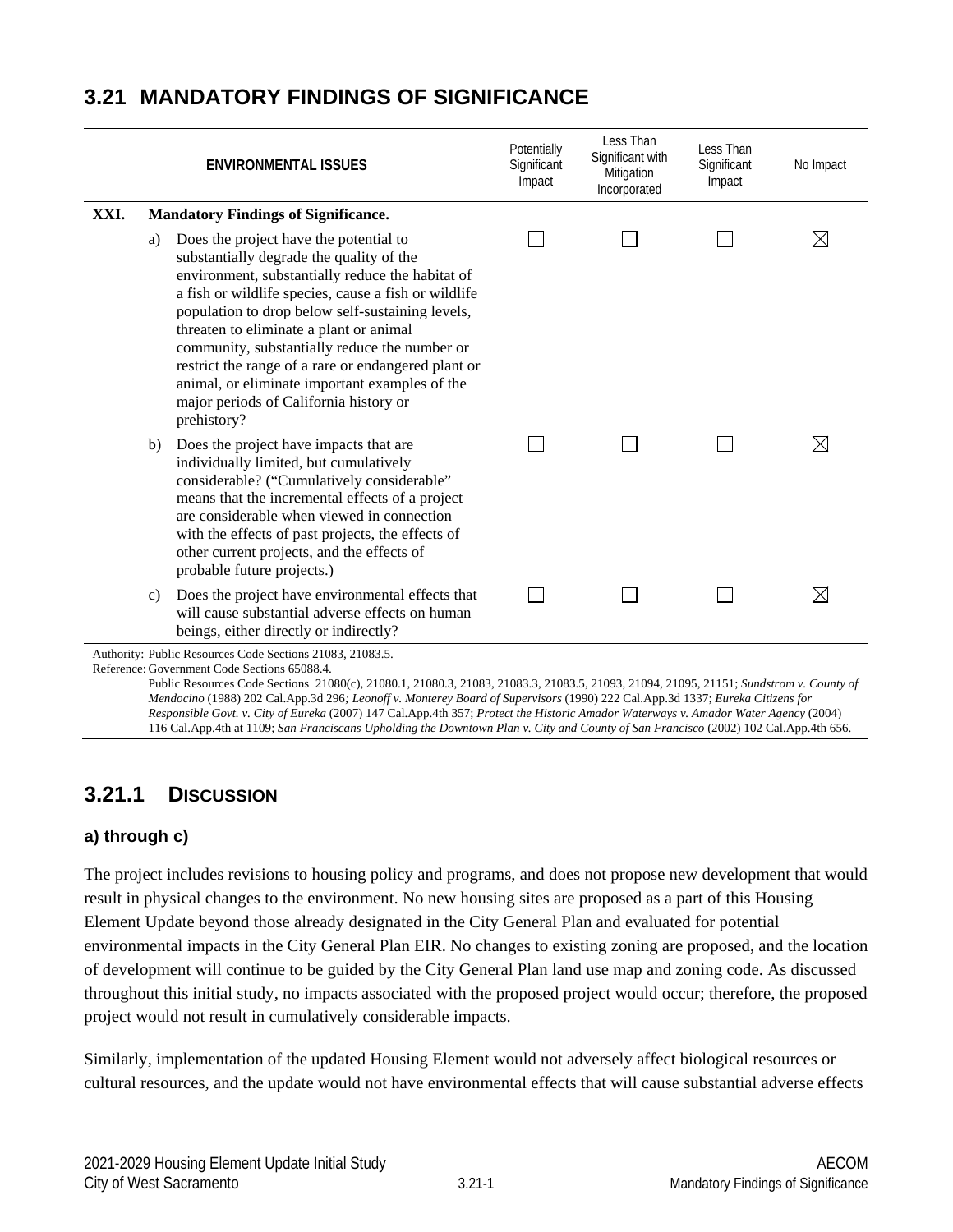# 3.21 MANDATORY FINDINGS OF SIGNIFICANCE

| ENVIRONMENTAL ISSUES | Potentially Significant Impact | Less Than Significant with Mitigation Incorporated | Less Than Significant Impact | No Impact |
|---|---|---|---|---|
| **XXI. Mandatory Findings of Significance.** | | | | |
| a) Does the project have the potential to substantially degrade the quality of the environment, substantially reduce the habitat of a fish or wildlife species, cause a fish or wildlife population to drop below self-sustaining levels, threaten to eliminate a plant or animal community, substantially reduce the number or restrict the range of a rare or endangered plant or animal, or eliminate important examples of the major periods of California history or prehistory? | ☐ | ☐ | ☐ | ☒ |
| b) Does the project have impacts that are individually limited, but cumulatively considerable? ("Cumulatively considerable" means that the incremental effects of a project are considerable when viewed in connection with the effects of past projects, the effects of other current projects, and the effects of probable future projects.) | ☐ | ☐ | ☐ | ☒ |
| c) Does the project have environmental effects that will cause substantial adverse effects on human beings, either directly or indirectly? | ☐ | ☐ | ☐ | ☒ |

Authority: Public Resources Code Sections 21083, 21083.5.
Reference: Government Code Sections 65088.4.
Public Resources Code Sections 21080(c), 21080.1, 21080.3, 21083, 21083.3, 21083.5, 21093, 21094, 21095, 21151; *Sundstrom v. County of Mendocino* (1988) 202 Cal.App.3d 296; *Leonoff v. Monterey Board of Supervisors* (1990) 222 Cal.App.3d 1337; *Eureka Citizens for Responsible Govt. v. City of Eureka* (2007) 147 Cal.App.4th 357; *Protect the Historic Amador Waterways v. Amador Water Agency* (2004) 116 Cal.App.4th at 1109; *San Franciscans Upholding the Downtown Plan v. City and County of San Francisco* (2002) 102 Cal.App.4th 656.

## 3.21.1 DISCUSSION

### a) through c)

The project includes revisions to housing policy and programs, and does not propose new development that would result in physical changes to the environment. No new housing sites are proposed as a part of this Housing Element Update beyond those already designated in the City General Plan and evaluated for potential environmental impacts in the City General Plan EIR. No changes to existing zoning are proposed, and the location of development will continue to be guided by the City General Plan land use map and zoning code. As discussed throughout this initial study, no impacts associated with the proposed project would occur; therefore, the proposed project would not result in cumulatively considerable impacts.

Similarly, implementation of the updated Housing Element would not adversely affect biological resources or cultural resources, and the update would not have environmental effects that will cause substantial adverse effects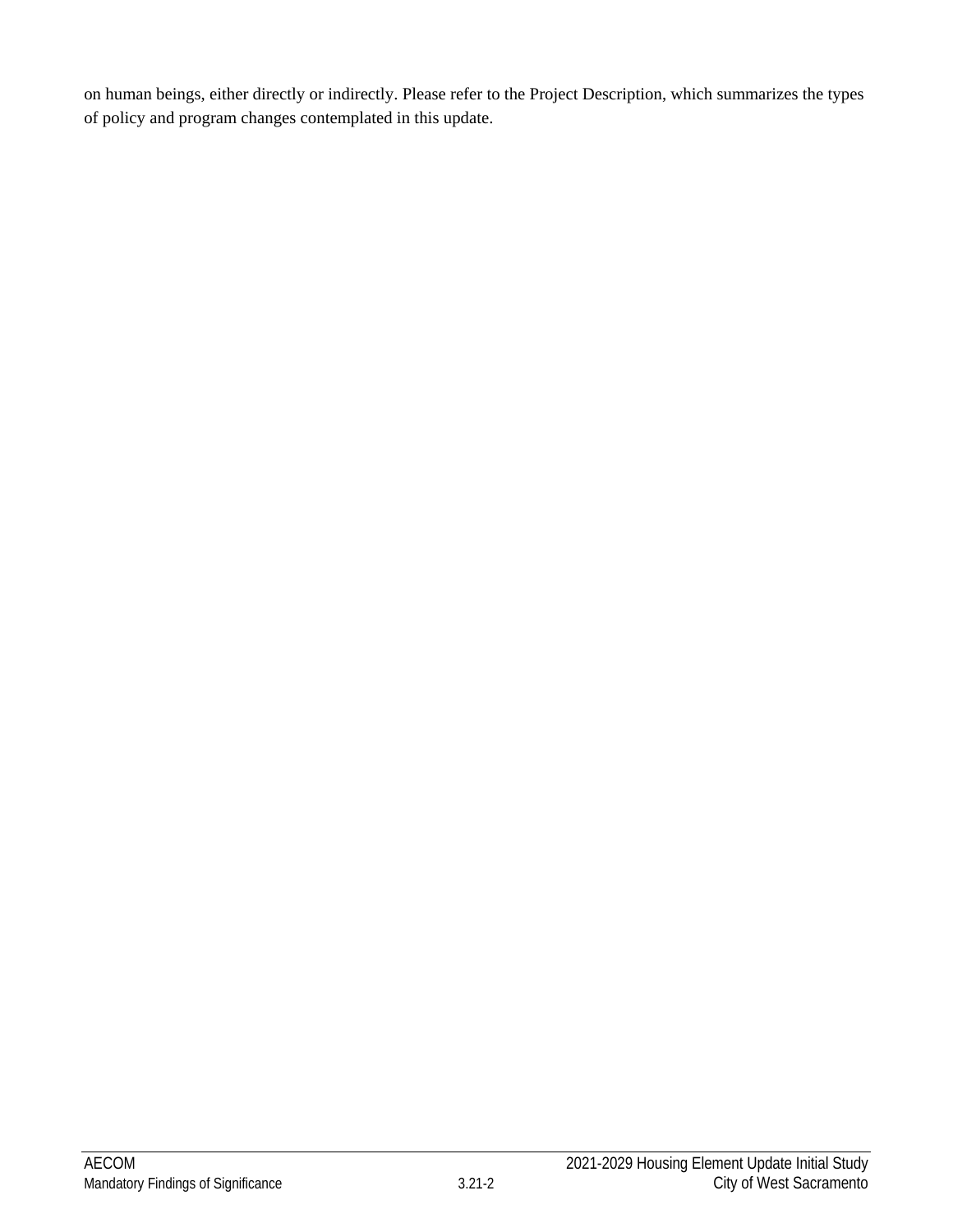on human beings, either directly or indirectly. Please refer to the Project Description, which summarizes the types of policy and program changes contemplated in this update.